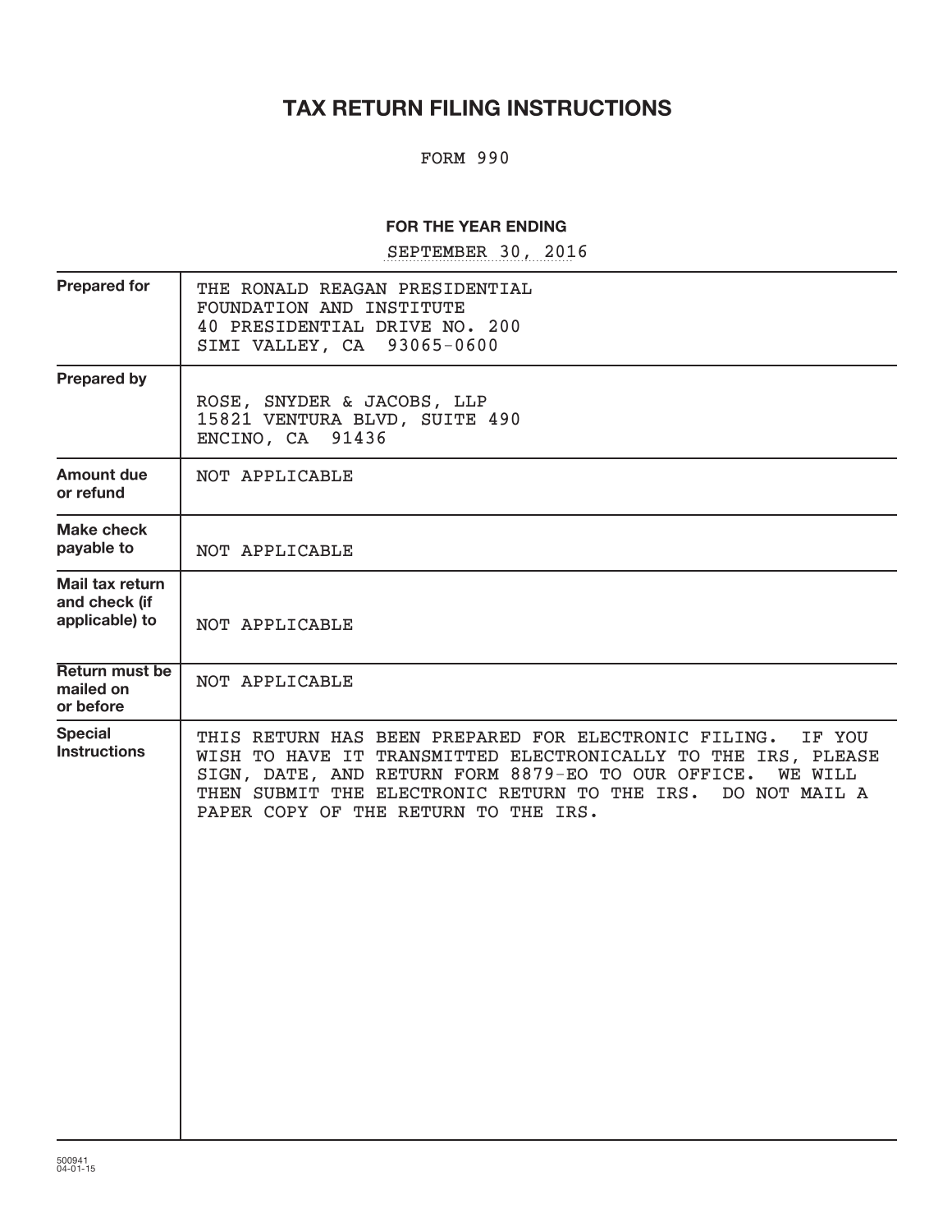# TAX RETURN FILING INSTRUCTIONS

FORM 990

**FOR THE YEAR ENDING**

SEPTEMBER 30, 2016

| | |
|---|---|
| **Prepared for** | THE RONALD REAGAN PRESIDENTIAL<br>FOUNDATION AND INSTITUTE<br>40 PRESIDENTIAL DRIVE NO. 200<br>SIMI VALLEY, CA  93065-0600 |
| **Prepared by** | ROSE, SNYDER & JACOBS, LLP<br>15821 VENTURA BLVD, SUITE 490<br>ENCINO, CA  91436 |
| **Amount due or refund** | NOT APPLICABLE |
| **Make check payable to** | NOT APPLICABLE |
| **Mail tax return and check (if applicable) to** | NOT APPLICABLE |
| **Return must be mailed on or before** | NOT APPLICABLE |
| **Special Instructions** | THIS RETURN HAS BEEN PREPARED FOR ELECTRONIC FILING.  IF YOU WISH TO HAVE IT TRANSMITTED ELECTRONICALLY TO THE IRS, PLEASE SIGN, DATE, AND RETURN FORM 8879-EO TO OUR OFFICE.  WE WILL THEN SUBMIT THE ELECTRONIC RETURN TO THE IRS.  DO NOT MAIL A PAPER COPY OF THE RETURN TO THE IRS. |

500941
04-01-15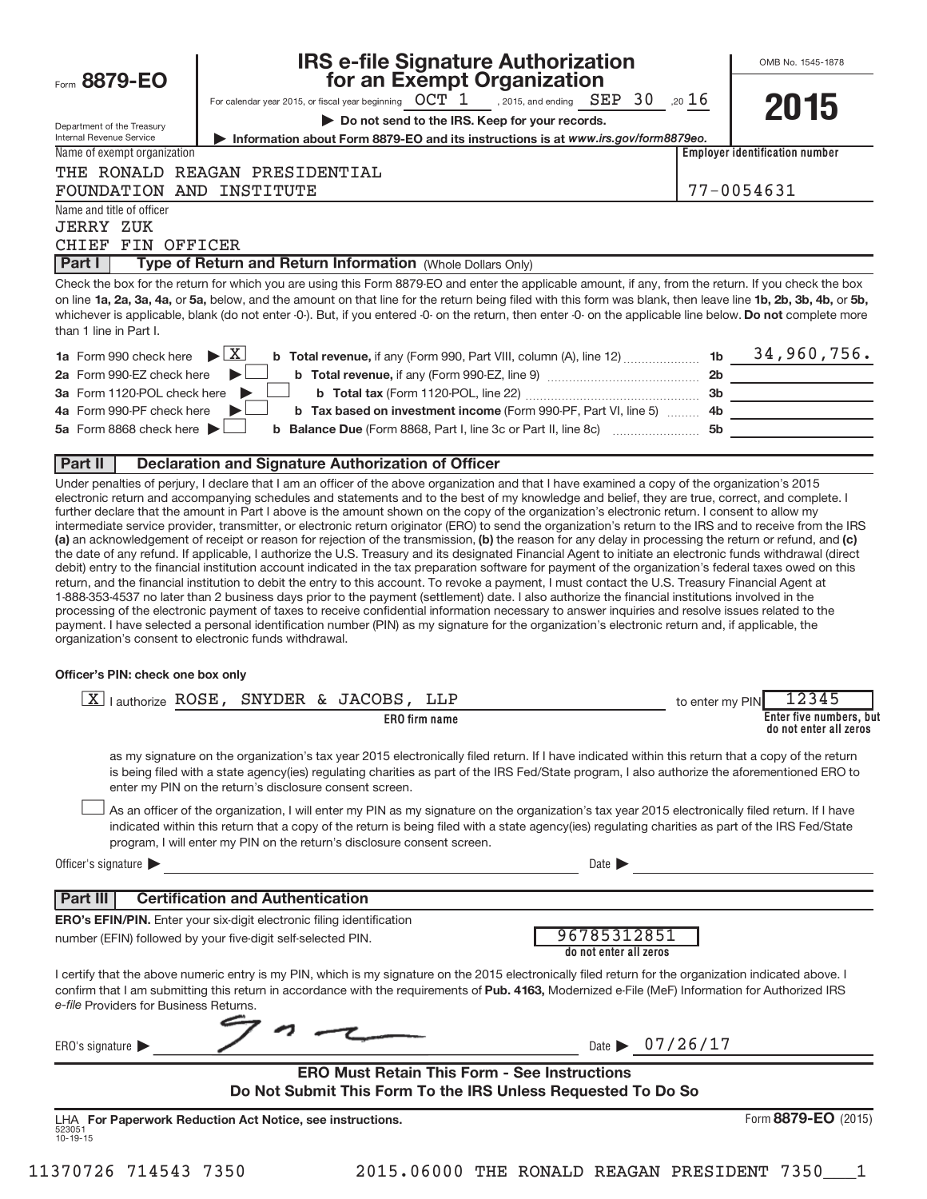Form **8879-EO**

Department of the Treasury
Internal Revenue Service

# IRS e-file Signature Authorization for an Exempt Organization

For calendar year 2015, or fiscal year beginning OCT 1, 2015, and ending SEP 30, 20 16

▶ **Do not send to the IRS. Keep for your records.**

▶ **Information about Form 8879-EO and its instructions is at** ***www.irs.gov/form8879eo.***

OMB No. 1545-1878

**2015**

Name of exempt organization: THE RONALD REAGAN PRESIDENTIAL FOUNDATION AND INSTITUTE

**Employer identification number:** 77-0054631

Name and title of officer: JERRY ZUK, CHIEF FIN OFFICER

## Part I — Type of Return and Return Information (Whole Dollars Only)

Check the box for the return for which you are using this Form 8879-EO and enter the applicable amount, if any, from the return. If you check the box on line **1a, 2a, 3a, 4a,** or **5a,** below, and the amount on that line for the return being filed with this form was blank, then leave line **1b, 2b, 3b, 4b,** or **5b,** whichever is applicable, blank (do not enter -0-). But, if you entered -0- on the return, then enter -0- on the applicable line below. **Do not** complete more than 1 line in Part I.

| | | | |
|---|---|---|---|
| **1a** Form 990 check here ▶ [X] | **b Total revenue,** if any (Form 990, Part VIII, column (A), line 12) | 1b | 34,960,756. |
| **2a** Form 990-EZ check here ▶ [ ] | **b Total revenue,** if any (Form 990-EZ, line 9) | 2b | |
| **3a** Form 1120-POL check here ▶ [ ] | **b Total tax** (Form 1120-POL, line 22) | 3b | |
| **4a** Form 990-PF check here ▶ [ ] | **b Tax based on investment income** (Form 990-PF, Part VI, line 5) | 4b | |
| **5a** Form 8868 check here ▶ [ ] | **b Balance Due** (Form 8868, Part I, line 3c or Part II, line 8c) | 5b | |

## Part II — Declaration and Signature Authorization of Officer

Under penalties of perjury, I declare that I am an officer of the above organization and that I have examined a copy of the organization's 2015 electronic return and accompanying schedules and statements and to the best of my knowledge and belief, they are true, correct, and complete. I further declare that the amount in Part I above is the amount shown on the copy of the organization's electronic return. I consent to allow my intermediate service provider, transmitter, or electronic return originator (ERO) to send the organization's return to the IRS and to receive from the IRS **(a)** an acknowledgement of receipt or reason for rejection of the transmission, **(b)** the reason for any delay in processing the return or refund, and **(c)** the date of any refund. If applicable, I authorize the U.S. Treasury and its designated Financial Agent to initiate an electronic funds withdrawal (direct debit) entry to the financial institution account indicated in the tax preparation software for payment of the organization's federal taxes owed on this return, and the financial institution to debit the entry to this account. To revoke a payment, I must contact the U.S. Treasury Financial Agent at 1-888-353-4537 no later than 2 business days prior to the payment (settlement) date. I also authorize the financial institutions involved in the processing of the electronic payment of taxes to receive confidential information necessary to answer inquiries and resolve issues related to the payment. I have selected a personal identification number (PIN) as my signature for the organization's electronic return and, if applicable, the organization's consent to electronic funds withdrawal.

**Officer's PIN: check one box only**

[X] I authorize ROSE, SNYDER & JACOBS, LLP (**ERO firm name**) to enter my PIN 12345 (**Enter five numbers, but do not enter all zeros**)

as my signature on the organization's tax year 2015 electronically filed return. If I have indicated within this return that a copy of the return is being filed with a state agency(ies) regulating charities as part of the IRS Fed/State program, I also authorize the aforementioned ERO to enter my PIN on the return's disclosure consent screen.

[ ] As an officer of the organization, I will enter my PIN as my signature on the organization's tax year 2015 electronically filed return. If I have indicated within this return that a copy of the return is being filed with a state agency(ies) regulating charities as part of the IRS Fed/State program, I will enter my PIN on the return's disclosure consent screen.

Officer's signature ▶ ______________________ Date ▶ ______________

## Part III — Certification and Authentication

**ERO's EFIN/PIN.** Enter your six-digit electronic filing identification number (EFIN) followed by your five-digit self-selected PIN. 96785312851 (**do not enter all zeros**)

I certify that the above numeric entry is my PIN, which is my signature on the 2015 electronically filed return for the organization indicated above. I confirm that I am submitting this return in accordance with the requirements of **Pub. 4163,** Modernized e-File (MeF) Information for Authorized IRS *e-file* Providers for Business Returns.

ERO's signature ▶ [signature] Date ▶ 07/26/17

**ERO Must Retain This Form - See Instructions**
**Do Not Submit This Form To the IRS Unless Requested To Do So**

LHA **For Paperwork Reduction Act Notice, see instructions.** Form **8879-EO** (2015)

523051 10-19-15

11370726 714543 7350 2015.06000 THE RONALD REAGAN PRESIDENT 7350___1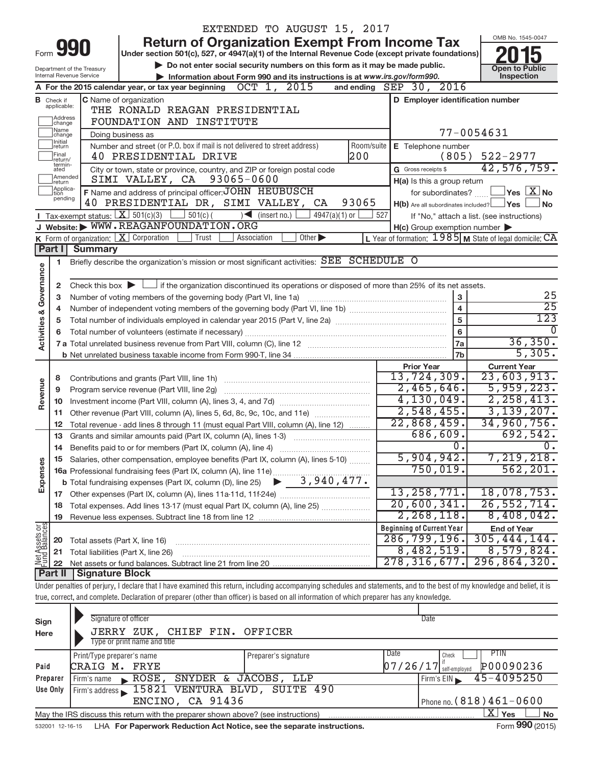EXTENDED TO AUGUST 15, 2017

# Form 990 — Return of Organization Exempt From Income Tax (2015)

Under section 501(c), 527, or 4947(a)(1) of the Internal Revenue Code (except private foundations)

▶ Do not enter social security numbers on this form as it may be made public.

▶ Information about Form 990 and its instructions is at www.irs.gov/form990.

Department of the Treasury
Internal Revenue Service

OMB No. 1545-0047 — Open to Public Inspection

**A** For the 2015 calendar year, or tax year beginning OCT 1, 2015 and ending SEP 30, 2016

**B** Check if applicable: Address change, Name change, Initial return, Final return/terminated, Amended return, Application pending

**C** Name of organization: THE RONALD REAGAN PRESIDENTIAL FOUNDATION AND INSTITUTE

Doing business as

Number and street (or P.O. box if mail is not delivered to street address): 40 PRESIDENTIAL DRIVE — Room/suite: 200

City or town, state or province, country, and ZIP or foreign postal code: SIMI VALLEY, CA 93065-0600

**D** Employer identification number: 77-0054631

**E** Telephone number: (805) 522-2977

**G** Gross receipts $ 42,576,759.

**F** Name and address of principal officer: JOHN HEUBUSCH, 40 PRESIDENTIAL DR, SIMI VALLEY, CA 93065

**H(a)** Is this a group return for subordinates? ☐ Yes ☒ No

**H(b)** Are all subordinates included? ☐ Yes ☐ No — If "No," attach a list. (see instructions)

**H(c)** Group exemption number ▶

**I** Tax-exempt status: ☒ 501(c)(3) ☐ 501(c)( ) ◀ (insert no.) ☐ 4947(a)(1) or ☐ 527

**J** Website: ▶ WWW.REAGANFOUNDATION.ORG

**K** Form of organization: ☒ Corporation ☐ Trust ☐ Association ☐ Other ▶

**L** Year of formation: 1985 **M** State of legal domicile: CA

## Part I Summary

### Activities & Governance

1 Briefly describe the organization's mission or most significant activities: SEE SCHEDULE O

2 Check this box ▶ ☐ if the organization discontinued its operations or disposed of more than 25% of its net assets.

| Line | Description | No. | Value |
|---|---|---|---|
| 3 | Number of voting members of the governing body (Part VI, line 1a) | 3 | 25 |
| 4 | Number of independent voting members of the governing body (Part VI, line 1b) | 4 | 25 |
| 5 | Total number of individuals employed in calendar year 2015 (Part V, line 2a) | 5 | 123 |
| 6 | Total number of volunteers (estimate if necessary) | 6 | 0 |
| 7a | Total unrelated business revenue from Part VIII, column (C), line 12 | 7a | 36,350. |
| 7b | Net unrelated business taxable income from Form 990-T, line 34 | 7b | 5,305. |

### Revenue, Expenses, and Net Assets

| Line | Description | Prior Year | Current Year |
|---|---|---|---|
| 8 | Contributions and grants (Part VIII, line 1h) | 13,724,309. | 23,603,913. |
| 9 | Program service revenue (Part VIII, line 2g) | 2,465,646. | 5,959,223. |
| 10 | Investment income (Part VIII, column (A), lines 3, 4, and 7d) | 4,130,049. | 2,258,413. |
| 11 | Other revenue (Part VIII, column (A), lines 5, 6d, 8c, 9c, 10c, and 11e) | 2,548,455. | 3,139,207. |
| 12 | Total revenue - add lines 8 through 11 (must equal Part VIII, column (A), line 12) | 22,868,459. | 34,960,756. |
| 13 | Grants and similar amounts paid (Part IX, column (A), lines 1-3) | 686,609. | 692,542. |
| 14 | Benefits paid to or for members (Part IX, column (A), line 4) | 0. | 0. |
| 15 | Salaries, other compensation, employee benefits (Part IX, column (A), lines 5-10) | 5,904,942. | 7,219,218. |
| 16a | Professional fundraising fees (Part IX, column (A), line 11e) | 750,019. | 562,201. |
| b | Total fundraising expenses (Part IX, column (D), line 25) ▶ 3,940,477. | | |
| 17 | Other expenses (Part IX, column (A), lines 11a-11d, 11f-24e) | 13,258,771. | 18,078,753. |
| 18 | Total expenses. Add lines 13-17 (must equal Part IX, column (A), line 25) | 20,600,341. | 26,552,714. |
| 19 | Revenue less expenses. Subtract line 18 from line 12 | 2,268,118. | 8,408,042. |

| Line | Description | Beginning of Current Year | End of Year |
|---|---|---|---|
| 20 | Total assets (Part X, line 16) | 286,799,196. | 305,444,144. |
| 21 | Total liabilities (Part X, line 26) | 8,482,519. | 8,579,824. |
| 22 | Net assets or fund balances. Subtract line 21 from line 20 | 278,316,677. | 296,864,320. |

## Part II Signature Block

Under penalties of perjury, I declare that I have examined this return, including accompanying schedules and statements, and to the best of my knowledge and belief, it is true, correct, and complete. Declaration of preparer (other than officer) is based on all information of which preparer has any knowledge.

**Sign Here**

Signature of officer — Date

JERRY ZUK, CHIEF FIN. OFFICER
Type or print name and title

**Paid Preparer Use Only**

| Print/Type preparer's name | Preparer's signature | Date | Check if self-employed | PTIN |
|---|---|---|---|---|
| CRAIG M. FRYE | | 07/26/17 | ☐ | P00090236 |

Firm's name ▶ ROSE, SNYDER & JACOBS, LLP — Firm's EIN ▶ 45-4095250

Firm's address ▶ 15821 VENTURA BLVD, SUITE 490, ENCINO, CA 91436 — Phone no. (818)461-0600

May the IRS discuss this return with the preparer shown above? (see instructions) ☒ Yes ☐ No

532001 12-16-15 LHA For Paperwork Reduction Act Notice, see the separate instructions. Form 990 (2015)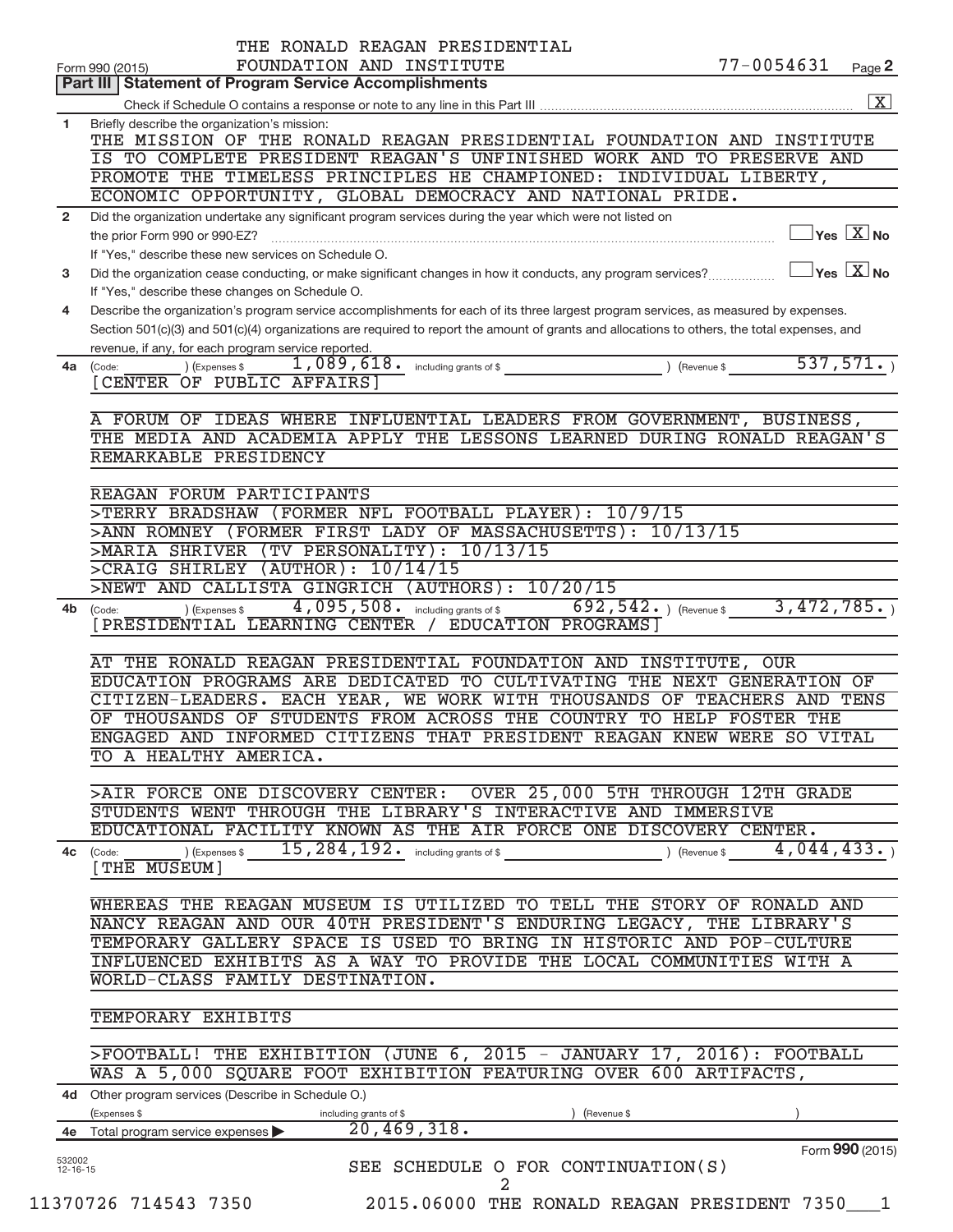THE RONALD REAGAN PRESIDENTIAL FOUNDATION AND INSTITUTE 77-0054631

Form 990 (2015) Page 2

## Part III Statement of Program Service Accomplishments

Check if Schedule O contains a response or note to any line in this Part III [X]

**1** Briefly describe the organization's mission:

THE MISSION OF THE RONALD REAGAN PRESIDENTIAL FOUNDATION AND INSTITUTE IS TO COMPLETE PRESIDENT REAGAN'S UNFINISHED WORK AND TO PRESERVE AND PROMOTE THE TIMELESS PRINCIPLES HE CHAMPIONED: INDIVIDUAL LIBERTY, ECONOMIC OPPORTUNITY, GLOBAL DEMOCRACY AND NATIONAL PRIDE.

**2** Did the organization undertake any significant program services during the year which were not listed on the prior Form 990 or 990-EZ? [ ] Yes [X] No

If "Yes," describe these new services on Schedule O.

**3** Did the organization cease conducting, or make significant changes in how it conducts, any program services? [ ] Yes [X] No

If "Yes," describe these changes on Schedule O.

**4** Describe the organization's program service accomplishments for each of its three largest program services, as measured by expenses. Section 501(c)(3) and 501(c)(4) organizations are required to report the amount of grants and allocations to others, the total expenses, and revenue, if any, for each program service reported.

**4a** (Code: ) (Expenses $ 1,089,618. including grants of $ ) (Revenue $ 537,571. )

[CENTER OF PUBLIC AFFAIRS]

A FORUM OF IDEAS WHERE INFLUENTIAL LEADERS FROM GOVERNMENT, BUSINESS, THE MEDIA AND ACADEMIA APPLY THE LESSONS LEARNED DURING RONALD REAGAN'S REMARKABLE PRESIDENCY

REAGAN FORUM PARTICIPANTS
>TERRY BRADSHAW (FORMER NFL FOOTBALL PLAYER): 10/9/15
>ANN ROMNEY (FORMER FIRST LADY OF MASSACHUSETTS): 10/13/15
>MARIA SHRIVER (TV PERSONALITY): 10/13/15
>CRAIG SHIRLEY (AUTHOR): 10/14/15
>NEWT AND CALLISTA GINGRICH (AUTHORS): 10/20/15

**4b** (Code: ) (Expenses $ 4,095,508. including grants of $ 692,542. ) (Revenue $ 3,472,785. )

[PRESIDENTIAL LEARNING CENTER / EDUCATION PROGRAMS]

AT THE RONALD REAGAN PRESIDENTIAL FOUNDATION AND INSTITUTE, OUR EDUCATION PROGRAMS ARE DEDICATED TO CULTIVATING THE NEXT GENERATION OF CITIZEN-LEADERS. EACH YEAR, WE WORK WITH THOUSANDS OF TEACHERS AND TENS OF THOUSANDS OF STUDENTS FROM ACROSS THE COUNTRY TO HELP FOSTER THE ENGAGED AND INFORMED CITIZENS THAT PRESIDENT REAGAN KNEW WERE SO VITAL TO A HEALTHY AMERICA.

>AIR FORCE ONE DISCOVERY CENTER: OVER 25,000 5TH THROUGH 12TH GRADE STUDENTS WENT THROUGH THE LIBRARY'S INTERACTIVE AND IMMERSIVE EDUCATIONAL FACILITY KNOWN AS THE AIR FORCE ONE DISCOVERY CENTER.

**4c** (Code: ) (Expenses $ 15,284,192. including grants of $ ) (Revenue $ 4,044,433. )

[THE MUSEUM]

WHEREAS THE REAGAN MUSEUM IS UTILIZED TO TELL THE STORY OF RONALD AND NANCY REAGAN AND OUR 40TH PRESIDENT'S ENDURING LEGACY, THE LIBRARY'S TEMPORARY GALLERY SPACE IS USED TO BRING IN HISTORIC AND POP-CULTURE INFLUENCED EXHIBITS AS A WAY TO PROVIDE THE LOCAL COMMUNITIES WITH A WORLD-CLASS FAMILY DESTINATION.

TEMPORARY EXHIBITS

>FOOTBALL! THE EXHIBITION (JUNE 6, 2015 - JANUARY 17, 2016): FOOTBALL WAS A 5,000 SQUARE FOOT EXHIBITION FEATURING OVER 600 ARTIFACTS,

**4d** Other program services (Describe in Schedule O.)

(Expenses $ including grants of $ ) (Revenue $ )

**4e** Total program service expenses ▶ 20,469,318.

SEE SCHEDULE O FOR CONTINUATION(S)

Form 990 (2015)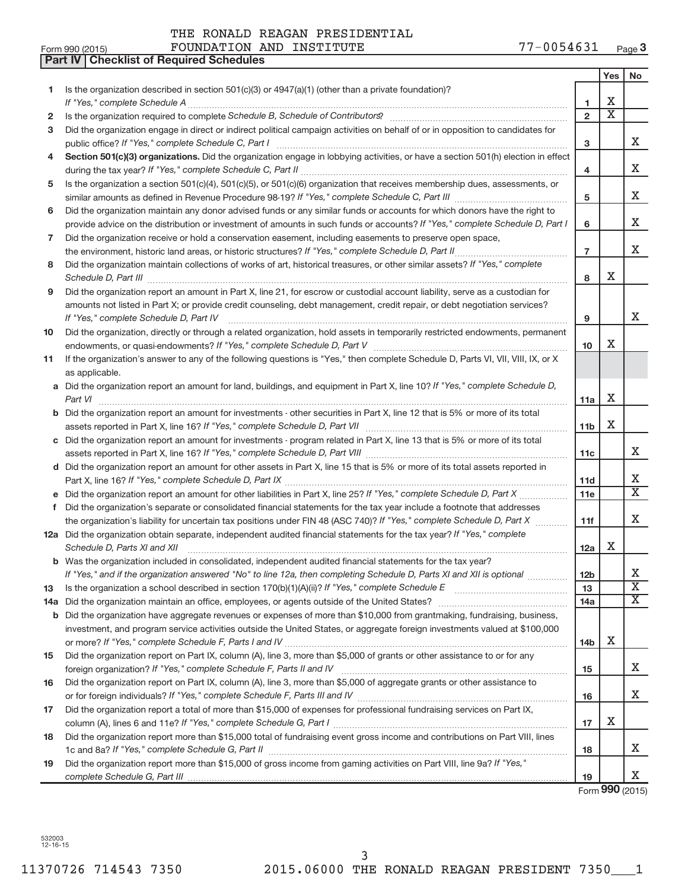THE RONALD REAGAN PRESIDENTIAL FOUNDATION AND INSTITUTE 77-0054631

Form 990 (2015)

## Part IV Checklist of Required Schedules

| | | | Yes | No |
|---|---|---|---|---|
| 1 | Is the organization described in section 501(c)(3) or 4947(a)(1) (other than a private foundation)? *If "Yes," complete Schedule A* | 1 | X | |
| 2 | Is the organization required to complete *Schedule B, Schedule of Contributors*? | 2 | X | |
| 3 | Did the organization engage in direct or indirect political campaign activities on behalf of or in opposition to candidates for public office? *If "Yes," complete Schedule C, Part I* | 3 | | X |
| 4 | **Section 501(c)(3) organizations.** Did the organization engage in lobbying activities, or have a section 501(h) election in effect during the tax year? *If "Yes," complete Schedule C, Part II* | 4 | | X |
| 5 | Is the organization a section 501(c)(4), 501(c)(5), or 501(c)(6) organization that receives membership dues, assessments, or similar amounts as defined in Revenue Procedure 98-19? *If "Yes," complete Schedule C, Part III* | 5 | | X |
| 6 | Did the organization maintain any donor advised funds or any similar funds or accounts for which donors have the right to provide advice on the distribution or investment of amounts in such funds or accounts? *If "Yes," complete Schedule D, Part I* | 6 | | X |
| 7 | Did the organization receive or hold a conservation easement, including easements to preserve open space, the environment, historic land areas, or historic structures? *If "Yes," complete Schedule D, Part II* | 7 | | X |
| 8 | Did the organization maintain collections of works of art, historical treasures, or other similar assets? *If "Yes," complete Schedule D, Part III* | 8 | X | |
| 9 | Did the organization report an amount in Part X, line 21, for escrow or custodial account liability, serve as a custodian for amounts not listed in Part X; or provide credit counseling, debt management, credit repair, or debt negotiation services? *If "Yes," complete Schedule D, Part IV* | 9 | | X |
| 10 | Did the organization, directly or through a related organization, hold assets in temporarily restricted endowments, permanent endowments, or quasi-endowments? *If "Yes," complete Schedule D, Part V* | 10 | X | |
| 11 | If the organization's answer to any of the following questions is "Yes," then complete Schedule D, Parts VI, VII, VIII, IX, or X as applicable. | | | |
| a | Did the organization report an amount for land, buildings, and equipment in Part X, line 10? *If "Yes," complete Schedule D, Part VI* | 11a | X | |
| b | Did the organization report an amount for investments - other securities in Part X, line 12 that is 5% or more of its total assets reported in Part X, line 16? *If "Yes," complete Schedule D, Part VII* | 11b | X | |
| c | Did the organization report an amount for investments - program related in Part X, line 13 that is 5% or more of its total assets reported in Part X, line 16? *If "Yes," complete Schedule D, Part VIII* | 11c | | X |
| d | Did the organization report an amount for other assets in Part X, line 15 that is 5% or more of its total assets reported in Part X, line 16? *If "Yes," complete Schedule D, Part IX* | 11d | | X |
| e | Did the organization report an amount for other liabilities in Part X, line 25? *If "Yes," complete Schedule D, Part X* | 11e | | X |
| f | Did the organization's separate or consolidated financial statements for the tax year include a footnote that addresses the organization's liability for uncertain tax positions under FIN 48 (ASC 740)? *If "Yes," complete Schedule D, Part X* | 11f | | X |
| 12a | Did the organization obtain separate, independent audited financial statements for the tax year? *If "Yes," complete Schedule D, Parts XI and XII* | 12a | X | |
| b | Was the organization included in consolidated, independent audited financial statements for the tax year? *If "Yes," and if the organization answered "No" to line 12a, then completing Schedule D, Parts XI and XII is optional* | 12b | | X |
| 13 | Is the organization a school described in section 170(b)(1)(A)(ii)? *If "Yes," complete Schedule E* | 13 | | X |
| 14a | Did the organization maintain an office, employees, or agents outside of the United States? | 14a | | X |
| b | Did the organization have aggregate revenues or expenses of more than $10,000 from grantmaking, fundraising, business, investment, and program service activities outside the United States, or aggregate foreign investments valued at $100,000 or more? *If "Yes," complete Schedule F, Parts I and IV* | 14b | X | |
| 15 | Did the organization report on Part IX, column (A), line 3, more than $5,000 of grants or other assistance to or for any foreign organization? *If "Yes," complete Schedule F, Parts II and IV* | 15 | | X |
| 16 | Did the organization report on Part IX, column (A), line 3, more than $5,000 of aggregate grants or other assistance to or for foreign individuals? *If "Yes," complete Schedule F, Parts III and IV* | 16 | | X |
| 17 | Did the organization report a total of more than $15,000 of expenses for professional fundraising services on Part IX, column (A), lines 6 and 11e? *If "Yes," complete Schedule G, Part I* | 17 | X | |
| 18 | Did the organization report more than $15,000 total of fundraising event gross income and contributions on Part VIII, lines 1c and 8a? *If "Yes," complete Schedule G, Part II* | 18 | | X |
| 19 | Did the organization report more than $15,000 of gross income from gaming activities on Part VIII, line 9a? *If "Yes," complete Schedule G, Part III* | 19 | | X |

Form **990** (2015)

532003 12-16-15

11370726 714543 7350 2015.06000 THE RONALD REAGAN PRESIDENT 7350___1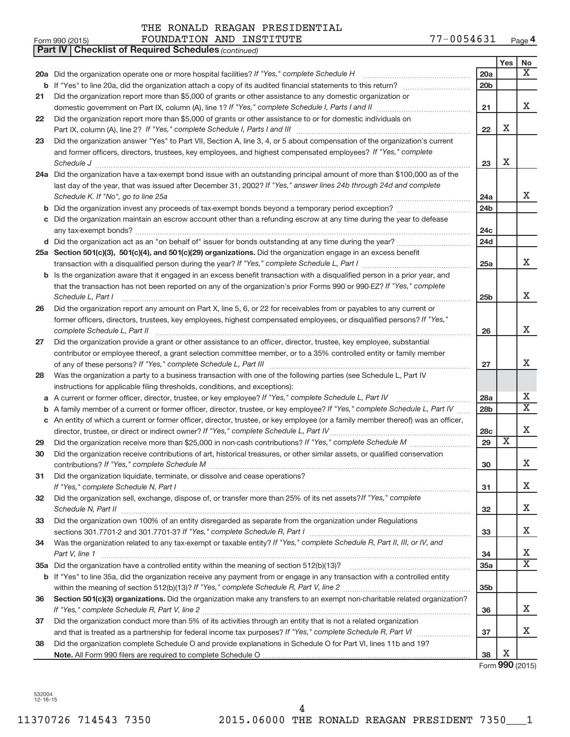THE RONALD REAGAN PRESIDENTIAL FOUNDATION AND INSTITUTE 77-0054631

Form 990 (2015) Page 4

**Part IV | Checklist of Required Schedules** *(continued)*

| | | | Yes | No |
|---|---|---|---|---|
| **20a** | Did the organization operate one or more hospital facilities? *If "Yes," complete Schedule H* | 20a | | X |
| **b** | If "Yes" to line 20a, did the organization attach a copy of its audited financial statements to this return? | 20b | | |
| **21** | Did the organization report more than $5,000 of grants or other assistance to any domestic organization or domestic government on Part IX, column (A), line 1? *If "Yes," complete Schedule I, Parts I and II* | 21 | | X |
| **22** | Did the organization report more than $5,000 of grants or other assistance to or for domestic individuals on Part IX, column (A), line 2? *If "Yes," complete Schedule I, Parts I and III* | 22 | X | |
| **23** | Did the organization answer "Yes" to Part VII, Section A, line 3, 4, or 5 about compensation of the organization's current and former officers, directors, trustees, key employees, and highest compensated employees? *If "Yes," complete Schedule J* | 23 | X | |
| **24a** | Did the organization have a tax-exempt bond issue with an outstanding principal amount of more than $100,000 as of the last day of the year, that was issued after December 31, 2002? *If "Yes," answer lines 24b through 24d and complete Schedule K. If "No", go to line 25a* | 24a | | X |
| **b** | Did the organization invest any proceeds of tax-exempt bonds beyond a temporary period exception? | 24b | | |
| **c** | Did the organization maintain an escrow account other than a refunding escrow at any time during the year to defease any tax-exempt bonds? | 24c | | |
| **d** | Did the organization act as an "on behalf of" issuer for bonds outstanding at any time during the year? | 24d | | |
| **25a** | **Section 501(c)(3), 501(c)(4), and 501(c)(29) organizations.** Did the organization engage in an excess benefit transaction with a disqualified person during the year? *If "Yes," complete Schedule L, Part I* | 25a | | X |
| **b** | Is the organization aware that it engaged in an excess benefit transaction with a disqualified person in a prior year, and that the transaction has not been reported on any of the organization's prior Forms 990 or 990-EZ? *If "Yes," complete Schedule L, Part I* | 25b | | X |
| **26** | Did the organization report any amount on Part X, line 5, 6, or 22 for receivables from or payables to any current or former officers, directors, trustees, key employees, highest compensated employees, or disqualified persons? *If "Yes," complete Schedule L, Part II* | 26 | | X |
| **27** | Did the organization provide a grant or other assistance to an officer, director, trustee, key employee, substantial contributor or employee thereof, a grant selection committee member, or to a 35% controlled entity or family member of any of these persons? *If "Yes," complete Schedule L, Part III* | 27 | | X |
| **28** | Was the organization a party to a business transaction with one of the following parties (see Schedule L, Part IV instructions for applicable filing thresholds, conditions, and exceptions): | | | |
| **a** | A current or former officer, director, trustee, or key employee? *If "Yes," complete Schedule L, Part IV* | 28a | | X |
| **b** | A family member of a current or former officer, director, trustee, or key employee? *If "Yes," complete Schedule L, Part IV* | 28b | | X |
| **c** | An entity of which a current or former officer, director, trustee, or key employee (or a family member thereof) was an officer, director, trustee, or direct or indirect owner? *If "Yes," complete Schedule L, Part IV* | 28c | | X |
| **29** | Did the organization receive more than $25,000 in non-cash contributions? *If "Yes," complete Schedule M* | 29 | X | |
| **30** | Did the organization receive contributions of art, historical treasures, or other similar assets, or qualified conservation contributions? *If "Yes," complete Schedule M* | 30 | | X |
| **31** | Did the organization liquidate, terminate, or dissolve and cease operations? *If "Yes," complete Schedule N, Part I* | 31 | | X |
| **32** | Did the organization sell, exchange, dispose of, or transfer more than 25% of its net assets? *If "Yes," complete Schedule N, Part II* | 32 | | X |
| **33** | Did the organization own 100% of an entity disregarded as separate from the organization under Regulations sections 301.7701-2 and 301.7701-3? *If "Yes," complete Schedule R, Part I* | 33 | | X |
| **34** | Was the organization related to any tax-exempt or taxable entity? *If "Yes," complete Schedule R, Part II, III, or IV, and Part V, line 1* | 34 | | X |
| **35a** | Did the organization have a controlled entity within the meaning of section 512(b)(13)? | 35a | | X |
| **b** | If "Yes" to line 35a, did the organization receive any payment from or engage in any transaction with a controlled entity within the meaning of section 512(b)(13)? *If "Yes," complete Schedule R, Part V, line 2* | 35b | | |
| **36** | **Section 501(c)(3) organizations.** Did the organization make any transfers to an exempt non-charitable related organization? *If "Yes," complete Schedule R, Part V, line 2* | 36 | | X |
| **37** | Did the organization conduct more than 5% of its activities through an entity that is not a related organization and that is treated as a partnership for federal income tax purposes? *If "Yes," complete Schedule R, Part VI* | 37 | | X |
| **38** | Did the organization complete Schedule O and provide explanations in Schedule O for Part VI, lines 11b and 19? **Note.** All Form 990 filers are required to complete Schedule O | 38 | X | |

Form **990** (2015)

532004 12-16-15

11370726 714543 7350 2015.06000 THE RONALD REAGAN PRESIDENT 7350___1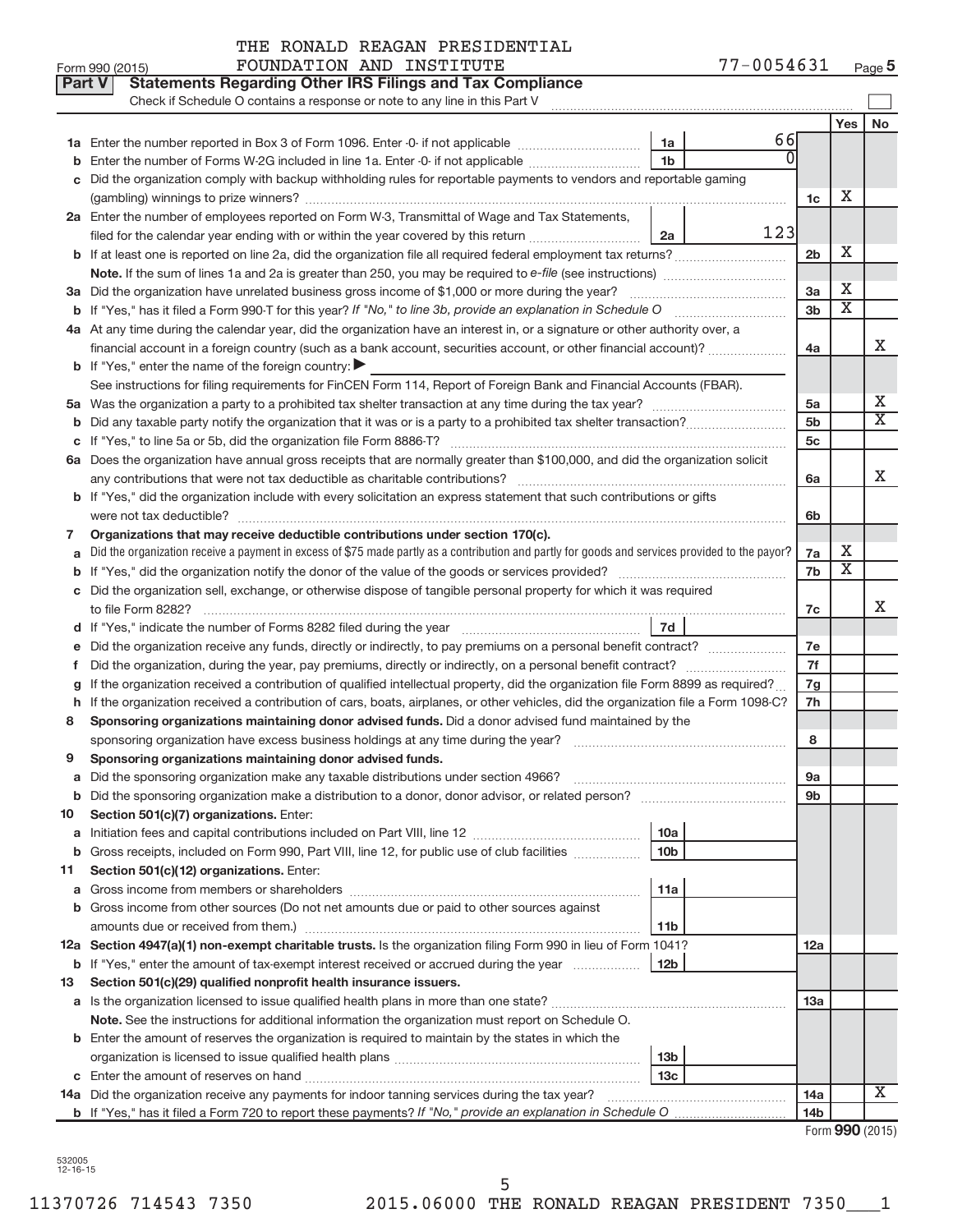THE RONALD REAGAN PRESIDENTIAL FOUNDATION AND INSTITUTE 77-0054631

Form 990 (2015) Page 5

## Part V Statements Regarding Other IRS Filings and Tax Compliance

Check if Schedule O contains a response or note to any line in this Part V

| | | | | | Yes | No |
|---|---|---|---|---|---|---|
| 1a | Enter the number reported in Box 3 of Form 1096. Enter -0- if not applicable | 1a | 66 | | | |
| b | Enter the number of Forms W-2G included in line 1a. Enter -0- if not applicable | 1b | 0 | | | |
| c | Did the organization comply with backup withholding rules for reportable payments to vendors and reportable gaming (gambling) winnings to prize winners? | | | 1c | X | |
| 2a | Enter the number of employees reported on Form W-3, Transmittal of Wage and Tax Statements, filed for the calendar year ending with or within the year covered by this return | 2a | 123 | | | |
| b | If at least one is reported on line 2a, did the organization file all required federal employment tax returns? | | | 2b | X | |
| | **Note.** If the sum of lines 1a and 2a is greater than 250, you may be required to *e-file* (see instructions) | | | | | |
| 3a | Did the organization have unrelated business gross income of $1,000 or more during the year? | | | 3a | X | |
| b | If "Yes," has it filed a Form 990-T for this year? *If "No," to line 3b, provide an explanation in Schedule O* | | | 3b | X | |
| 4a | At any time during the calendar year, did the organization have an interest in, or a signature or other authority over, a financial account in a foreign country (such as a bank account, securities account, or other financial account)? | | | 4a | | X |
| b | If "Yes," enter the name of the foreign country: ▶ | | | | | |
| | See instructions for filing requirements for FinCEN Form 114, Report of Foreign Bank and Financial Accounts (FBAR). | | | | | |
| 5a | Was the organization a party to a prohibited tax shelter transaction at any time during the tax year? | | | 5a | | X |
| b | Did any taxable party notify the organization that it was or is a party to a prohibited tax shelter transaction? | | | 5b | | X |
| c | If "Yes," to line 5a or 5b, did the organization file Form 8886-T? | | | 5c | | |
| 6a | Does the organization have annual gross receipts that are normally greater than $100,000, and did the organization solicit any contributions that were not tax deductible as charitable contributions? | | | 6a | | X |
| b | If "Yes," did the organization include with every solicitation an express statement that such contributions or gifts were not tax deductible? | | | 6b | | |
| 7 | **Organizations that may receive deductible contributions under section 170(c).** | | | | | |
| a | Did the organization receive a payment in excess of $75 made partly as a contribution and partly for goods and services provided to the payor? | | | 7a | X | |
| b | If "Yes," did the organization notify the donor of the value of the goods or services provided? | | | 7b | X | |
| c | Did the organization sell, exchange, or otherwise dispose of tangible personal property for which it was required to file Form 8282? | | | 7c | | X |
| d | If "Yes," indicate the number of Forms 8282 filed during the year | 7d | | | | |
| e | Did the organization receive any funds, directly or indirectly, to pay premiums on a personal benefit contract? | | | 7e | | |
| f | Did the organization, during the year, pay premiums, directly or indirectly, on a personal benefit contract? | | | 7f | | |
| g | If the organization received a contribution of qualified intellectual property, did the organization file Form 8899 as required? | | | 7g | | |
| h | If the organization received a contribution of cars, boats, airplanes, or other vehicles, did the organization file a Form 1098-C? | | | 7h | | |
| 8 | **Sponsoring organizations maintaining donor advised funds.** Did a donor advised fund maintained by the sponsoring organization have excess business holdings at any time during the year? | | | 8 | | |
| 9 | **Sponsoring organizations maintaining donor advised funds.** | | | | | |
| a | Did the sponsoring organization make any taxable distributions under section 4966? | | | 9a | | |
| b | Did the sponsoring organization make a distribution to a donor, donor advisor, or related person? | | | 9b | | |
| 10 | **Section 501(c)(7) organizations.** Enter: | | | | | |
| a | Initiation fees and capital contributions included on Part VIII, line 12 | 10a | | | | |
| b | Gross receipts, included on Form 990, Part VIII, line 12, for public use of club facilities | 10b | | | | |
| 11 | **Section 501(c)(12) organizations.** Enter: | | | | | |
| a | Gross income from members or shareholders | 11a | | | | |
| b | Gross income from other sources (Do not net amounts due or paid to other sources against amounts due or received from them.) | 11b | | | | |
| 12a | **Section 4947(a)(1) non-exempt charitable trusts.** Is the organization filing Form 990 in lieu of Form 1041? | | | 12a | | |
| b | If "Yes," enter the amount of tax-exempt interest received or accrued during the year | 12b | | | | |
| 13 | **Section 501(c)(29) qualified nonprofit health insurance issuers.** | | | | | |
| a | Is the organization licensed to issue qualified health plans in more than one state? | | | 13a | | |
| | **Note.** See the instructions for additional information the organization must report on Schedule O. | | | | | |
| b | Enter the amount of reserves the organization is required to maintain by the states in which the organization is licensed to issue qualified health plans | 13b | | | | |
| c | Enter the amount of reserves on hand | 13c | | | | |
| 14a | Did the organization receive any payments for indoor tanning services during the tax year? | | | 14a | | X |
| b | If "Yes," has it filed a Form 720 to report these payments? *If "No," provide an explanation in Schedule O* | | | 14b | | |

Form **990** (2015)

532005 12-16-15

11370726 714543 7350 2015.06000 THE RONALD REAGAN PRESIDENT 7350___1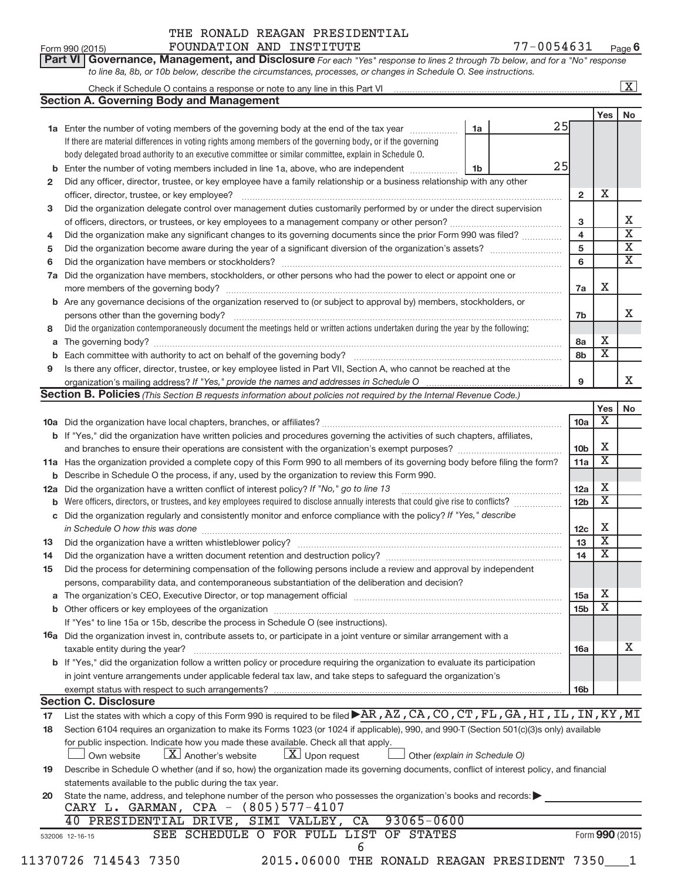THE RONALD REAGAN PRESIDENTIAL FOUNDATION AND INSTITUTE 77-0054631

Form 990 (2015) Page 6

**Part VI Governance, Management, and Disclosure** *For each "Yes" response to lines 2 through 7b below, and for a "No" response to line 8a, 8b, or 10b below, describe the circumstances, processes, or changes in Schedule O. See instructions.*

Check if Schedule O contains a response or note to any line in this Part VI [X]

## Section A. Governing Body and Management

| | | | | Yes | No |
|---|---|---|---|---|---|
| **1a** | Enter the number of voting members of the governing body at the end of the tax year — **1a** 25. If there are material differences in voting rights among members of the governing body, or if the governing body delegated broad authority to an executive committee or similar committee, explain in Schedule O. | | | | |
| **b** | Enter the number of voting members included in line 1a, above, who are independent — **1b** 25 | | | | |
| **2** | Did any officer, director, trustee, or key employee have a family relationship or a business relationship with any other officer, director, trustee, or key employee? | 2 | | X | |
| **3** | Did the organization delegate control over management duties customarily performed by or under the direct supervision of officers, directors, or trustees, or key employees to a management company or other person? | 3 | | | X |
| **4** | Did the organization make any significant changes to its governing documents since the prior Form 990 was filed? | 4 | | | X |
| **5** | Did the organization become aware during the year of a significant diversion of the organization's assets? | 5 | | | X |
| **6** | Did the organization have members or stockholders? | 6 | | | X |
| **7a** | Did the organization have members, stockholders, or other persons who had the power to elect or appoint one or more members of the governing body? | 7a | | X | |
| **b** | Are any governance decisions of the organization reserved to (or subject to approval by) members, stockholders, or persons other than the governing body? | 7b | | | X |
| **8** | Did the organization contemporaneously document the meetings held or written actions undertaken during the year by the following: | | | | |
| **a** | The governing body? | 8a | | X | |
| **b** | Each committee with authority to act on behalf of the governing body? | 8b | | X | |
| **9** | Is there any officer, director, trustee, or key employee listed in Part VII, Section A, who cannot be reached at the organization's mailing address? *If "Yes," provide the names and addresses in Schedule O* | 9 | | | X |

## Section B. Policies *(This Section B requests information about policies not required by the Internal Revenue Code.)*

| | | | Yes | No |
|---|---|---|---|---|
| **10a** | Did the organization have local chapters, branches, or affiliates? | 10a | X | |
| **b** | If "Yes," did the organization have written policies and procedures governing the activities of such chapters, affiliates, and branches to ensure their operations are consistent with the organization's exempt purposes? | 10b | X | |
| **11a** | Has the organization provided a complete copy of this Form 990 to all members of its governing body before filing the form? | 11a | X | |
| **b** | Describe in Schedule O the process, if any, used by the organization to review this Form 990. | | | |
| **12a** | Did the organization have a written conflict of interest policy? *If "No," go to line 13* | 12a | X | |
| **b** | Were officers, directors, or trustees, and key employees required to disclose annually interests that could give rise to conflicts? | 12b | X | |
| **c** | Did the organization regularly and consistently monitor and enforce compliance with the policy? *If "Yes," describe in Schedule O how this was done* | 12c | X | |
| **13** | Did the organization have a written whistleblower policy? | 13 | X | |
| **14** | Did the organization have a written document retention and destruction policy? | 14 | X | |
| **15** | Did the process for determining compensation of the following persons include a review and approval by independent persons, comparability data, and contemporaneous substantiation of the deliberation and decision? | | | |
| **a** | The organization's CEO, Executive Director, or top management official | 15a | X | |
| **b** | Other officers or key employees of the organization | 15b | X | |
| | If "Yes" to line 15a or 15b, describe the process in Schedule O (see instructions). | | | |
| **16a** | Did the organization invest in, contribute assets to, or participate in a joint venture or similar arrangement with a taxable entity during the year? | 16a | | X |
| **b** | If "Yes," did the organization follow a written policy or procedure requiring the organization to evaluate its participation in joint venture arrangements under applicable federal tax law, and take steps to safeguard the organization's exempt status with respect to such arrangements? | 16b | | |

## Section C. Disclosure

**17** List the states with which a copy of this Form 990 is required to be filed ▶ AR, AZ, CA, CO, CT, FL, GA, HI, IL, IN, KY, MI

**18** Section 6104 requires an organization to make its Forms 1023 (or 1024 if applicable), 990, and 990-T (Section 501(c)(3)s only) available for public inspection. Indicate how you made these available. Check all that apply.

[ ] Own website [X] Another's website [X] Upon request [ ] Other *(explain in Schedule O)*

**19** Describe in Schedule O whether (and if so, how) the organization made its governing documents, conflict of interest policy, and financial statements available to the public during the tax year.

**20** State the name, address, and telephone number of the person who possesses the organization's books and records: ▶

CARY L. GARMAN, CPA - (805)577-4107
40 PRESIDENTIAL DRIVE, SIMI VALLEY, CA 93065-0600

SEE SCHEDULE O FOR FULL LIST OF STATES

532006 12-16-15 Form **990** (2015)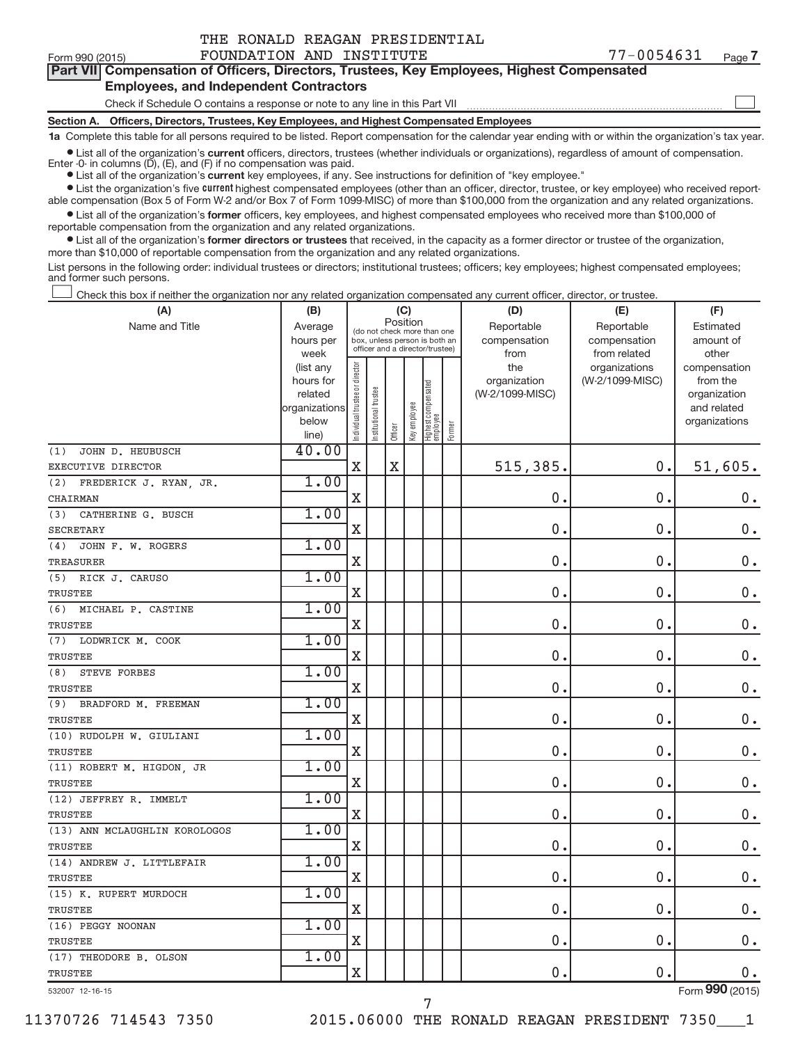THE RONALD REAGAN PRESIDENTIAL FOUNDATION AND INSTITUTE 77-0054631

Form 990 (2015) Page 7

**Part VII Compensation of Officers, Directors, Trustees, Key Employees, Highest Compensated Employees, and Independent Contractors**

Check if Schedule O contains a response or note to any line in this Part VII ☐

**Section A. Officers, Directors, Trustees, Key Employees, and Highest Compensated Employees**

**1a** Complete this table for all persons required to be listed. Report compensation for the calendar year ending with or within the organization's tax year.

- List all of the organization's **current** officers, directors, trustees (whether individuals or organizations), regardless of amount of compensation. Enter -0- in columns (D), (E), and (F) if no compensation was paid.
- List all of the organization's **current** key employees, if any. See instructions for definition of "key employee."
- List the organization's five **current** highest compensated employees (other than an officer, director, trustee, or key employee) who received reportable compensation (Box 5 of Form W-2 and/or Box 7 of Form 1099-MISC) of more than $100,000 from the organization and any related organizations.
- List all of the organization's **former** officers, key employees, and highest compensated employees who received more than $100,000 of reportable compensation from the organization and any related organizations.
- List all of the organization's **former directors or trustees** that received, in the capacity as a former director or trustee of the organization, more than $10,000 of reportable compensation from the organization and any related organizations.

List persons in the following order: individual trustees or directors; institutional trustees; officers; key employees; highest compensated employees; and former such persons.

☐ Check this box if neither the organization nor any related organization compensated any current officer, director, or trustee.

| (A) Name and Title | (B) Average hours per week (list any hours for related organizations below line) | (C) Position: Individual trustee or director | Institutional trustee | Officer | Key employee | Highest compensated employee | Former | (D) Reportable compensation from the organization (W-2/1099-MISC) | (E) Reportable compensation from related organizations (W-2/1099-MISC) | (F) Estimated amount of other compensation from the organization and related organizations |
|---|---|---|---|---|---|---|---|---|---|---|
| (1) JOHN D. HEUBUSCH<br>EXECUTIVE DIRECTOR | 40.00 | X | | X | | | | 515,385. | 0. | 51,605. |
| (2) FREDERICK J. RYAN, JR.<br>CHAIRMAN | 1.00 | X | | | | | | 0. | 0. | 0. |
| (3) CATHERINE G. BUSCH<br>SECRETARY | 1.00 | X | | | | | | 0. | 0. | 0. |
| (4) JOHN F. W. ROGERS<br>TREASURER | 1.00 | X | | | | | | 0. | 0. | 0. |
| (5) RICK J. CARUSO<br>TRUSTEE | 1.00 | X | | | | | | 0. | 0. | 0. |
| (6) MICHAEL P. CASTINE<br>TRUSTEE | 1.00 | X | | | | | | 0. | 0. | 0. |
| (7) LODWRICK M. COOK<br>TRUSTEE | 1.00 | X | | | | | | 0. | 0. | 0. |
| (8) STEVE FORBES<br>TRUSTEE | 1.00 | X | | | | | | 0. | 0. | 0. |
| (9) BRADFORD M. FREEMAN<br>TRUSTEE | 1.00 | X | | | | | | 0. | 0. | 0. |
| (10) RUDOLPH W. GIULIANI<br>TRUSTEE | 1.00 | X | | | | | | 0. | 0. | 0. |
| (11) ROBERT M. HIGDON, JR<br>TRUSTEE | 1.00 | X | | | | | | 0. | 0. | 0. |
| (12) JEFFREY R. IMMELT<br>TRUSTEE | 1.00 | X | | | | | | 0. | 0. | 0. |
| (13) ANN MCLAUGHLIN KOROLOGOS<br>TRUSTEE | 1.00 | X | | | | | | 0. | 0. | 0. |
| (14) ANDREW J. LITTLEFAIR<br>TRUSTEE | 1.00 | X | | | | | | 0. | 0. | 0. |
| (15) K. RUPERT MURDOCH<br>TRUSTEE | 1.00 | X | | | | | | 0. | 0. | 0. |
| (16) PEGGY NOONAN<br>TRUSTEE | 1.00 | X | | | | | | 0. | 0. | 0. |
| (17) THEODORE B. OLSON<br>TRUSTEE | 1.00 | X | | | | | | 0. | 0. | 0. |

532007 12-16-15 Form 990 (2015)

11370726 714543 7350 2015.06000 THE RONALD REAGAN PRESIDENT 7350___1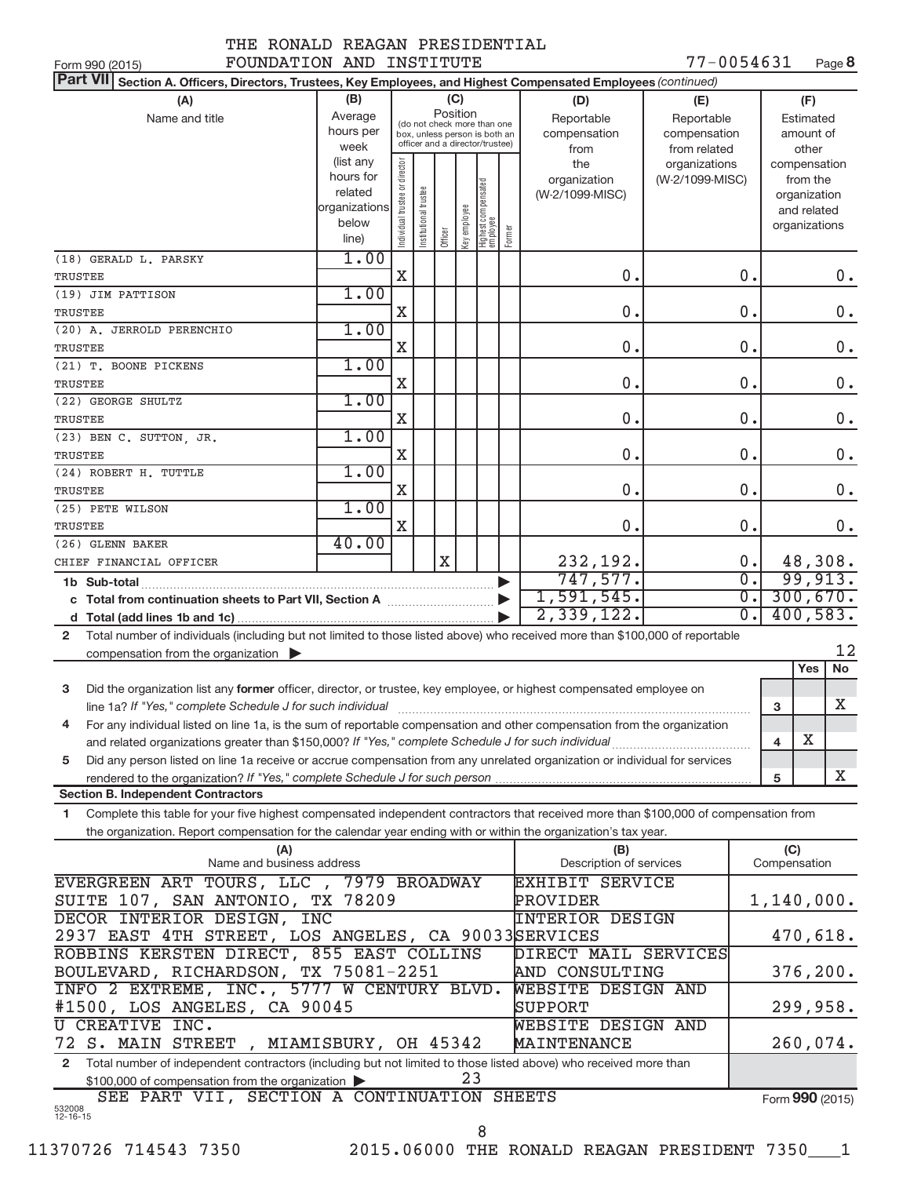THE RONALD REAGAN PRESIDENTIAL FOUNDATION AND INSTITUTE 77-0054631

Form 990 (2015) Page **8**

**Part VII Section A. Officers, Directors, Trustees, Key Employees, and Highest Compensated Employees** *(continued)*

| (A) Name and title | (B) Average hours per week (list any hours for related organizations below line) | Individual trustee or director | Institutional trustee | Officer | Key employee | Highest compensated employee | Former | (D) Reportable compensation from the organization (W-2/1099-MISC) | (E) Reportable compensation from related organizations (W-2/1099-MISC) | (F) Estimated amount of other compensation from the organization and related organizations |
|---|---|---|---|---|---|---|---|---|---|---|
| (18) GERALD L. PARSKY<br>TRUSTEE | 1.00 | X | | | | | | 0. | 0. | 0. |
| (19) JIM PATTISON<br>TRUSTEE | 1.00 | X | | | | | | 0. | 0. | 0. |
| (20) A. JERROLD PERENCHIO<br>TRUSTEE | 1.00 | X | | | | | | 0. | 0. | 0. |
| (21) T. BOONE PICKENS<br>TRUSTEE | 1.00 | X | | | | | | 0. | 0. | 0. |
| (22) GEORGE SHULTZ<br>TRUSTEE | 1.00 | X | | | | | | 0. | 0. | 0. |
| (23) BEN C. SUTTON, JR.<br>TRUSTEE | 1.00 | X | | | | | | 0. | 0. | 0. |
| (24) ROBERT H. TUTTLE<br>TRUSTEE | 1.00 | X | | | | | | 0. | 0. | 0. |
| (25) PETE WILSON<br>TRUSTEE | 1.00 | X | | | | | | 0. | 0. | 0. |
| (26) GLENN BAKER<br>CHIEF FINANCIAL OFFICER | 40.00 | | | X | | | | 232,192. | 0. | 48,308. |
| **1b Sub-total** | | | | | | | | 747,577. | 0. | 99,913. |
| **c Total from continuation sheets to Part VII, Section A** | | | | | | | | 1,591,545. | 0. | 300,670. |
| **d Total (add lines 1b and 1c)** | | | | | | | | 2,339,122. | 0. | 400,583. |

**2** Total number of individuals (including but not limited to those listed above) who received more than $100,000 of reportable compensation from the organization ▶ 12

| | | | Yes | No |
|---|---|---|---|---|
| **3** | Did the organization list any **former** officer, director, or trustee, key employee, or highest compensated employee on line 1a? *If "Yes," complete Schedule J for such individual* | 3 | | X |
| **4** | For any individual listed on line 1a, is the sum of reportable compensation and other compensation from the organization and related organizations greater than $150,000? *If "Yes," complete Schedule J for such individual* | 4 | X | |
| **5** | Did any person listed on line 1a receive or accrue compensation from any unrelated organization or individual for services rendered to the organization? *If "Yes," complete Schedule J for such person* | 5 | | X |

**Section B. Independent Contractors**

**1** Complete this table for your five highest compensated independent contractors that received more than $100,000 of compensation from the organization. Report compensation for the calendar year ending with or within the organization's tax year.

| (A) Name and business address | (B) Description of services | (C) Compensation |
|---|---|---|
| EVERGREEN ART TOURS, LLC , 7979 BROADWAY SUITE 107, SAN ANTONIO, TX 78209 | EXHIBIT SERVICE PROVIDER | 1,140,000. |
| DECOR INTERIOR DESIGN, INC 2937 EAST 4TH STREET, LOS ANGELES, CA 90033 | INTERIOR DESIGN SERVICES | 470,618. |
| ROBBINS KERSTEN DIRECT, 855 EAST COLLINS BOULEVARD, RICHARDSON, TX 75081-2251 | DIRECT MAIL SERVICES AND CONSULTING | 376,200. |
| INFO 2 EXTREME, INC., 5777 W CENTURY BLVD. #1500, LOS ANGELES, CA 90045 | WEBSITE DESIGN AND SUPPORT | 299,958. |
| U CREATIVE INC. 72 S. MAIN STREET , MIAMISBURY, OH 45342 | WEBSITE DESIGN AND MAINTENANCE | 260,074. |

**2** Total number of independent contractors (including but not limited to those listed above) who received more than $100,000 of compensation from the organization ▶ 23

SEE PART VII, SECTION A CONTINUATION SHEETS

Form **990** (2015)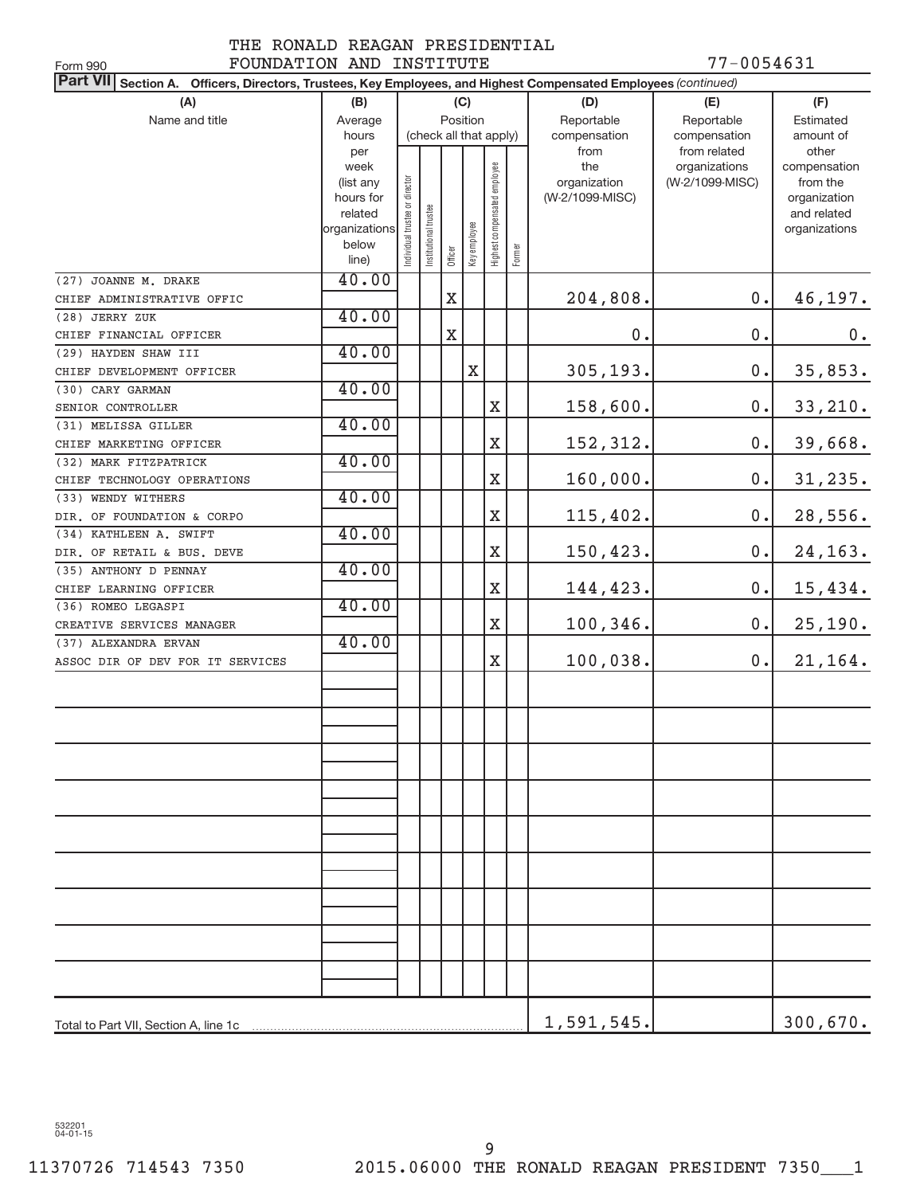THE RONALD REAGAN PRESIDENTIAL FOUNDATION AND INSTITUTE

Form 990

77-0054631

**Part VII** **Section A. Officers, Directors, Trustees, Key Employees, and Highest Compensated Employees** *(continued)*

| (A) Name and title | (B) Average hours per week (list any hours for related organizations below line) | (C) Position (check all that apply): Individual trustee or director | Institutional trustee | Officer | Key employee | Highest compensated employee | Former | (D) Reportable compensation from the organization (W-2/1099-MISC) | (E) Reportable compensation from related organizations (W-2/1099-MISC) | (F) Estimated amount of other compensation from the organization and related organizations |
|---|---|---|---|---|---|---|---|---|---|---|
| (27) JOANNE M. DRAKE<br>CHIEF ADMINISTRATIVE OFFIC | 40.00 | | | X | | | | 204,808. | 0. | 46,197. |
| (28) JERRY ZUK<br>CHIEF FINANCIAL OFFICER | 40.00 | | | X | | | | 0. | 0. | 0. |
| (29) HAYDEN SHAW III<br>CHIEF DEVELOPMENT OFFICER | 40.00 | | | | X | | | 305,193. | 0. | 35,853. |
| (30) CARY GARMAN<br>SENIOR CONTROLLER | 40.00 | | | | | X | | 158,600. | 0. | 33,210. |
| (31) MELISSA GILLER<br>CHIEF MARKETING OFFICER | 40.00 | | | | | X | | 152,312. | 0. | 39,668. |
| (32) MARK FITZPATRICK<br>CHIEF TECHNOLOGY OPERATIONS | 40.00 | | | | | X | | 160,000. | 0. | 31,235. |
| (33) WENDY WITHERS<br>DIR. OF FOUNDATION & CORPO | 40.00 | | | | | X | | 115,402. | 0. | 28,556. |
| (34) KATHLEEN A. SWIFT<br>DIR. OF RETAIL & BUS. DEVE | 40.00 | | | | | X | | 150,423. | 0. | 24,163. |
| (35) ANTHONY D PENNAY<br>CHIEF LEARNING OFFICER | 40.00 | | | | | X | | 144,423. | 0. | 15,434. |
| (36) ROMEO LEGASPI<br>CREATIVE SERVICES MANAGER | 40.00 | | | | | X | | 100,346. | 0. | 25,190. |
| (37) ALEXANDRA ERVAN<br>ASSOC DIR OF DEV FOR IT SERVICES | 40.00 | | | | | X | | 100,038. | 0. | 21,164. |
| Total to Part VII, Section A, line 1c | | | | | | | | 1,591,545. | | 300,670. |

532201 04-01-15

11370726 714543 7350 2015.06000 THE RONALD REAGAN PRESIDENT 7350___1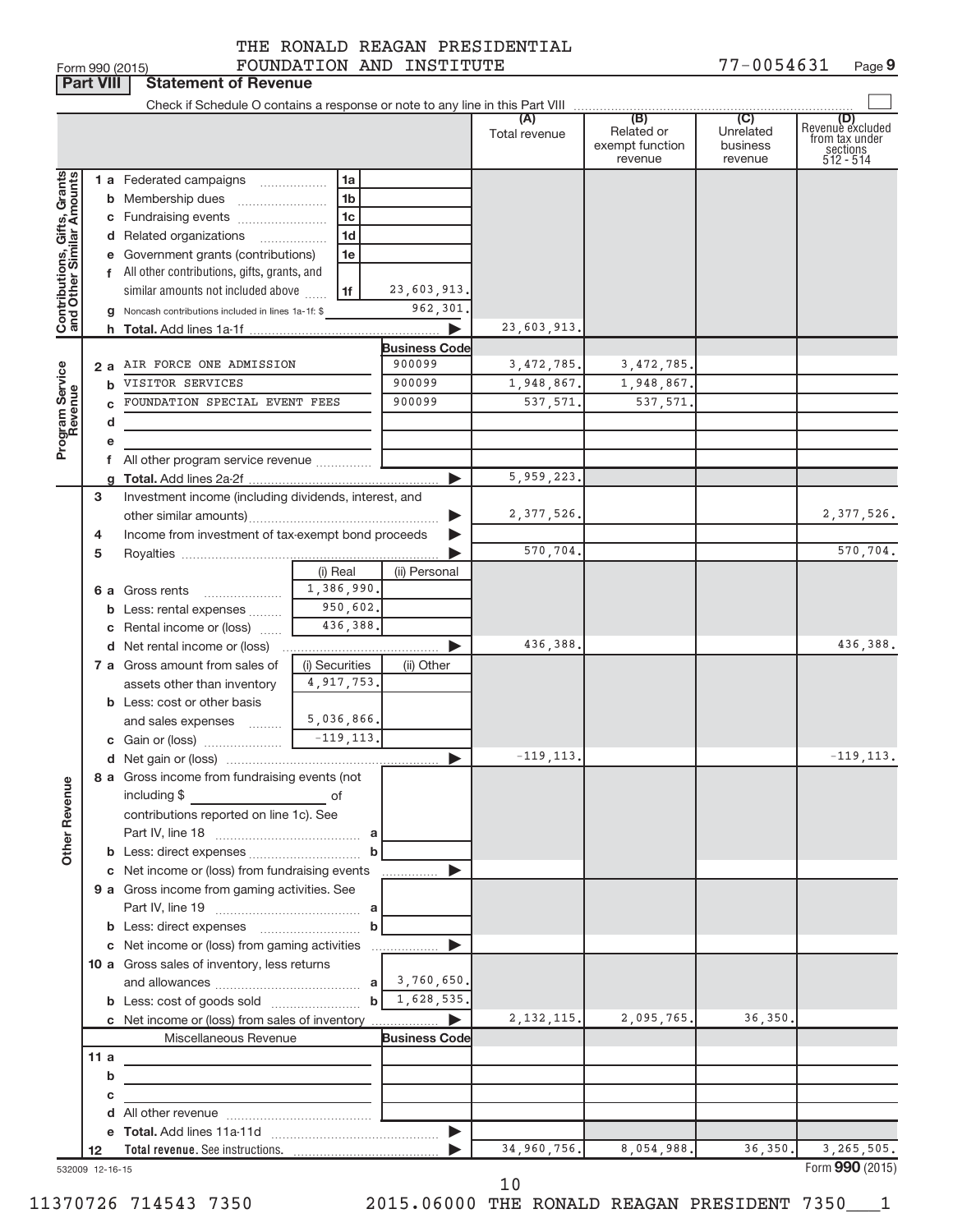THE RONALD REAGAN PRESIDENTIAL FOUNDATION AND INSTITUTE

Form 990 (2015) 77-0054631 Page **9**

**Part VIII** **Statement of Revenue**

Check if Schedule O contains a response or note to any line in this Part VIII ☐

| | | | | (A) Total revenue | (B) Related or exempt function revenue | (C) Unrelated business revenue | (D) Revenue excluded from tax under sections 512 - 514 |
|---|---|---|---|---|---|---|---|
| **Contributions, Gifts, Grants and Other Similar Amounts** | **1 a** Federated campaigns | 1a | | | | | |
| | **b** Membership dues | 1b | | | | | |
| | **c** Fundraising events | 1c | | | | | |
| | **d** Related organizations | 1d | | | | | |
| | **e** Government grants (contributions) | 1e | | | | | |
| | **f** All other contributions, gifts, grants, and similar amounts not included above | 1f | 23,603,913. | | | | |
| | **g** Noncash contributions included in lines 1a-1f: $ | | 962,301. | | | | |
| | **h Total.** Add lines 1a-1f | | ▶ | 23,603,913. | | | |
| | | | **Business Code** | | | | |
| **Program Service Revenue** | **2 a** AIR FORCE ONE ADMISSION | | 900099 | 3,472,785. | 3,472,785. | | |
| | **b** VISITOR SERVICES | | 900099 | 1,948,867. | 1,948,867. | | |
| | **c** FOUNDATION SPECIAL EVENT FEES | | 900099 | 537,571. | 537,571. | | |
| | **d** | | | | | | |
| | **e** | | | | | | |
| | **f** All other program service revenue | | | | | | |
| | **g Total.** Add lines 2a-2f | | ▶ | 5,959,223. | | | |
| **Other Revenue** | **3** Investment income (including dividends, interest, and other similar amounts) | | ▶ | 2,377,526. | | | 2,377,526. |
| | **4** Income from investment of tax-exempt bond proceeds | | ▶ | | | | |
| | **5** Royalties | | ▶ | 570,704. | | | 570,704. |
| | | (i) Real | (ii) Personal | | | | |
| | **6 a** Gross rents | 1,386,990. | | | | | |
| | **b** Less: rental expenses | 950,602. | | | | | |
| | **c** Rental income or (loss) | 436,388. | | | | | |
| | **d** Net rental income or (loss) | | ▶ | 436,388. | | | 436,388. |
| | **7 a** Gross amount from sales of assets other than inventory | (i) Securities 4,917,753. | (ii) Other | | | | |
| | **b** Less: cost or other basis and sales expenses | 5,036,866. | | | | | |
| | **c** Gain or (loss) | -119,113. | | | | | |
| | **d** Net gain or (loss) | | ▶ | -119,113. | | | -119,113. |
| | **8 a** Gross income from fundraising events (not including $ ____ of contributions reported on line 1c). See Part IV, line 18 | a | | | | | |
| | **b** Less: direct expenses | b | | | | | |
| | **c** Net income or (loss) from fundraising events | | ▶ | | | | |
| | **9 a** Gross income from gaming activities. See Part IV, line 19 | a | | | | | |
| | **b** Less: direct expenses | b | | | | | |
| | **c** Net income or (loss) from gaming activities | | ▶ | | | | |
| | **10 a** Gross sales of inventory, less returns and allowances | a | 3,760,650. | | | | |
| | **b** Less: cost of goods sold | b | 1,628,535. | | | | |
| | **c** Net income or (loss) from sales of inventory | | ▶ | 2,132,115. | 2,095,765. | 36,350. | |
| | Miscellaneous Revenue | | **Business Code** | | | | |
| | **11 a** | | | | | | |
| | **b** | | | | | | |
| | **c** | | | | | | |
| | **d** All other revenue | | | | | | |
| | **e Total.** Add lines 11a-11d | | ▶ | | | | |
| | **12 Total revenue.** See instructions. | | ▶ | 34,960,756. | 8,054,988. | 36,350. | 3,265,505. |

532009 12-16-15 Form **990** (2015)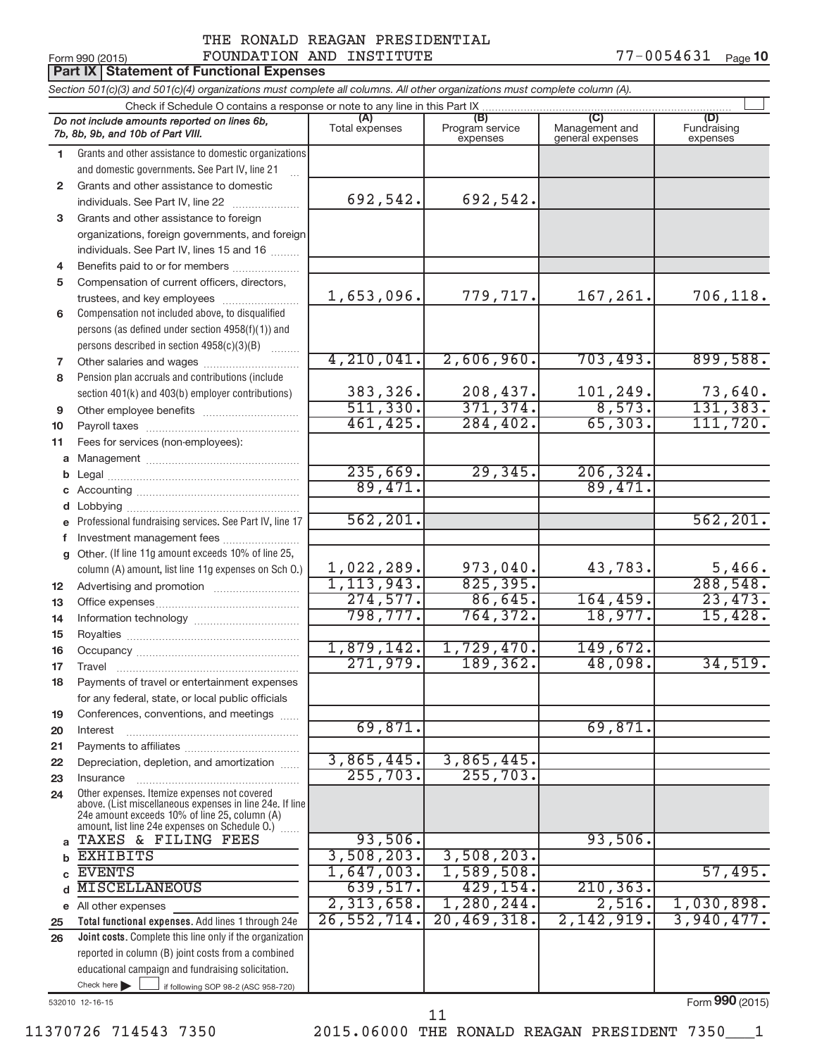THE RONALD REAGAN PRESIDENTIAL FOUNDATION AND INSTITUTE

Form 990 (2015) 77-0054631 Page 10

**Part IX | Statement of Functional Expenses**

*Section 501(c)(3) and 501(c)(4) organizations must complete all columns. All other organizations must complete column (A).*

Check if Schedule O contains a response or note to any line in this Part IX ☐

| *Do not include amounts reported on lines 6b, 7b, 8b, 9b, and 10b of Part VIII.* | (A) Total expenses | (B) Program service expenses | (C) Management and general expenses | (D) Fundraising expenses |
|---|---|---|---|---|
| 1 Grants and other assistance to domestic organizations and domestic governments. See Part IV, line 21 | | | | |
| 2 Grants and other assistance to domestic individuals. See Part IV, line 22 | 692,542. | 692,542. | | |
| 3 Grants and other assistance to foreign organizations, foreign governments, and foreign individuals. See Part IV, lines 15 and 16 | | | | |
| 4 Benefits paid to or for members | | | | |
| 5 Compensation of current officers, directors, trustees, and key employees | 1,653,096. | 779,717. | 167,261. | 706,118. |
| 6 Compensation not included above, to disqualified persons (as defined under section 4958(f)(1)) and persons described in section 4958(c)(3)(B) | | | | |
| 7 Other salaries and wages | 4,210,041. | 2,606,960. | 703,493. | 899,588. |
| 8 Pension plan accruals and contributions (include section 401(k) and 403(b) employer contributions) | 383,326. | 208,437. | 101,249. | 73,640. |
| 9 Other employee benefits | 511,330. | 371,374. | 8,573. | 131,383. |
| 10 Payroll taxes | 461,425. | 284,402. | 65,303. | 111,720. |
| 11 Fees for services (non-employees): | | | | |
| a Management | | | | |
| b Legal | 235,669. | 29,345. | 206,324. | |
| c Accounting | 89,471. | | 89,471. | |
| d Lobbying | | | | |
| e Professional fundraising services. See Part IV, line 17 | 562,201. | | | 562,201. |
| f Investment management fees | | | | |
| g Other. (If line 11g amount exceeds 10% of line 25, column (A) amount, list line 11g expenses on Sch O.) | 1,022,289. | 973,040. | 43,783. | 5,466. |
| 12 Advertising and promotion | 1,113,943. | 825,395. | | 288,548. |
| 13 Office expenses | 274,577. | 86,645. | 164,459. | 23,473. |
| 14 Information technology | 798,777. | 764,372. | 18,977. | 15,428. |
| 15 Royalties | | | | |
| 16 Occupancy | 1,879,142. | 1,729,470. | 149,672. | |
| 17 Travel | 271,979. | 189,362. | 48,098. | 34,519. |
| 18 Payments of travel or entertainment expenses for any federal, state, or local public officials | | | | |
| 19 Conferences, conventions, and meetings | | | | |
| 20 Interest | 69,871. | | 69,871. | |
| 21 Payments to affiliates | | | | |
| 22 Depreciation, depletion, and amortization | 3,865,445. | 3,865,445. | | |
| 23 Insurance | 255,703. | 255,703. | | |
| 24 Other expenses. Itemize expenses not covered above. (List miscellaneous expenses in line 24e. If line 24e amount exceeds 10% of line 25, column (A) amount, list line 24e expenses on Schedule O.) | | | | |
| a TAXES & FILING FEES | 93,506. | | 93,506. | |
| b EXHIBITS | 3,508,203. | 3,508,203. | | |
| c EVENTS | 1,647,003. | 1,589,508. | | 57,495. |
| d MISCELLANEOUS | 639,517. | 429,154. | 210,363. | |
| e All other expenses | 2,313,658. | 1,280,244. | 2,516. | 1,030,898. |
| 25 **Total functional expenses.** Add lines 1 through 24e | 26,552,714. | 20,469,318. | 2,142,919. | 3,940,477. |
| 26 **Joint costs.** Complete this line only if the organization reported in column (B) joint costs from a combined educational campaign and fundraising solicitation. Check here ☐ if following SOP 98-2 (ASC 958-720) | | | | |

532010 12-16-15

Form **990** (2015)

11370726 714543 7350 2015.06000 THE RONALD REAGAN PRESIDENT 7350___1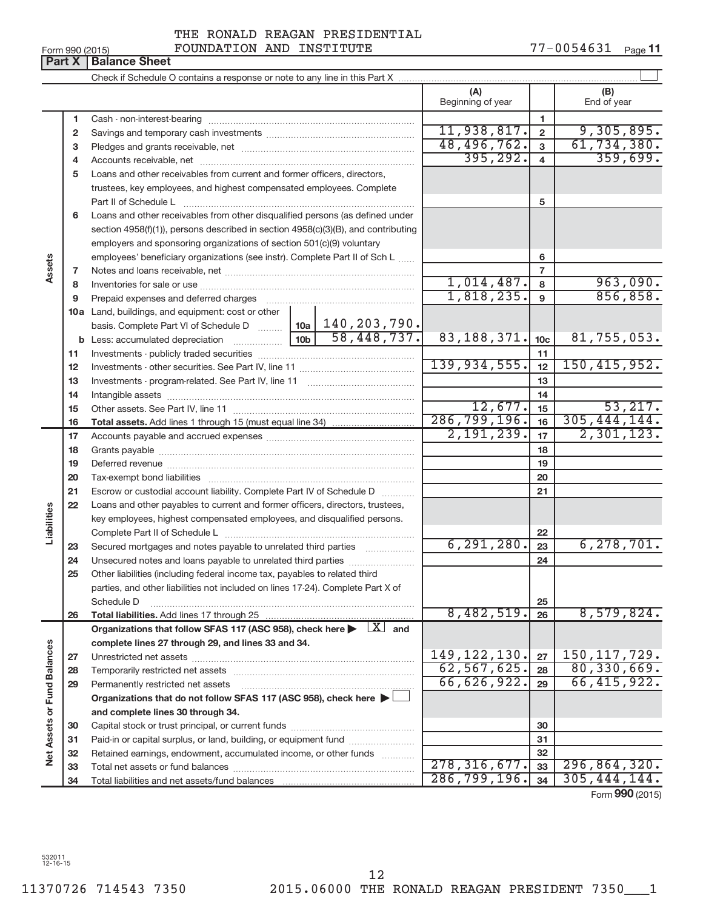THE RONALD REAGAN PRESIDENTIAL FOUNDATION AND INSTITUTE

Form 990 (2015) 77-0054631 Page 11

## Part X Balance Sheet

Check if Schedule O contains a response or note to any line in this Part X

| | | | | (A) Beginning of year | | (B) End of year |
|---|---|---|---|---|---|---|
| Assets | 1 | Cash - non-interest-bearing | | | 1 | |
| | 2 | Savings and temporary cash investments | | 11,938,817. | 2 | 9,305,895. |
| | 3 | Pledges and grants receivable, net | | 48,496,762. | 3 | 61,734,380. |
| | 4 | Accounts receivable, net | | 395,292. | 4 | 359,699. |
| | 5 | Loans and other receivables from current and former officers, directors, trustees, key employees, and highest compensated employees. Complete Part II of Schedule L | | | 5 | |
| | 6 | Loans and other receivables from other disqualified persons (as defined under section 4958(f)(1)), persons described in section 4958(c)(3)(B), and contributing employers and sponsoring organizations of section 501(c)(9) voluntary employees' beneficiary organizations (see instr). Complete Part II of Sch L | | | 6 | |
| | 7 | Notes and loans receivable, net | | | 7 | |
| | 8 | Inventories for sale or use | | 1,014,487. | 8 | 963,090. |
| | 9 | Prepaid expenses and deferred charges | | 1,818,235. | 9 | 856,858. |
| | 10a | Land, buildings, and equipment: cost or other basis. Complete Part VI of Schedule D | 10a 140,203,790. | | | |
| | b | Less: accumulated depreciation | 10b 58,448,737. | 83,188,371. | 10c | 81,755,053. |
| | 11 | Investments - publicly traded securities | | | 11 | |
| | 12 | Investments - other securities. See Part IV, line 11 | | 139,934,555. | 12 | 150,415,952. |
| | 13 | Investments - program-related. See Part IV, line 11 | | | 13 | |
| | 14 | Intangible assets | | | 14 | |
| | 15 | Other assets. See Part IV, line 11 | | 12,677. | 15 | 53,217. |
| | 16 | **Total assets.** Add lines 1 through 15 (must equal line 34) | | 286,799,196. | 16 | 305,444,144. |
| Liabilities | 17 | Accounts payable and accrued expenses | | 2,191,239. | 17 | 2,301,123. |
| | 18 | Grants payable | | | 18 | |
| | 19 | Deferred revenue | | | 19 | |
| | 20 | Tax-exempt bond liabilities | | | 20 | |
| | 21 | Escrow or custodial account liability. Complete Part IV of Schedule D | | | 21 | |
| | 22 | Loans and other payables to current and former officers, directors, trustees, key employees, highest compensated employees, and disqualified persons. Complete Part II of Schedule L | | | 22 | |
| | 23 | Secured mortgages and notes payable to unrelated third parties | | 6,291,280. | 23 | 6,278,701. |
| | 24 | Unsecured notes and loans payable to unrelated third parties | | | 24 | |
| | 25 | Other liabilities (including federal income tax, payables to related third parties, and other liabilities not included on lines 17-24). Complete Part X of Schedule D | | | 25 | |
| | 26 | **Total liabilities.** Add lines 17 through 25 | | 8,482,519. | 26 | 8,579,824. |
| Net Assets or Fund Balances | | **Organizations that follow SFAS 117 (ASC 958), check here ▶ [X] and complete lines 27 through 29, and lines 33 and 34.** | | | | |
| | 27 | Unrestricted net assets | | 149,122,130. | 27 | 150,117,729. |
| | 28 | Temporarily restricted net assets | | 62,567,625. | 28 | 80,330,669. |
| | 29 | Permanently restricted net assets | | 66,626,922. | 29 | 66,415,922. |
| | | **Organizations that do not follow SFAS 117 (ASC 958), check here ▶ [ ] and complete lines 30 through 34.** | | | | |
| | 30 | Capital stock or trust principal, or current funds | | | 30 | |
| | 31 | Paid-in or capital surplus, or land, building, or equipment fund | | | 31 | |
| | 32 | Retained earnings, endowment, accumulated income, or other funds | | | 32 | |
| | 33 | Total net assets or fund balances | | 278,316,677. | 33 | 296,864,320. |
| | 34 | Total liabilities and net assets/fund balances | | 286,799,196. | 34 | 305,444,144. |

Form **990** (2015)

532011 12-16-15

11370726 714543 7350 2015.06000 THE RONALD REAGAN PRESIDENT 7350___1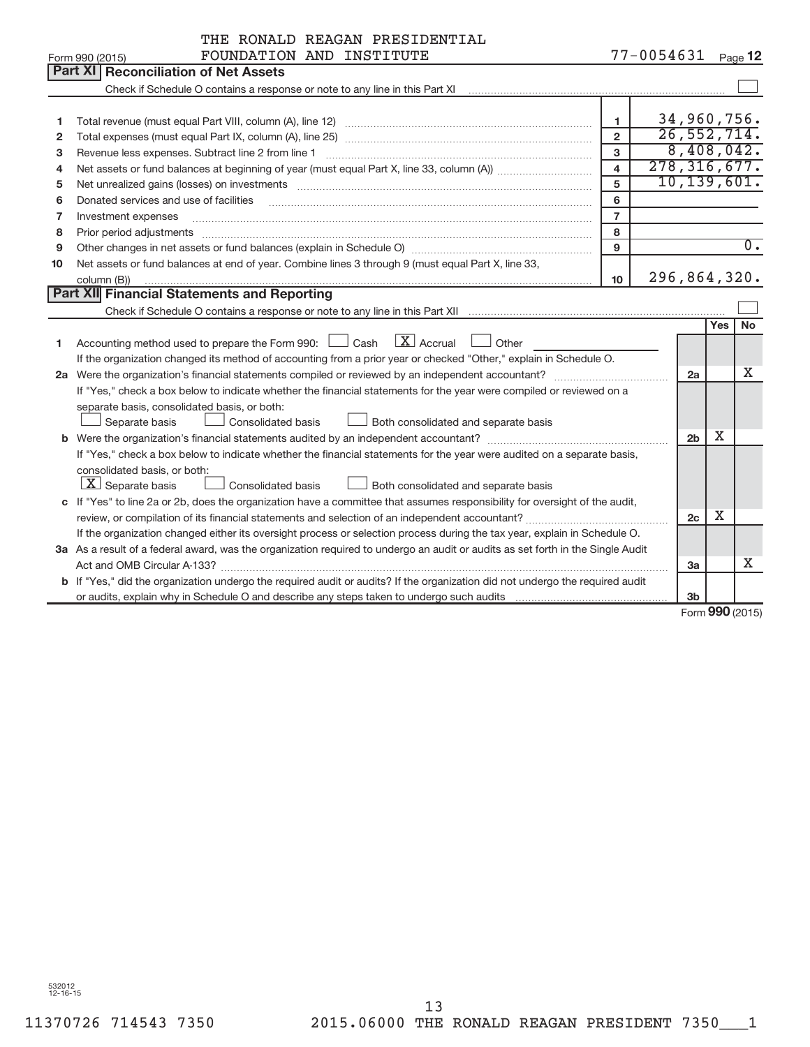THE RONALD REAGAN PRESIDENTIAL FOUNDATION AND INSTITUTE — 77-0054631

Form 990 (2015)

## Part XI Reconciliation of Net Assets

Check if Schedule O contains a response or note to any line in this Part XI ☐

| | | | |
|---|---|---|---|
| 1 | Total revenue (must equal Part VIII, column (A), line 12) | 1 | 34,960,756. |
| 2 | Total expenses (must equal Part IX, column (A), line 25) | 2 | 26,552,714. |
| 3 | Revenue less expenses. Subtract line 2 from line 1 | 3 | 8,408,042. |
| 4 | Net assets or fund balances at beginning of year (must equal Part X, line 33, column (A)) | 4 | 278,316,677. |
| 5 | Net unrealized gains (losses) on investments | 5 | 10,139,601. |
| 6 | Donated services and use of facilities | 6 | |
| 7 | Investment expenses | 7 | |
| 8 | Prior period adjustments | 8 | |
| 9 | Other changes in net assets or fund balances (explain in Schedule O) | 9 | 0. |
| 10 | Net assets or fund balances at end of year. Combine lines 3 through 9 (must equal Part X, line 33, column (B)) | 10 | 296,864,320. |

## Part XII Financial Statements and Reporting

Check if Schedule O contains a response or note to any line in this Part XII ☐

| | | | Yes | No |
|---|---|---|---|---|
| 1 | Accounting method used to prepare the Form 990: ☐ Cash ☒ Accrual ☐ Other<br>If the organization changed its method of accounting from a prior year or checked "Other," explain in Schedule O. | | | |
| 2a | Were the organization's financial statements compiled or reviewed by an independent accountant?<br>If "Yes," check a box below to indicate whether the financial statements for the year were compiled or reviewed on a separate basis, consolidated basis, or both:<br>☐ Separate basis ☐ Consolidated basis ☐ Both consolidated and separate basis | 2a | | X |
| b | Were the organization's financial statements audited by an independent accountant?<br>If "Yes," check a box below to indicate whether the financial statements for the year were audited on a separate basis, consolidated basis, or both:<br>☒ Separate basis ☐ Consolidated basis ☐ Both consolidated and separate basis | 2b | X | |
| c | If "Yes" to line 2a or 2b, does the organization have a committee that assumes responsibility for oversight of the audit, review, or compilation of its financial statements and selection of an independent accountant?<br>If the organization changed either its oversight process or selection process during the tax year, explain in Schedule O. | 2c | X | |
| 3a | As a result of a federal award, was the organization required to undergo an audit or audits as set forth in the Single Audit Act and OMB Circular A-133? | 3a | | X |
| b | If "Yes," did the organization undergo the required audit or audits? If the organization did not undergo the required audit or audits, explain why in Schedule O and describe any steps taken to undergo such audits | 3b | | |

Form **990** (2015)

532012 12-16-15

11370726 714543 7350 2015.06000 THE RONALD REAGAN PRESIDENT 7350___1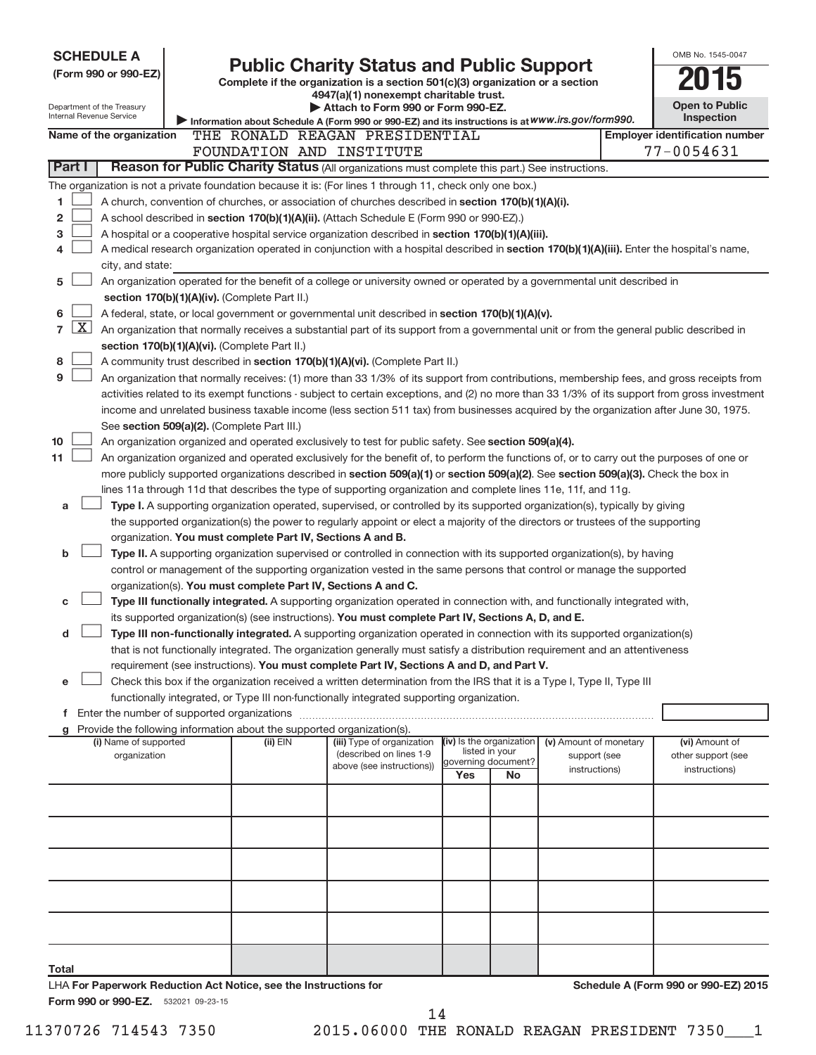**SCHEDULE A**
**(Form 990 or 990-EZ)**

Department of the Treasury
Internal Revenue Service

# Public Charity Status and Public Support

**Complete if the organization is a section 501(c)(3) organization or a section 4947(a)(1) nonexempt charitable trust.**
**▶ Attach to Form 990 or Form 990-EZ.**
▶ Information about Schedule A (Form 990 or 990-EZ) and its instructions is at *www.irs.gov/form990.*

OMB No. 1545-0047
**2015**
**Open to Public Inspection**

**Name of the organization** THE RONALD REAGAN PRESIDENTIAL FOUNDATION AND INSTITUTE

**Employer identification number** 77-0054631

## Part I — Reason for Public Charity Status (All organizations must complete this part.) See instructions.

The organization is not a private foundation because it is: (For lines 1 through 11, check only one box.)

1 [ ] A church, convention of churches, or association of churches described in **section 170(b)(1)(A)(i).**

2 [ ] A school described in **section 170(b)(1)(A)(ii).** (Attach Schedule E (Form 990 or 990-EZ).)

3 [ ] A hospital or a cooperative hospital service organization described in **section 170(b)(1)(A)(iii).**

4 [ ] A medical research organization operated in conjunction with a hospital described in **section 170(b)(1)(A)(iii).** Enter the hospital's name, city, and state:

5 [ ] An organization operated for the benefit of a college or university owned or operated by a governmental unit described in **section 170(b)(1)(A)(iv).** (Complete Part II.)

6 [ ] A federal, state, or local government or governmental unit described in **section 170(b)(1)(A)(v).**

7 [X] An organization that normally receives a substantial part of its support from a governmental unit or from the general public described in **section 170(b)(1)(A)(vi).** (Complete Part II.)

8 [ ] A community trust described in **section 170(b)(1)(A)(vi).** (Complete Part II.)

9 [ ] An organization that normally receives: (1) more than 33 1/3% of its support from contributions, membership fees, and gross receipts from activities related to its exempt functions - subject to certain exceptions, and (2) no more than 33 1/3% of its support from gross investment income and unrelated business taxable income (less section 511 tax) from businesses acquired by the organization after June 30, 1975. See **section 509(a)(2).** (Complete Part III.)

10 [ ] An organization organized and operated exclusively to test for public safety. See **section 509(a)(4).**

11 [ ] An organization organized and operated exclusively for the benefit of, to perform the functions of, or to carry out the purposes of one or more publicly supported organizations described in **section 509(a)(1)** or **section 509(a)(2)**. See **section 509(a)(3).** Check the box in lines 11a through 11d that describes the type of supporting organization and complete lines 11e, 11f, and 11g.

a [ ] **Type I.** A supporting organization operated, supervised, or controlled by its supported organization(s), typically by giving the supported organization(s) the power to regularly appoint or elect a majority of the directors or trustees of the supporting organization. **You must complete Part IV, Sections A and B.**

b [ ] **Type II.** A supporting organization supervised or controlled in connection with its supported organization(s), by having control or management of the supporting organization vested in the same persons that control or manage the supported organization(s). **You must complete Part IV, Sections A and C.**

c [ ] **Type III functionally integrated.** A supporting organization operated in connection with, and functionally integrated with, its supported organization(s) (see instructions). **You must complete Part IV, Sections A, D, and E.**

d [ ] **Type III non-functionally integrated.** A supporting organization operated in connection with its supported organization(s) that is not functionally integrated. The organization generally must satisfy a distribution requirement and an attentiveness requirement (see instructions). **You must complete Part IV, Sections A and D, and Part V.**

e [ ] Check this box if the organization received a written determination from the IRS that it is a Type I, Type II, Type III functionally integrated, or Type III non-functionally integrated supporting organization.

f Enter the number of supported organizations

g Provide the following information about the supported organization(s).

| (i) Name of supported organization | (ii) EIN | (iii) Type of organization (described on lines 1-9 above (see instructions)) | (iv) Is the organization listed in your governing document? Yes | No | (v) Amount of monetary support (see instructions) | (vi) Amount of other support (see instructions) |
|---|---|---|---|---|---|---|
| | | | | | | |
| | | | | | | |
| | | | | | | |
| | | | | | | |
| | | | | | | |
| **Total** | | | | | | |

LHA **For Paperwork Reduction Act Notice, see the Instructions for Form 990 or 990-EZ.** 532021 09-23-15

**Schedule A (Form 990 or 990-EZ) 2015**

11370726 714543 7350 2015.06000 THE RONALD REAGAN PRESIDENT 7350___1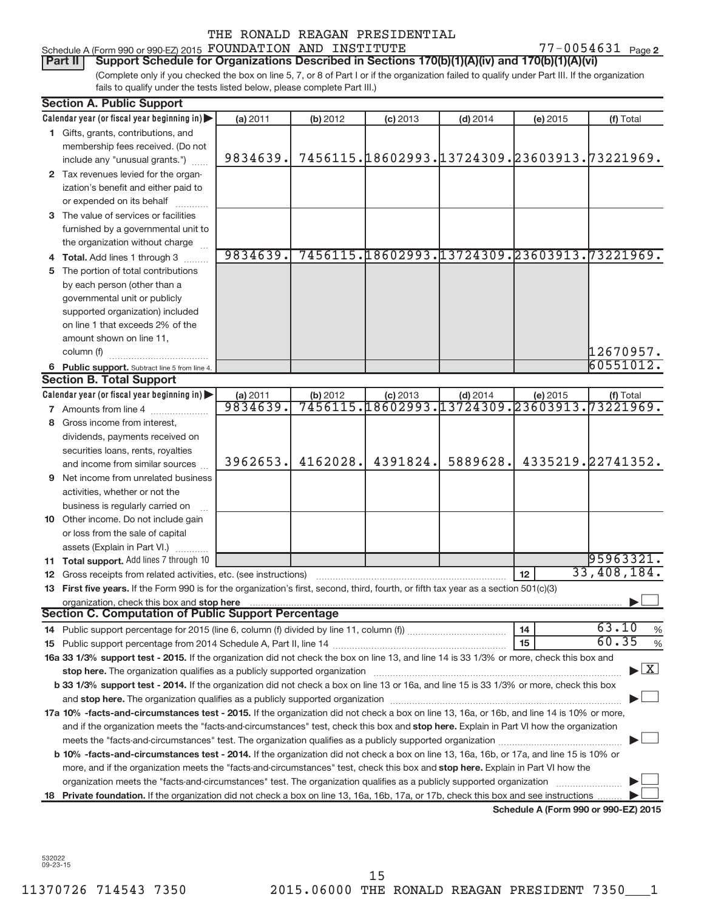THE RONALD REAGAN PRESIDENTIAL

Schedule A (Form 990 or 990-EZ) 2015 FOUNDATION AND INSTITUTE 77-0054631 Page **2**

**Part II** **Support Schedule for Organizations Described in Sections 170(b)(1)(A)(iv) and 170(b)(1)(A)(vi)**

(Complete only if you checked the box on line 5, 7, or 8 of Part I or if the organization failed to qualify under Part III. If the organization fails to qualify under the tests listed below, please complete Part III.)

**Section A. Public Support**

| Calendar year (or fiscal year beginning in) ▶ | (a) 2011 | (b) 2012 | (c) 2013 | (d) 2014 | (e) 2015 | (f) Total |
|---|---|---|---|---|---|---|
| **1** Gifts, grants, contributions, and membership fees received. (Do not include any "unusual grants.") | 9834639. | 7456115. | 18602993. | 13724309. | 23603913. | 73221969. |
| **2** Tax revenues levied for the organization's benefit and either paid to or expended on its behalf | | | | | | |
| **3** The value of services or facilities furnished by a governmental unit to the organization without charge | | | | | | |
| **4 Total.** Add lines 1 through 3 | 9834639. | 7456115. | 18602993. | 13724309. | 23603913. | 73221969. |
| **5** The portion of total contributions by each person (other than a governmental unit or publicly supported organization) included on line 1 that exceeds 2% of the amount shown on line 11, column (f) | | | | | | 12670957. |
| **6 Public support.** Subtract line 5 from line 4. | | | | | | 60551012. |

**Section B. Total Support**

| Calendar year (or fiscal year beginning in) ▶ | (a) 2011 | (b) 2012 | (c) 2013 | (d) 2014 | (e) 2015 | (f) Total |
|---|---|---|---|---|---|---|
| **7** Amounts from line 4 | 9834639. | 7456115. | 18602993. | 13724309. | 23603913. | 73221969. |
| **8** Gross income from interest, dividends, payments received on securities loans, rents, royalties and income from similar sources | 3962653. | 4162028. | 4391824. | 5889628. | 4335219. | 22741352. |
| **9** Net income from unrelated business activities, whether or not the business is regularly carried on | | | | | | |
| **10** Other income. Do not include gain or loss from the sale of capital assets (Explain in Part VI.) | | | | | | |
| **11 Total support.** Add lines 7 through 10 | | | | | | 95963321. |

**12** Gross receipts from related activities, etc. (see instructions) | **12** | 33,408,184.

**13 First five years.** If the Form 990 is for the organization's first, second, third, fourth, or fifth tax year as a section 501(c)(3) organization, check this box and **stop here** ▶ ☐

**Section C. Computation of Public Support Percentage**

**14** Public support percentage for 2015 (line 6, column (f) divided by line 11, column (f)) | **14** | 63.10 %

**15** Public support percentage from 2014 Schedule A, Part II, line 14 | **15** | 60.35 %

**16a 33 1/3% support test - 2015.** If the organization did not check the box on line 13, and line 14 is 33 1/3% or more, check this box and **stop here.** The organization qualifies as a publicly supported organization ▶ ☒

**b 33 1/3% support test - 2014.** If the organization did not check a box on line 13 or 16a, and line 15 is 33 1/3% or more, check this box and **stop here.** The organization qualifies as a publicly supported organization ▶ ☐

**17a 10% -facts-and-circumstances test - 2015.** If the organization did not check a box on line 13, 16a, or 16b, and line 14 is 10% or more, and if the organization meets the "facts-and-circumstances" test, check this box and **stop here.** Explain in Part VI how the organization meets the "facts-and-circumstances" test. The organization qualifies as a publicly supported organization ▶ ☐

**b 10% -facts-and-circumstances test - 2014.** If the organization did not check a box on line 13, 16a, 16b, or 17a, and line 15 is 10% or more, and if the organization meets the "facts-and-circumstances" test, check this box and **stop here.** Explain in Part VI how the organization meets the "facts-and-circumstances" test. The organization qualifies as a publicly supported organization ▶ ☐

**18 Private foundation.** If the organization did not check a box on line 13, 16a, 16b, 17a, or 17b, check this box and see instructions ▶ ☐

**Schedule A (Form 990 or 990-EZ) 2015**

532022
09-23-15

11370726 714543 7350 2015.06000 THE RONALD REAGAN PRESIDENT 7350___1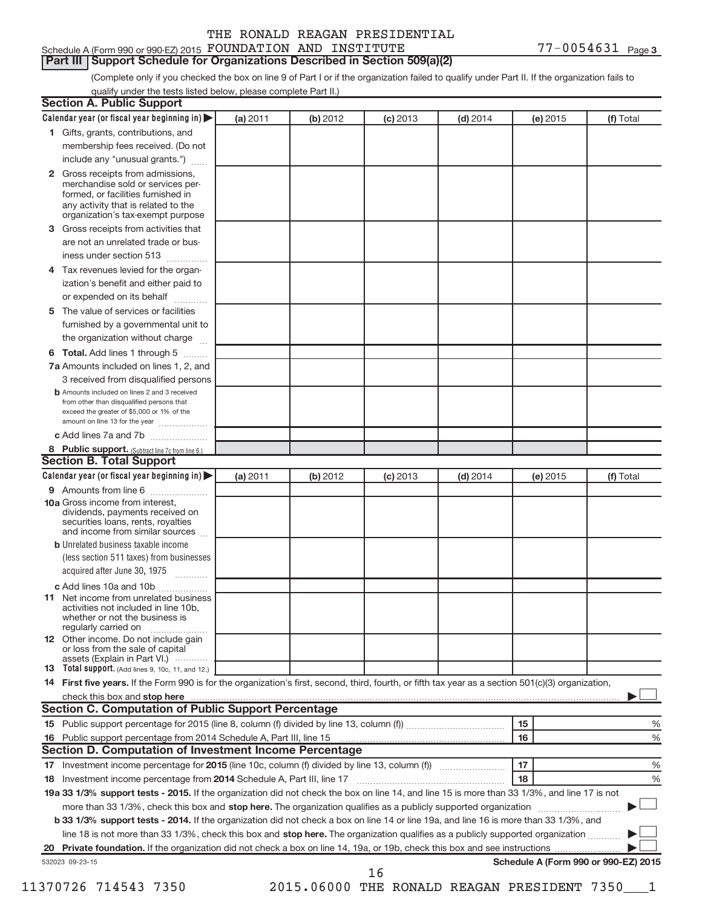THE RONALD REAGAN PRESIDENTIAL

Schedule A (Form 990 or 990-EZ) 2015 FOUNDATION AND INSTITUTE 77-0054631 Page 3

## Part III Support Schedule for Organizations Described in Section 509(a)(2)

(Complete only if you checked the box on line 9 of Part I or if the organization failed to qualify under Part II. If the organization fails to qualify under the tests listed below, please complete Part II.)

### Section A. Public Support

| Calendar year (or fiscal year beginning in) | (a) 2011 | (b) 2012 | (c) 2013 | (d) 2014 | (e) 2015 | (f) Total |
|---|---|---|---|---|---|---|
| 1 Gifts, grants, contributions, and membership fees received. (Do not include any "unusual grants.") | | | | | | |
| 2 Gross receipts from admissions, merchandise sold or services performed, or facilities furnished in any activity that is related to the organization's tax-exempt purpose | | | | | | |
| 3 Gross receipts from activities that are not an unrelated trade or business under section 513 | | | | | | |
| 4 Tax revenues levied for the organization's benefit and either paid to or expended on its behalf | | | | | | |
| 5 The value of services or facilities furnished by a governmental unit to the organization without charge | | | | | | |
| 6 **Total.** Add lines 1 through 5 | | | | | | |
| 7a Amounts included on lines 1, 2, and 3 received from disqualified persons | | | | | | |
| b Amounts included on lines 2 and 3 received from other than disqualified persons that exceed the greater of $5,000 or 1% of the amount on line 13 for the year | | | | | | |
| c Add lines 7a and 7b | | | | | | |
| 8 **Public support.** (Subtract line 7c from line 6.) | | | | | | |

### Section B. Total Support

| Calendar year (or fiscal year beginning in) | (a) 2011 | (b) 2012 | (c) 2013 | (d) 2014 | (e) 2015 | (f) Total |
|---|---|---|---|---|---|---|
| 9 Amounts from line 6 | | | | | | |
| 10a Gross income from interest, dividends, payments received on securities loans, rents, royalties and income from similar sources | | | | | | |
| b Unrelated business taxable income (less section 511 taxes) from businesses acquired after June 30, 1975 | | | | | | |
| c Add lines 10a and 10b | | | | | | |
| 11 Net income from unrelated business activities not included in line 10b, whether or not the business is regularly carried on | | | | | | |
| 12 Other income. Do not include gain or loss from the sale of capital assets (Explain in Part VI.) | | | | | | |
| 13 **Total support.** (Add lines 9, 10c, 11, and 12.) | | | | | | |

14 **First five years.** If the Form 990 is for the organization's first, second, third, fourth, or fifth tax year as a section 501(c)(3) organization, check this box and **stop here** ☐

### Section C. Computation of Public Support Percentage

| | | |
|---|---|---|
| 15 Public support percentage for 2015 (line 8, column (f) divided by line 13, column (f)) | 15 | % |
| 16 Public support percentage from 2014 Schedule A, Part III, line 15 | 16 | % |

### Section D. Computation of Investment Income Percentage

| | | |
|---|---|---|
| 17 Investment income percentage for **2015** (line 10c, column (f) divided by line 13, column (f)) | 17 | % |
| 18 Investment income percentage from **2014** Schedule A, Part III, line 17 | 18 | % |

**19a 33 1/3% support tests - 2015.** If the organization did not check the box on line 14, and line 15 is more than 33 1/3%, and line 17 is not more than 33 1/3%, check this box and **stop here.** The organization qualifies as a publicly supported organization ☐

**b 33 1/3% support tests - 2014.** If the organization did not check a box on line 14 or line 19a, and line 16 is more than 33 1/3%, and line 18 is not more than 33 1/3%, check this box and **stop here.** The organization qualifies as a publicly supported organization ☐

**20 Private foundation.** If the organization did not check a box on line 14, 19a, or 19b, check this box and see instructions ☐

532023 09-23-15 **Schedule A (Form 990 or 990-EZ) 2015**

11370726 714543 7350 2015.06000 THE RONALD REAGAN PRESIDENT 7350___1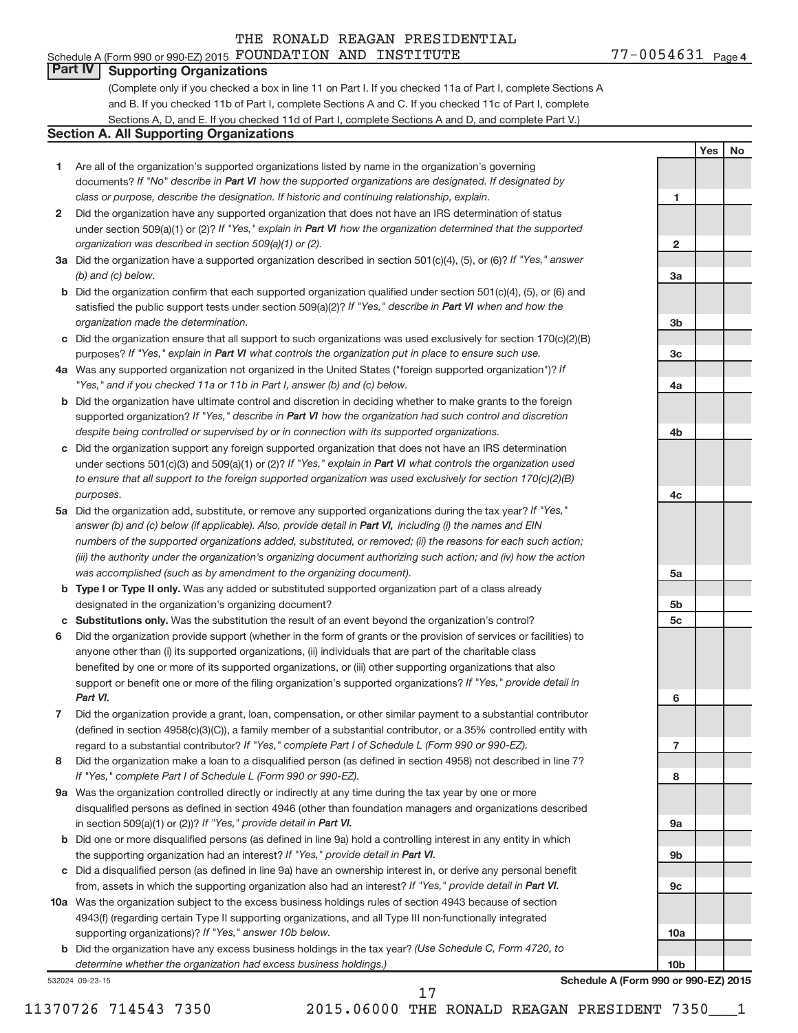THE RONALD REAGAN PRESIDENTIAL

Schedule A (Form 990 or 990-EZ) 2015 FOUNDATION AND INSTITUTE 77-0054631 Page 4

## Part IV Supporting Organizations

(Complete only if you checked a box in line 11 on Part I. If you checked 11a of Part I, complete Sections A and B. If you checked 11b of Part I, complete Sections A and C. If you checked 11c of Part I, complete Sections A, D, and E. If you checked 11d of Part I, complete Sections A and D, and complete Part V.)

### Section A. All Supporting Organizations

| | | | Yes | No |
|---|---|---|---|---|
| **1** | Are all of the organization's supported organizations listed by name in the organization's governing documents? *If "No" describe in **Part VI** how the supported organizations are designated. If designated by class or purpose, describe the designation. If historic and continuing relationship, explain.* | 1 | | |
| **2** | Did the organization have any supported organization that does not have an IRS determination of status under section 509(a)(1) or (2)? *If "Yes," explain in **Part VI** how the organization determined that the supported organization was described in section 509(a)(1) or (2).* | 2 | | |
| **3a** | Did the organization have a supported organization described in section 501(c)(4), (5), or (6)? *If "Yes," answer (b) and (c) below.* | 3a | | |
| **b** | Did the organization confirm that each supported organization qualified under section 501(c)(4), (5), or (6) and satisfied the public support tests under section 509(a)(2)? *If "Yes," describe in **Part VI** when and how the organization made the determination.* | 3b | | |
| **c** | Did the organization ensure that all support to such organizations was used exclusively for section 170(c)(2)(B) purposes? *If "Yes," explain in **Part VI** what controls the organization put in place to ensure such use.* | 3c | | |
| **4a** | Was any supported organization not organized in the United States ("foreign supported organization")? *If "Yes," and if you checked 11a or 11b in Part I, answer (b) and (c) below.* | 4a | | |
| **b** | Did the organization have ultimate control and discretion in deciding whether to make grants to the foreign supported organization? *If "Yes," describe in **Part VI** how the organization had such control and discretion despite being controlled or supervised by or in connection with its supported organizations.* | 4b | | |
| **c** | Did the organization support any foreign supported organization that does not have an IRS determination under sections 501(c)(3) and 509(a)(1) or (2)? *If "Yes," explain in **Part VI** what controls the organization used to ensure that all support to the foreign supported organization was used exclusively for section 170(c)(2)(B) purposes.* | 4c | | |
| **5a** | Did the organization add, substitute, or remove any supported organizations during the tax year? *If "Yes," answer (b) and (c) below (if applicable). Also, provide detail in **Part VI,** including (i) the names and EIN numbers of the supported organizations added, substituted, or removed; (ii) the reasons for each such action; (iii) the authority under the organization's organizing document authorizing such action; and (iv) how the action was accomplished (such as by amendment to the organizing document).* | 5a | | |
| **b** | **Type I or Type II only.** Was any added or substituted supported organization part of a class already designated in the organization's organizing document? | 5b | | |
| **c** | **Substitutions only.** Was the substitution the result of an event beyond the organization's control? | 5c | | |
| **6** | Did the organization provide support (whether in the form of grants or the provision of services or facilities) to anyone other than (i) its supported organizations, (ii) individuals that are part of the charitable class benefited by one or more of its supported organizations, or (iii) other supporting organizations that also support or benefit one or more of the filing organization's supported organizations? *If "Yes," provide detail in **Part VI.*** | 6 | | |
| **7** | Did the organization provide a grant, loan, compensation, or other similar payment to a substantial contributor (defined in section 4958(c)(3)(C)), a family member of a substantial contributor, or a 35% controlled entity with regard to a substantial contributor? *If "Yes," complete Part I of Schedule L (Form 990 or 990-EZ).* | 7 | | |
| **8** | Did the organization make a loan to a disqualified person (as defined in section 4958) not described in line 7? *If "Yes," complete Part I of Schedule L (Form 990 or 990-EZ).* | 8 | | |
| **9a** | Was the organization controlled directly or indirectly at any time during the tax year by one or more disqualified persons as defined in section 4946 (other than foundation managers and organizations described in section 509(a)(1) or (2))? *If "Yes," provide detail in **Part VI.*** | 9a | | |
| **b** | Did one or more disqualified persons (as defined in line 9a) hold a controlling interest in any entity in which the supporting organization had an interest? *If "Yes," provide detail in **Part VI.*** | 9b | | |
| **c** | Did a disqualified person (as defined in line 9a) have an ownership interest in, or derive any personal benefit from, assets in which the supporting organization also had an interest? *If "Yes," provide detail in **Part VI.*** | 9c | | |
| **10a** | Was the organization subject to the excess business holdings rules of section 4943 because of section 4943(f) (regarding certain Type II supporting organizations, and all Type III non-functionally integrated supporting organizations)? *If "Yes," answer 10b below.* | 10a | | |
| **b** | Did the organization have any excess business holdings in the tax year? *(Use Schedule C, Form 4720, to determine whether the organization had excess business holdings.)* | 10b | | |

532024 09-23-15 **Schedule A (Form 990 or 990-EZ) 2015**

17

11370726 714543 7350 2015.06000 THE RONALD REAGAN PRESIDENT 7350___1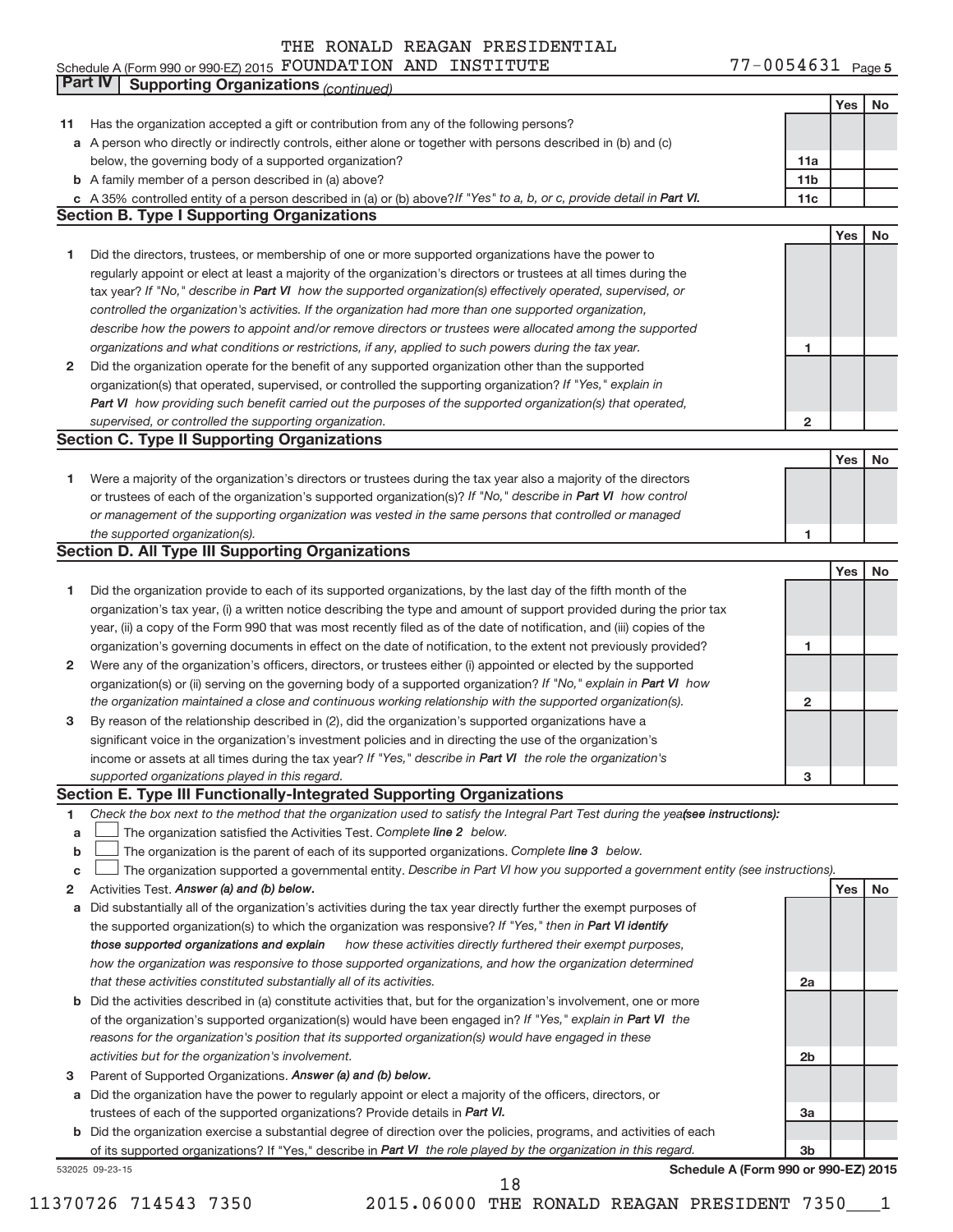THE RONALD REAGAN PRESIDENTIAL
Schedule A (Form 990 or 990-EZ) 2015 FOUNDATION AND INSTITUTE 77-0054631 Page 5

## Part IV Supporting Organizations *(continued)*

| | | | Yes | No |
|---|---|---|---|---|
| **11** | Has the organization accepted a gift or contribution from any of the following persons? | | | |
| **a** | A person who directly or indirectly controls, either alone or together with persons described in (b) and (c) below, the governing body of a supported organization? | **11a** | | |
| **b** | A family member of a person described in (a) above? | **11b** | | |
| **c** | A 35% controlled entity of a person described in (a) or (b) above? *If "Yes" to a, b, or c, provide detail in* ***Part VI.*** | **11c** | | |

### Section B. Type I Supporting Organizations

| | | | Yes | No |
|---|---|---|---|---|
| **1** | Did the directors, trustees, or membership of one or more supported organizations have the power to regularly appoint or elect at least a majority of the organization's directors or trustees at all times during the tax year? *If "No," describe in* ***Part VI*** *how the supported organization(s) effectively operated, supervised, or controlled the organization's activities. If the organization had more than one supported organization, describe how the powers to appoint and/or remove directors or trustees were allocated among the supported organizations and what conditions or restrictions, if any, applied to such powers during the tax year.* | **1** | | |
| **2** | Did the organization operate for the benefit of any supported organization other than the supported organization(s) that operated, supervised, or controlled the supporting organization? *If "Yes," explain in* ***Part VI*** *how providing such benefit carried out the purposes of the supported organization(s) that operated, supervised, or controlled the supporting organization.* | **2** | | |

### Section C. Type II Supporting Organizations

| | | | Yes | No |
|---|---|---|---|---|
| **1** | Were a majority of the organization's directors or trustees during the tax year also a majority of the directors or trustees of each of the organization's supported organization(s)? *If "No," describe in* ***Part VI*** *how control or management of the supporting organization was vested in the same persons that controlled or managed the supported organization(s).* | **1** | | |

### Section D. All Type III Supporting Organizations

| | | | Yes | No |
|---|---|---|---|---|
| **1** | Did the organization provide to each of its supported organizations, by the last day of the fifth month of the organization's tax year, (i) a written notice describing the type and amount of support provided during the prior tax year, (ii) a copy of the Form 990 that was most recently filed as of the date of notification, and (iii) copies of the organization's governing documents in effect on the date of notification, to the extent not previously provided? | **1** | | |
| **2** | Were any of the organization's officers, directors, or trustees either (i) appointed or elected by the supported organization(s) or (ii) serving on the governing body of a supported organization? *If "No," explain in* ***Part VI*** *how the organization maintained a close and continuous working relationship with the supported organization(s).* | **2** | | |
| **3** | By reason of the relationship described in (2), did the organization's supported organizations have a significant voice in the organization's investment policies and in directing the use of the organization's income or assets at all times during the tax year? *If "Yes," describe in* ***Part VI*** *the role the organization's supported organizations played in this regard.* | **3** | | |

### Section E. Type III Functionally-Integrated Supporting Organizations

**1** *Check the box next to the method that the organization used to satisfy the Integral Part Test during the year (see instructions):*

- **a** ☐ The organization satisfied the Activities Test. *Complete* ***line 2*** *below.*
- **b** ☐ The organization is the parent of each of its supported organizations. *Complete* ***line 3*** *below.*
- **c** ☐ The organization supported a governmental entity. *Describe in Part VI how you supported a government entity (see instructions).*

| | | | Yes | No |
|---|---|---|---|---|
| **2** | Activities Test. ***Answer (a) and (b) below.*** | | | |
| **a** | Did substantially all of the organization's activities during the tax year directly further the exempt purposes of the supported organization(s) to which the organization was responsive? *If "Yes," then in* ***Part VI identify those supported organizations and explain*** *how these activities directly furthered their exempt purposes, how the organization was responsive to those supported organizations, and how the organization determined that these activities constituted substantially all of its activities.* | **2a** | | |
| **b** | Did the activities described in (a) constitute activities that, but for the organization's involvement, one or more of the organization's supported organization(s) would have been engaged in? *If "Yes," explain in* ***Part VI*** *the reasons for the organization's position that its supported organization(s) would have engaged in these activities but for the organization's involvement.* | **2b** | | |
| **3** | Parent of Supported Organizations. ***Answer (a) and (b) below.*** | | | |
| **a** | Did the organization have the power to regularly appoint or elect a majority of the officers, directors, or trustees of each of the supported organizations? Provide details in ***Part VI.*** | **3a** | | |
| **b** | Did the organization exercise a substantial degree of direction over the policies, programs, and activities of each of its supported organizations? If "Yes," describe in ***Part VI*** *the role played by the organization in this regard.* | **3b** | | |

532025 09-23-15 **Schedule A (Form 990 or 990-EZ) 2015**

11370726 714543 7350 2015.06000 THE RONALD REAGAN PRESIDENT 7350___1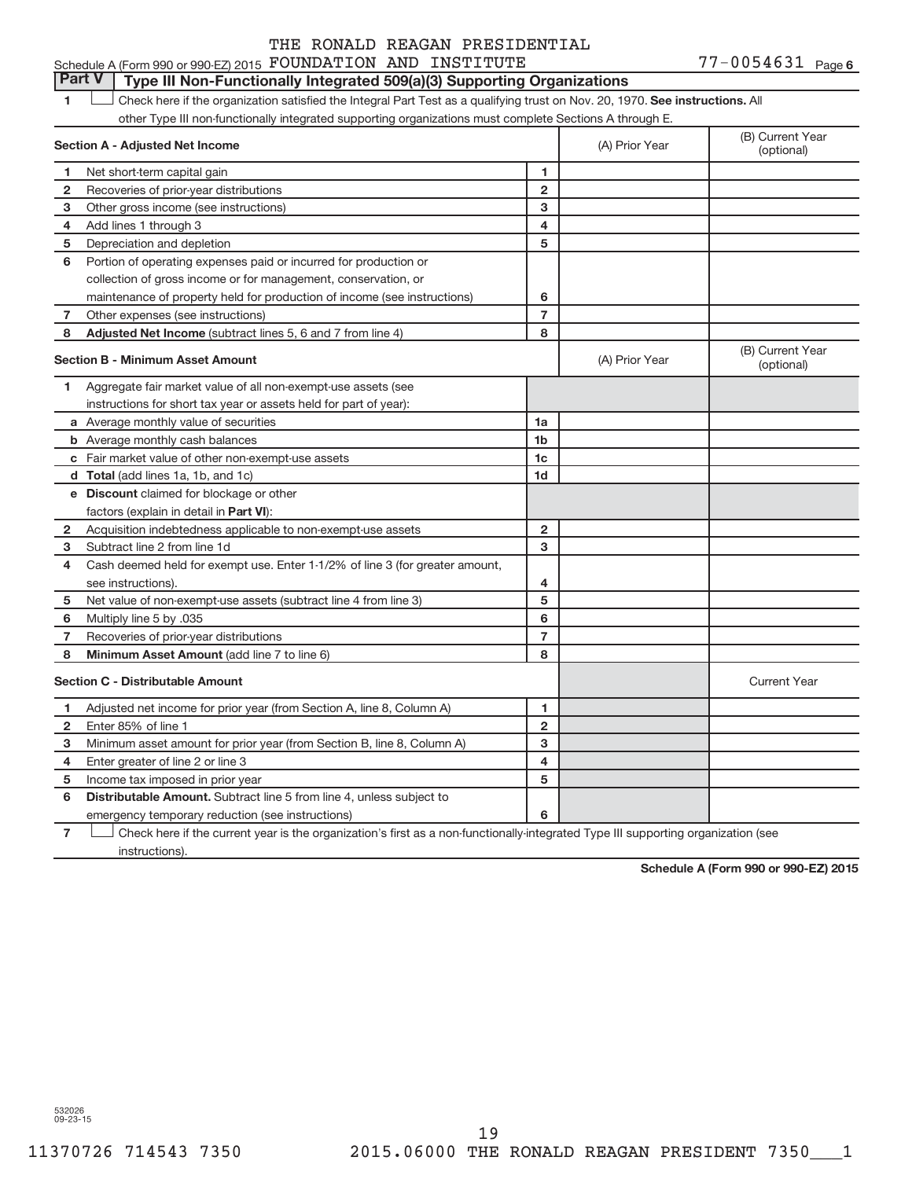THE RONALD REAGAN PRESIDENTIAL

Schedule A (Form 990 or 990-EZ) 2015 FOUNDATION AND INSTITUTE 77-0054631 Page 6

## Part V Type III Non-Functionally Integrated 509(a)(3) Supporting Organizations

1 ☐ Check here if the organization satisfied the Integral Part Test as a qualifying trust on Nov. 20, 1970. **See instructions.** All other Type III non-functionally integrated supporting organizations must complete Sections A through E.

| **Section A - Adjusted Net Income** | | (A) Prior Year | (B) Current Year (optional) |
|---|---|---|---|
| **1** Net short-term capital gain | 1 | | |
| **2** Recoveries of prior-year distributions | 2 | | |
| **3** Other gross income (see instructions) | 3 | | |
| **4** Add lines 1 through 3 | 4 | | |
| **5** Depreciation and depletion | 5 | | |
| **6** Portion of operating expenses paid or incurred for production or collection of gross income or for management, conservation, or maintenance of property held for production of income (see instructions) | 6 | | |
| **7** Other expenses (see instructions) | 7 | | |
| **8** **Adjusted Net Income** (subtract lines 5, 6 and 7 from line 4) | 8 | | |

| **Section B - Minimum Asset Amount** | | (A) Prior Year | (B) Current Year (optional) |
|---|---|---|---|
| **1** Aggregate fair market value of all non-exempt-use assets (see instructions for short tax year or assets held for part of year): | | | |
| **a** Average monthly value of securities | 1a | | |
| **b** Average monthly cash balances | 1b | | |
| **c** Fair market value of other non-exempt-use assets | 1c | | |
| **d** **Total** (add lines 1a, 1b, and 1c) | 1d | | |
| **e** **Discount** claimed for blockage or other factors (explain in detail in **Part VI**): | | | |
| **2** Acquisition indebtedness applicable to non-exempt-use assets | 2 | | |
| **3** Subtract line 2 from line 1d | 3 | | |
| **4** Cash deemed held for exempt use. Enter 1-1/2% of line 3 (for greater amount, see instructions). | 4 | | |
| **5** Net value of non-exempt-use assets (subtract line 4 from line 3) | 5 | | |
| **6** Multiply line 5 by .035 | 6 | | |
| **7** Recoveries of prior-year distributions | 7 | | |
| **8** **Minimum Asset Amount** (add line 7 to line 6) | 8 | | |

| **Section C - Distributable Amount** | | | Current Year |
|---|---|---|---|
| **1** Adjusted net income for prior year (from Section A, line 8, Column A) | 1 | | |
| **2** Enter 85% of line 1 | 2 | | |
| **3** Minimum asset amount for prior year (from Section B, line 8, Column A) | 3 | | |
| **4** Enter greater of line 2 or line 3 | 4 | | |
| **5** Income tax imposed in prior year | 5 | | |
| **6** **Distributable Amount.** Subtract line 5 from line 4, unless subject to emergency temporary reduction (see instructions) | 6 | | |

7 ☐ Check here if the current year is the organization's first as a non-functionally-integrated Type III supporting organization (see instructions).

**Schedule A (Form 990 or 990-EZ) 2015**

532026 09-23-15

11370726 714543 7350 2015.06000 THE RONALD REAGAN PRESIDENT 7350___1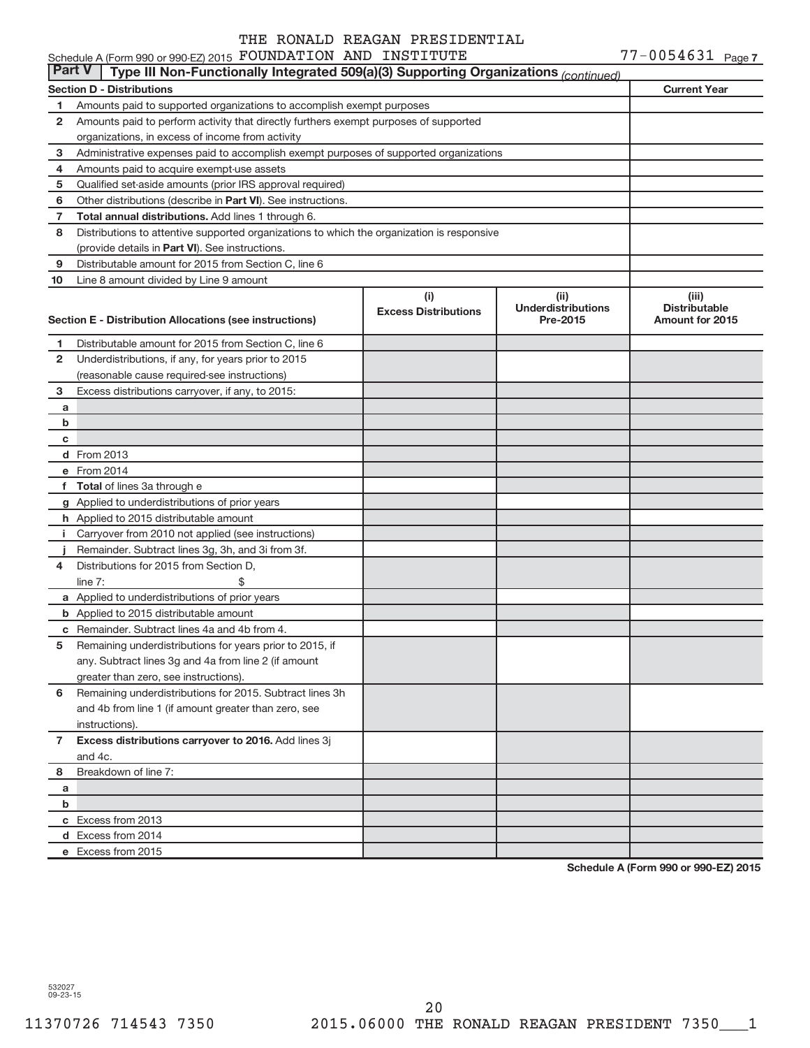THE RONALD REAGAN PRESIDENTIAL FOUNDATION AND INSTITUTE 77-0054631

Schedule A (Form 990 or 990-EZ) 2015

## Part V | Type III Non-Functionally Integrated 509(a)(3) Supporting Organizations *(continued)*

| Section D - Distributions | | Current Year |
|---|---|---|
| 1 | Amounts paid to supported organizations to accomplish exempt purposes | |
| 2 | Amounts paid to perform activity that directly furthers exempt purposes of supported organizations, in excess of income from activity | |
| 3 | Administrative expenses paid to accomplish exempt purposes of supported organizations | |
| 4 | Amounts paid to acquire exempt-use assets | |
| 5 | Qualified set-aside amounts (prior IRS approval required) | |
| 6 | Other distributions (describe in **Part VI**). See instructions. | |
| 7 | **Total annual distributions.** Add lines 1 through 6. | |
| 8 | Distributions to attentive supported organizations to which the organization is responsive (provide details in **Part VI**). See instructions. | |
| 9 | Distributable amount for 2015 from Section C, line 6 | |
| 10 | Line 8 amount divided by Line 9 amount | |

| | Section E - Distribution Allocations (see instructions) | (i) Excess Distributions | (ii) Underdistributions Pre-2015 | (iii) Distributable Amount for 2015 |
|---|---|---|---|---|
| 1 | Distributable amount for 2015 from Section C, line 6 | | | |
| 2 | Underdistributions, if any, for years prior to 2015 (reasonable cause required-see instructions) | | | |
| 3 | Excess distributions carryover, if any, to 2015: | | | |
| a | | | | |
| b | | | | |
| c | | | | |
| d | From 2013 | | | |
| e | From 2014 | | | |
| f | **Total** of lines 3a through e | | | |
| g | Applied to underdistributions of prior years | | | |
| h | Applied to 2015 distributable amount | | | |
| i | Carryover from 2010 not applied (see instructions) | | | |
| j | Remainder. Subtract lines 3g, 3h, and 3i from 3f. | | | |
| 4 | Distributions for 2015 from Section D, line 7: $ | | | |
| a | Applied to underdistributions of prior years | | | |
| b | Applied to 2015 distributable amount | | | |
| c | Remainder. Subtract lines 4a and 4b from 4. | | | |
| 5 | Remaining underdistributions for years prior to 2015, if any. Subtract lines 3g and 4a from line 2 (if amount greater than zero, see instructions). | | | |
| 6 | Remaining underdistributions for 2015. Subtract lines 3h and 4b from line 1 (if amount greater than zero, see instructions). | | | |
| 7 | **Excess distributions carryover to 2016.** Add lines 3j and 4c. | | | |
| 8 | Breakdown of line 7: | | | |
| a | | | | |
| b | | | | |
| c | Excess from 2013 | | | |
| d | Excess from 2014 | | | |
| e | Excess from 2015 | | | |

**Schedule A (Form 990 or 990-EZ) 2015**

532027 09-23-15

11370726 714543 7350 2015.06000 THE RONALD REAGAN PRESIDENT 7350___1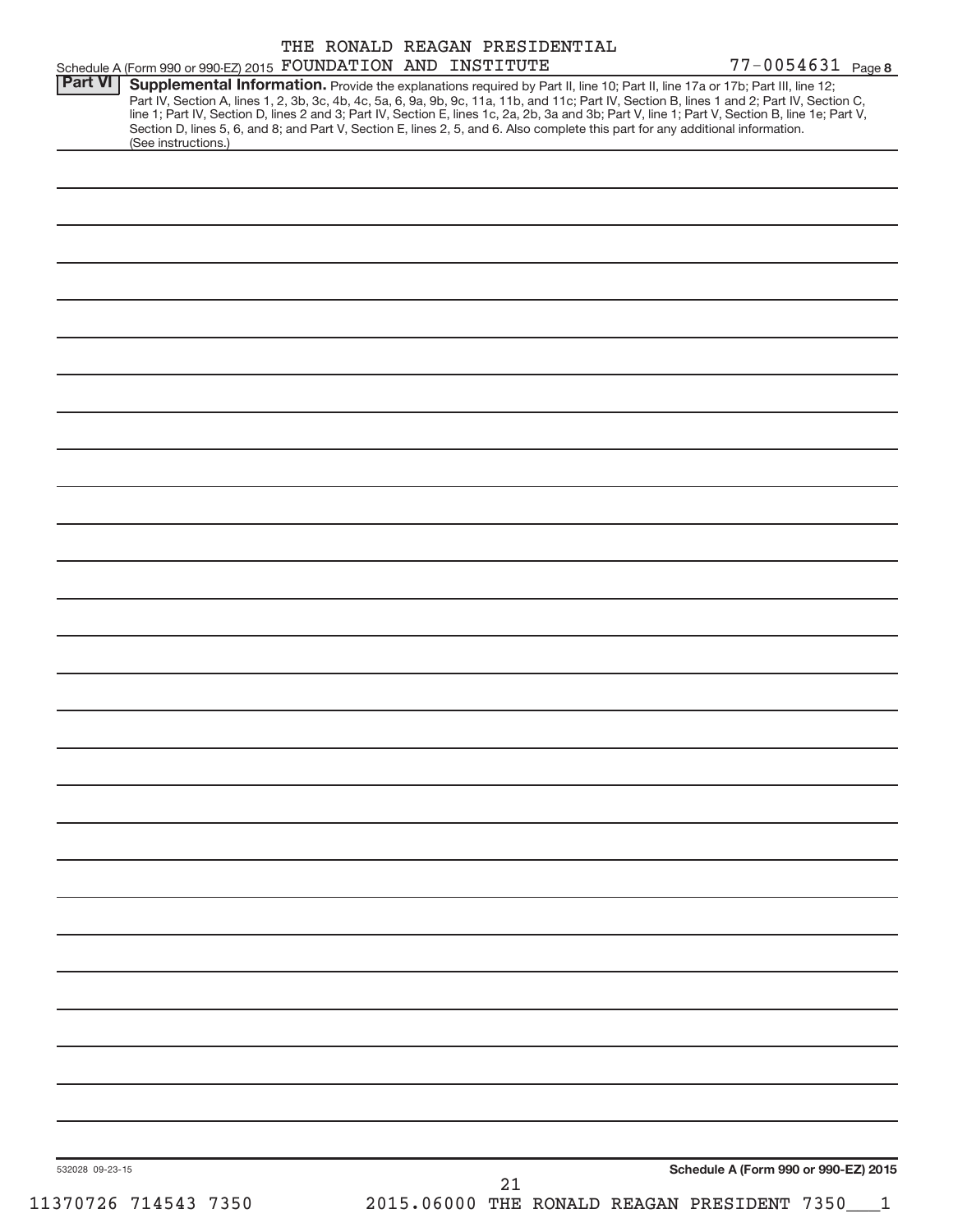Schedule A (Form 990 or 990-EZ) 2015 THE RONALD REAGAN PRESIDENTIAL FOUNDATION AND INSTITUTE 77-0054631 Page 8

**Part VI** **Supplemental Information.** Provide the explanations required by Part II, line 10; Part II, line 17a or 17b; Part III, line 12; Part IV, Section A, lines 1, 2, 3b, 3c, 4b, 4c, 5a, 6, 9a, 9b, 9c, 11a, 11b, and 11c; Part IV, Section B, lines 1 and 2; Part IV, Section C, line 1; Part IV, Section D, lines 2 and 3; Part IV, Section E, lines 1c, 2a, 2b, 3a and 3b; Part V, line 1; Part V, Section B, line 1e; Part V, Section D, lines 5, 6, and 8; and Part V, Section E, lines 2, 5, and 6. Also complete this part for any additional information. (See instructions.)

532028 09-23-15 **Schedule A (Form 990 or 990-EZ) 2015**

11370726 714543 7350 2015.06000 THE RONALD REAGAN PRESIDENT 7350___1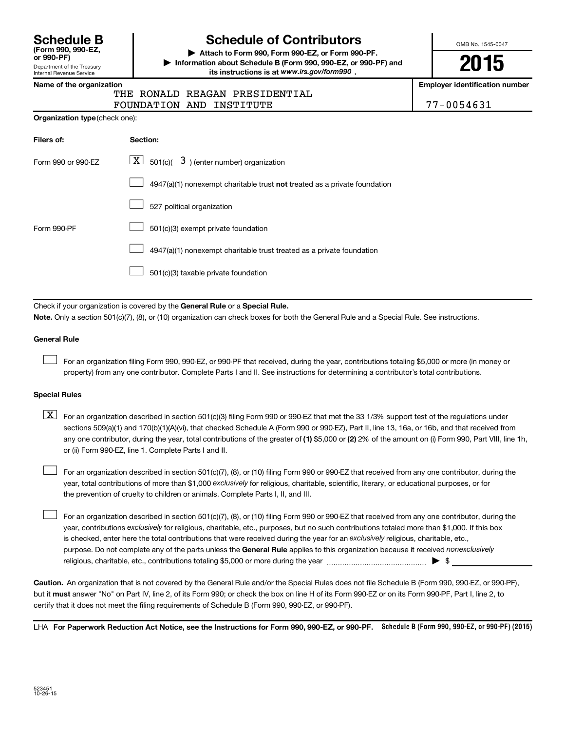# Schedule B

**(Form 990, 990-EZ, or 990-PF)**

Department of the Treasury
Internal Revenue Service

# Schedule of Contributors

▶ **Attach to Form 990, Form 990-EZ, or Form 990-PF.**

▶ **Information about Schedule B (Form 990, 990-EZ, or 990-PF) and its instructions is at** ***www.irs.gov/form990*** **.**

OMB No. 1545-0047

**2015**

**Name of the organization**

THE RONALD REAGAN PRESIDENTIAL FOUNDATION AND INSTITUTE

**Employer identification number**

77-0054631

**Organization type** (check one):

| **Filers of:** | **Section:** |
|---|---|
| Form 990 or 990-EZ | [X] 501(c)( 3 ) (enter number) organization |
| | [ ] 4947(a)(1) nonexempt charitable trust **not** treated as a private foundation |
| | [ ] 527 political organization |
| Form 990-PF | [ ] 501(c)(3) exempt private foundation |
| | [ ] 4947(a)(1) nonexempt charitable trust treated as a private foundation |
| | [ ] 501(c)(3) taxable private foundation |

Check if your organization is covered by the **General Rule** or a **Special Rule.**

**Note.** Only a section 501(c)(7), (8), or (10) organization can check boxes for both the General Rule and a Special Rule. See instructions.

**General Rule**

[ ] For an organization filing Form 990, 990-EZ, or 990-PF that received, during the year, contributions totaling $5,000 or more (in money or property) from any one contributor. Complete Parts I and II. See instructions for determining a contributor's total contributions.

**Special Rules**

[X] For an organization described in section 501(c)(3) filing Form 990 or 990-EZ that met the 33 1/3% support test of the regulations under sections 509(a)(1) and 170(b)(1)(A)(vi), that checked Schedule A (Form 990 or 990-EZ), Part II, line 13, 16a, or 16b, and that received from any one contributor, during the year, total contributions of the greater of **(1)** $5,000 or **(2)** 2% of the amount on (i) Form 990, Part VIII, line 1h, or (ii) Form 990-EZ, line 1. Complete Parts I and II.

[ ] For an organization described in section 501(c)(7), (8), or (10) filing Form 990 or 990-EZ that received from any one contributor, during the year, total contributions of more than $1,000 *exclusively* for religious, charitable, scientific, literary, or educational purposes, or for the prevention of cruelty to children or animals. Complete Parts I, II, and III.

[ ] For an organization described in section 501(c)(7), (8), or (10) filing Form 990 or 990-EZ that received from any one contributor, during the year, contributions *exclusively* for religious, charitable, etc., purposes, but no such contributions totaled more than $1,000. If this box is checked, enter here the total contributions that were received during the year for an *exclusively* religious, charitable, etc., purpose. Do not complete any of the parts unless the **General Rule** applies to this organization because it received *nonexclusively* religious, charitable, etc., contributions totaling $5,000 or more during the year ▶ $ ____________

**Caution.** An organization that is not covered by the General Rule and/or the Special Rules does not file Schedule B (Form 990, 990-EZ, or 990-PF), but it **must** answer "No" on Part IV, line 2, of its Form 990; or check the box on line H of its Form 990-EZ or on its Form 990-PF, Part I, line 2, to certify that it does not meet the filing requirements of Schedule B (Form 990, 990-EZ, or 990-PF).

LHA **For Paperwork Reduction Act Notice, see the Instructions for Form 990, 990-EZ, or 990-PF.** **Schedule B (Form 990, 990-EZ, or 990-PF) (2015)**

523451
10-26-15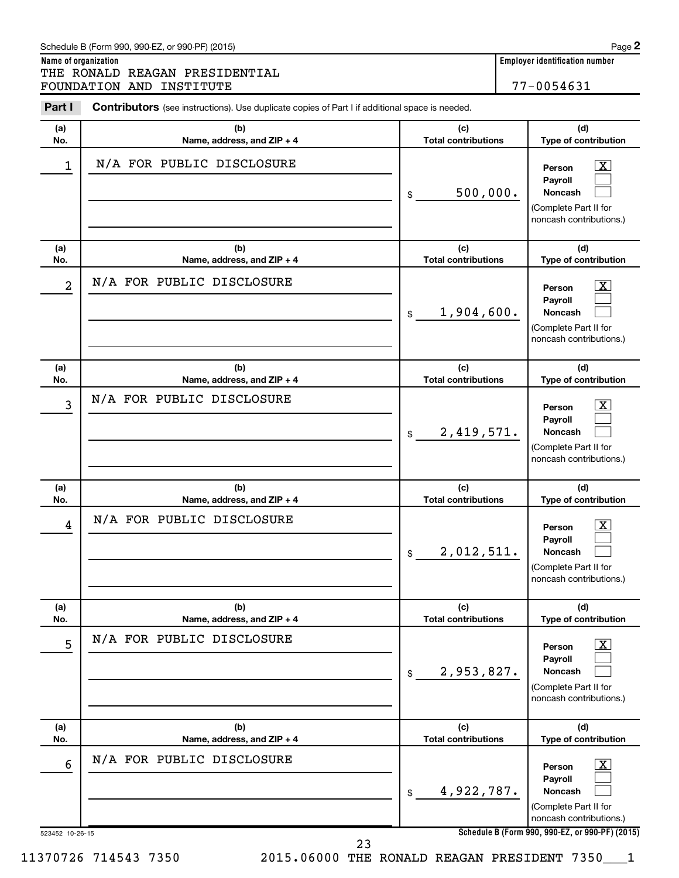Schedule B (Form 990, 990-EZ, or 990-PF) (2015)

**Name of organization**
THE RONALD REAGAN PRESIDENTIAL FOUNDATION AND INSTITUTE

**Employer identification number**
77-0054631

**Part I** **Contributors** (see instructions). Use duplicate copies of Part I if additional space is needed.

| (a) No. | (b) Name, address, and ZIP + 4 | (c) Total contributions | (d) Type of contribution |
|---|---|---|---|
| 1 | N/A FOR PUBLIC DISCLOSURE | $ 500,000. | Person [X] Payroll [ ] Noncash [ ] (Complete Part II for noncash contributions.) |
| 2 | N/A FOR PUBLIC DISCLOSURE | $ 1,904,600. | Person [X] Payroll [ ] Noncash [ ] (Complete Part II for noncash contributions.) |
| 3 | N/A FOR PUBLIC DISCLOSURE | $ 2,419,571. | Person [X] Payroll [ ] Noncash [ ] (Complete Part II for noncash contributions.) |
| 4 | N/A FOR PUBLIC DISCLOSURE | $ 2,012,511. | Person [X] Payroll [ ] Noncash [ ] (Complete Part II for noncash contributions.) |
| 5 | N/A FOR PUBLIC DISCLOSURE | $ 2,953,827. | Person [X] Payroll [ ] Noncash [ ] (Complete Part II for noncash contributions.) |
| 6 | N/A FOR PUBLIC DISCLOSURE | $ 4,922,787. | Person [X] Payroll [ ] Noncash [ ] (Complete Part II for noncash contributions.) |

523452 10-26-15

**Schedule B (Form 990, 990-EZ, or 990-PF) (2015)**

11370726 714543 7350 2015.06000 THE RONALD REAGAN PRESIDENT 7350___1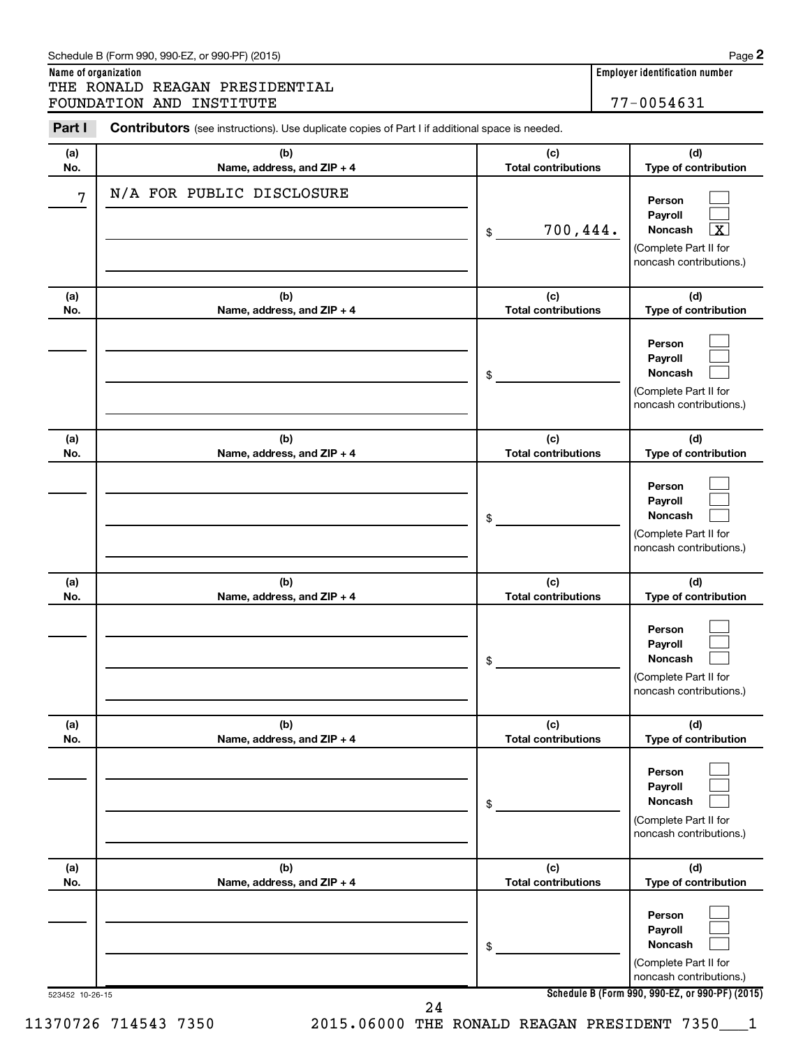Schedule B (Form 990, 990-EZ, or 990-PF) (2015)

**Name of organization**
THE RONALD REAGAN PRESIDENTIAL FOUNDATION AND INSTITUTE

**Employer identification number**
77-0054631

**Part I** **Contributors** (see instructions). Use duplicate copies of Part I if additional space is needed.

| (a) No. | (b) Name, address, and ZIP + 4 | (c) Total contributions | (d) Type of contribution |
|---|---|---|---|
| 7 | N/A FOR PUBLIC DISCLOSURE | $ 700,444. | Person [ ] Payroll [ ] Noncash [X] (Complete Part II for noncash contributions.) |
| | | $ | Person [ ] Payroll [ ] Noncash [ ] (Complete Part II for noncash contributions.) |
| | | $ | Person [ ] Payroll [ ] Noncash [ ] (Complete Part II for noncash contributions.) |
| | | $ | Person [ ] Payroll [ ] Noncash [ ] (Complete Part II for noncash contributions.) |
| | | $ | Person [ ] Payroll [ ] Noncash [ ] (Complete Part II for noncash contributions.) |
| | | $ | Person [ ] Payroll [ ] Noncash [ ] (Complete Part II for noncash contributions.) |

523452 10-26-15

**Schedule B (Form 990, 990-EZ, or 990-PF) (2015)**

11370726 714543 7350 2015.06000 THE RONALD REAGAN PRESIDENT 7350___1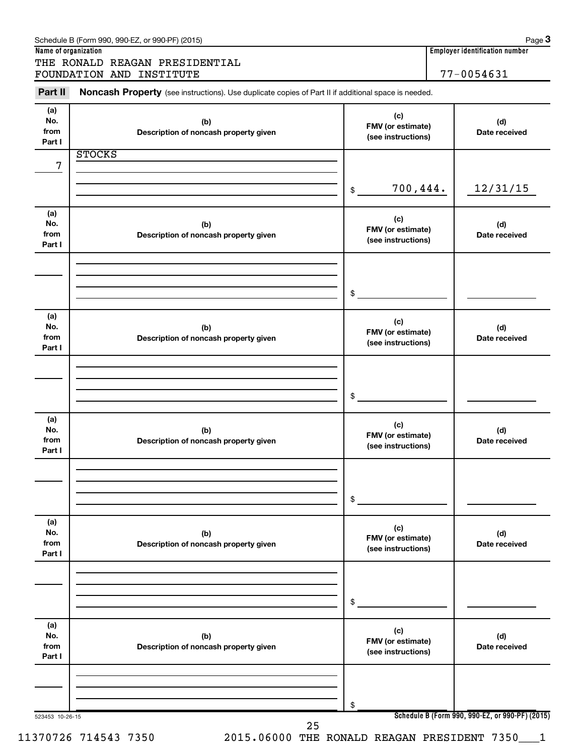**Name of organization**

THE RONALD REAGAN PRESIDENTIAL FOUNDATION AND INSTITUTE

**Employer identification number**

77-0054631

**Part II** **Noncash Property** (see instructions). Use duplicate copies of Part II if additional space is needed.

| (a) No. from Part I | (b) Description of noncash property given | (c) FMV (or estimate) (see instructions) | (d) Date received |
|---|---|---|---|
| 7 | STOCKS | $ 700,444. | 12/31/15 |
| | | $ | |
| | | $ | |
| | | $ | |
| | | $ | |
| | | $ | |

523453 10-26-15

**Schedule B (Form 990, 990-EZ, or 990-PF) (2015)**

11370726 714543 7350 2015.06000 THE RONALD REAGAN PRESIDENT 7350___1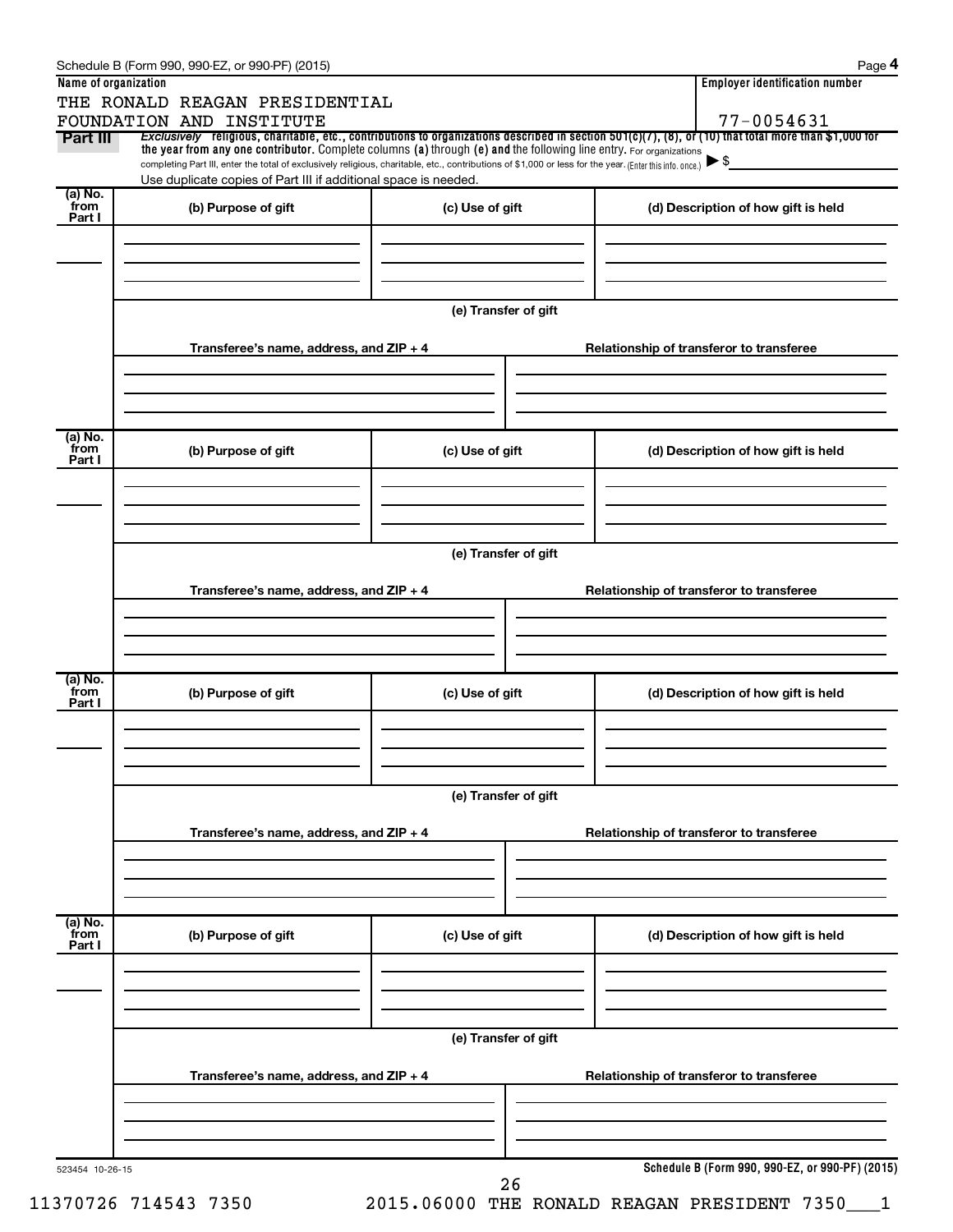Schedule B (Form 990, 990-EZ, or 990-PF) (2015)

**Name of organization**

THE RONALD REAGAN PRESIDENTIAL FOUNDATION AND INSTITUTE

**Employer identification number**

77-0054631

**Part III** *Exclusively* religious, charitable, etc., contributions to organizations described in section 501(c)(7), (8), or (10) that total more than $1,000 for the year from any one contributor. Complete columns (a) through (e) and the following line entry. For organizations completing Part III, enter the total of exclusively religious, charitable, etc., contributions of $1,000 or less for the year. (Enter this info. once.) ▶ $

Use duplicate copies of Part III if additional space is needed.

| (a) No. from Part I | (b) Purpose of gift | (c) Use of gift | (d) Description of how gift is held |
|---|---|---|---|
| | | | |

(e) Transfer of gift

| Transferee's name, address, and ZIP + 4 | Relationship of transferor to transferee |
|---|---|
| | |

| (a) No. from Part I | (b) Purpose of gift | (c) Use of gift | (d) Description of how gift is held |
|---|---|---|---|
| | | | |

(e) Transfer of gift

| Transferee's name, address, and ZIP + 4 | Relationship of transferor to transferee |
|---|---|
| | |

| (a) No. from Part I | (b) Purpose of gift | (c) Use of gift | (d) Description of how gift is held |
|---|---|---|---|
| | | | |

(e) Transfer of gift

| Transferee's name, address, and ZIP + 4 | Relationship of transferor to transferee |
|---|---|
| | |

| (a) No. from Part I | (b) Purpose of gift | (c) Use of gift | (d) Description of how gift is held |
|---|---|---|---|
| | | | |

(e) Transfer of gift

| Transferee's name, address, and ZIP + 4 | Relationship of transferor to transferee |
|---|---|
| | |

523454 10-26-15

**Schedule B (Form 990, 990-EZ, or 990-PF) (2015)**

11370726 714543 7350 2015.06000 THE RONALD REAGAN PRESIDENT 7350___1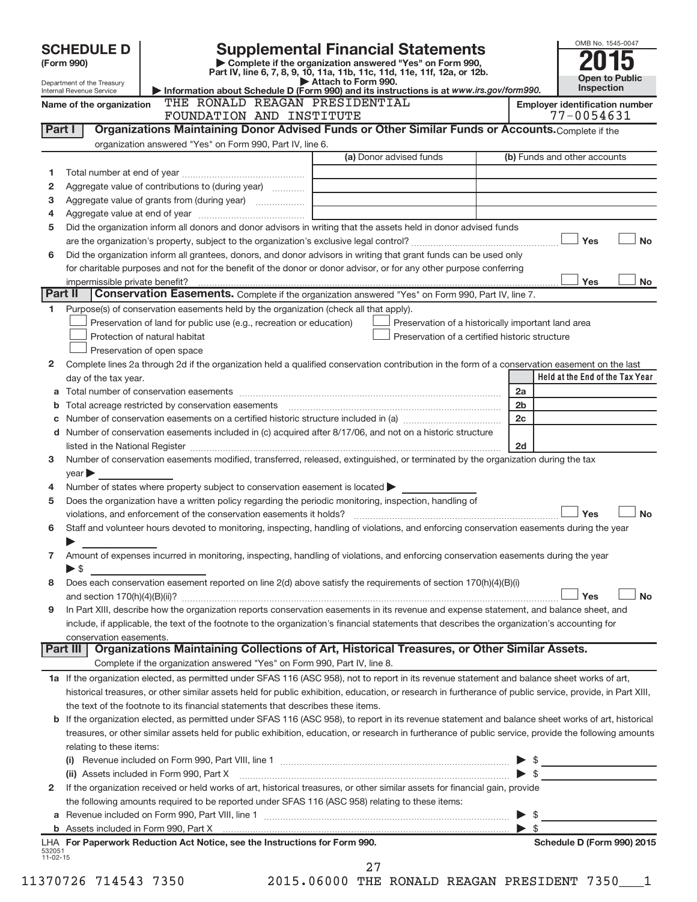# SCHEDULE D (Form 990)

Department of the Treasury
Internal Revenue Service

## Supplemental Financial Statements

▶ Complete if the organization answered "Yes" on Form 990, Part IV, line 6, 7, 8, 9, 10, 11a, 11b, 11c, 11d, 11e, 11f, 12a, or 12b.
▶ Attach to Form 990.
▶ Information about Schedule D (Form 990) and its instructions is at www.irs.gov/form990.

OMB No. 1545-0047
**2015**
**Open to Public Inspection**

**Name of the organization:** THE RONALD REAGAN PRESIDENTIAL FOUNDATION AND INSTITUTE

**Employer identification number:** 77-0054631

## Part I — Organizations Maintaining Donor Advised Funds or Other Similar Funds or Accounts.

Complete if the organization answered "Yes" on Form 990, Part IV, line 6.

| | | (a) Donor advised funds | (b) Funds and other accounts |
|---|---|---|---|
| 1 | Total number at end of year | | |
| 2 | Aggregate value of contributions to (during year) | | |
| 3 | Aggregate value of grants from (during year) | | |
| 4 | Aggregate value at end of year | | |

5 Did the organization inform all donors and donor advisors in writing that the assets held in donor advised funds are the organization's property, subject to the organization's exclusive legal control? ☐ Yes ☐ No

6 Did the organization inform all grantees, donors, and donor advisors in writing that grant funds can be used only for charitable purposes and not for the benefit of the donor or donor advisor, or for any other purpose conferring impermissible private benefit? ☐ Yes ☐ No

## Part II — Conservation Easements.

Complete if the organization answered "Yes" on Form 990, Part IV, line 7.

1 Purpose(s) of conservation easements held by the organization (check all that apply).

- ☐ Preservation of land for public use (e.g., recreation or education)
- ☐ Preservation of a historically important land area
- ☐ Protection of natural habitat
- ☐ Preservation of a certified historic structure
- ☐ Preservation of open space

2 Complete lines 2a through 2d if the organization held a qualified conservation contribution in the form of a conservation easement on the last day of the tax year.

| | | | Held at the End of the Tax Year |
|---|---|---|---|
| a | Total number of conservation easements | 2a | |
| b | Total acreage restricted by conservation easements | 2b | |
| c | Number of conservation easements on a certified historic structure included in (a) | 2c | |
| d | Number of conservation easements included in (c) acquired after 8/17/06, and not on a historic structure listed in the National Register | 2d | |

3 Number of conservation easements modified, transferred, released, extinguished, or terminated by the organization during the tax year ▶

4 Number of states where property subject to conservation easement is located ▶

5 Does the organization have a written policy regarding the periodic monitoring, inspection, handling of violations, and enforcement of the conservation easements it holds? ☐ Yes ☐ No

6 Staff and volunteer hours devoted to monitoring, inspecting, handling of violations, and enforcing conservation easements during the year ▶

7 Amount of expenses incurred in monitoring, inspecting, handling of violations, and enforcing conservation easements during the year ▶ $

8 Does each conservation easement reported on line 2(d) above satisfy the requirements of section 170(h)(4)(B)(i) and section 170(h)(4)(B)(ii)? ☐ Yes ☐ No

9 In Part XIII, describe how the organization reports conservation easements in its revenue and expense statement, and balance sheet, and include, if applicable, the text of the footnote to the organization's financial statements that describes the organization's accounting for conservation easements.

## Part III — Organizations Maintaining Collections of Art, Historical Treasures, or Other Similar Assets.

Complete if the organization answered "Yes" on Form 990, Part IV, line 8.

1a If the organization elected, as permitted under SFAS 116 (ASC 958), not to report in its revenue statement and balance sheet works of art, historical treasures, or other similar assets held for public exhibition, education, or research in furtherance of public service, provide, in Part XIII, the text of the footnote to its financial statements that describes these items.

b If the organization elected, as permitted under SFAS 116 (ASC 958), to report in its revenue statement and balance sheet works of art, historical treasures, or other similar assets held for public exhibition, education, or research in furtherance of public service, provide the following amounts relating to these items:

(i) Revenue included on Form 990, Part VIII, line 1 ▶ $

(ii) Assets included in Form 990, Part X ▶ $

2 If the organization received or held works of art, historical treasures, or other similar assets for financial gain, provide the following amounts required to be reported under SFAS 116 (ASC 958) relating to these items:

a Revenue included on Form 990, Part VIII, line 1 ▶ $

b Assets included in Form 990, Part X ▶ $

LHA For Paperwork Reduction Act Notice, see the Instructions for Form 990. Schedule D (Form 990) 2015

532051 11-02-15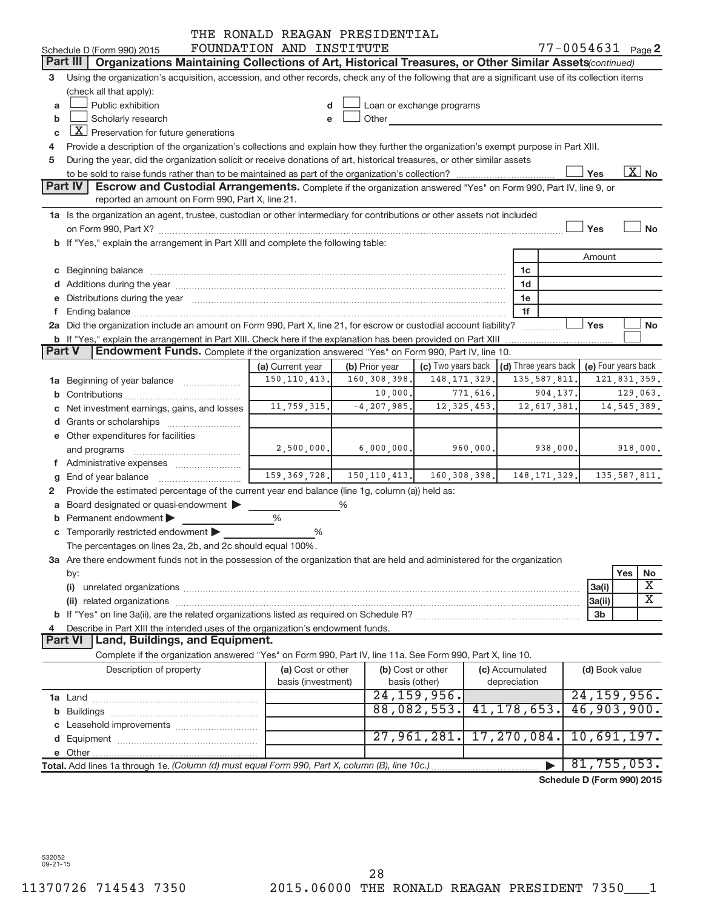THE RONALD REAGAN PRESIDENTIAL FOUNDATION AND INSTITUTE

Schedule D (Form 990) 2015 — 77-0054631 Page 2

**Part III | Organizations Maintaining Collections of Art, Historical Treasures, or Other Similar Assets** *(continued)*

3 Using the organization's acquisition, accession, and other records, check any of the following that are a significant use of its collection items (check all that apply):

- a [ ] Public exhibition
- b [ ] Scholarly research
- c [X] Preservation for future generations
- d [ ] Loan or exchange programs
- e [ ] Other

4 Provide a description of the organization's collections and explain how they further the organization's exempt purpose in Part XIII.

5 During the year, did the organization solicit or receive donations of art, historical treasures, or other similar assets to be sold to raise funds rather than to be maintained as part of the organization's collection? [ ] Yes [X] No

**Part IV | Escrow and Custodial Arrangements.** Complete if the organization answered "Yes" on Form 990, Part IV, line 9, or reported an amount on Form 990, Part X, line 21.

1a Is the organization an agent, trustee, custodian or other intermediary for contributions or other assets not included on Form 990, Part X? [ ] Yes [ ] No

b If "Yes," explain the arrangement in Part XIII and complete the following table:

| | | Amount |
|---|---|---|
| c Beginning balance | 1c | |
| d Additions during the year | 1d | |
| e Distributions during the year | 1e | |
| f Ending balance | 1f | |

2a Did the organization include an amount on Form 990, Part X, line 21, for escrow or custodial account liability? [ ] Yes [ ] No

b If "Yes," explain the arrangement in Part XIII. Check here if the explanation has been provided on Part XIII [ ]

**Part V | Endowment Funds.** Complete if the organization answered "Yes" on Form 990, Part IV, line 10.

| | (a) Current year | (b) Prior year | (c) Two years back | (d) Three years back | (e) Four years back |
|---|---|---|---|---|---|
| 1a Beginning of year balance | 150,110,413. | 160,308,398. | 148,171,329. | 135,587,811. | 121,831,359. |
| b Contributions | | 10,000. | 771,616. | 904,137. | 129,063. |
| c Net investment earnings, gains, and losses | 11,759,315. | -4,207,985. | 12,325,453. | 12,617,381. | 14,545,389. |
| d Grants or scholarships | | | | | |
| e Other expenditures for facilities and programs | 2,500,000. | 6,000,000. | 960,000. | 938,000. | 918,000. |
| f Administrative expenses | | | | | |
| g End of year balance | 159,369,728. | 150,110,413. | 160,308,398. | 148,171,329. | 135,587,811. |

2 Provide the estimated percentage of the current year end balance (line 1g, column (a)) held as:

- a Board designated or quasi-endowment ▶ ______ %
- b Permanent endowment ▶ ______ %
- c Temporarily restricted endowment ▶ ______ %

The percentages on lines 2a, 2b, and 2c should equal 100%.

3a Are there endowment funds not in the possession of the organization that are held and administered for the organization by:

| | | Yes | No |
|---|---|---|---|
| (i) unrelated organizations | 3a(i) | | X |
| (ii) related organizations | 3a(ii) | | X |
| b If "Yes" on line 3a(ii), are the related organizations listed as required on Schedule R? | 3b | | |

4 Describe in Part XIII the intended uses of the organization's endowment funds.

**Part VI | Land, Buildings, and Equipment.**

Complete if the organization answered "Yes" on Form 990, Part IV, line 11a. See Form 990, Part X, line 10.

| Description of property | (a) Cost or other basis (investment) | (b) Cost or other basis (other) | (c) Accumulated depreciation | (d) Book value |
|---|---|---|---|---|
| 1a Land | | 24,159,956. | | 24,159,956. |
| b Buildings | | 88,082,553. | 41,178,653. | 46,903,900. |
| c Leasehold improvements | | | | |
| d Equipment | | 27,961,281. | 17,270,084. | 10,691,197. |
| e Other | | | | |
| **Total.** Add lines 1a through 1e. *(Column (d) must equal Form 990, Part X, column (B), line 10c.)* | | | ▶ | 81,755,053. |

**Schedule D (Form 990) 2015**

532052 09-21-15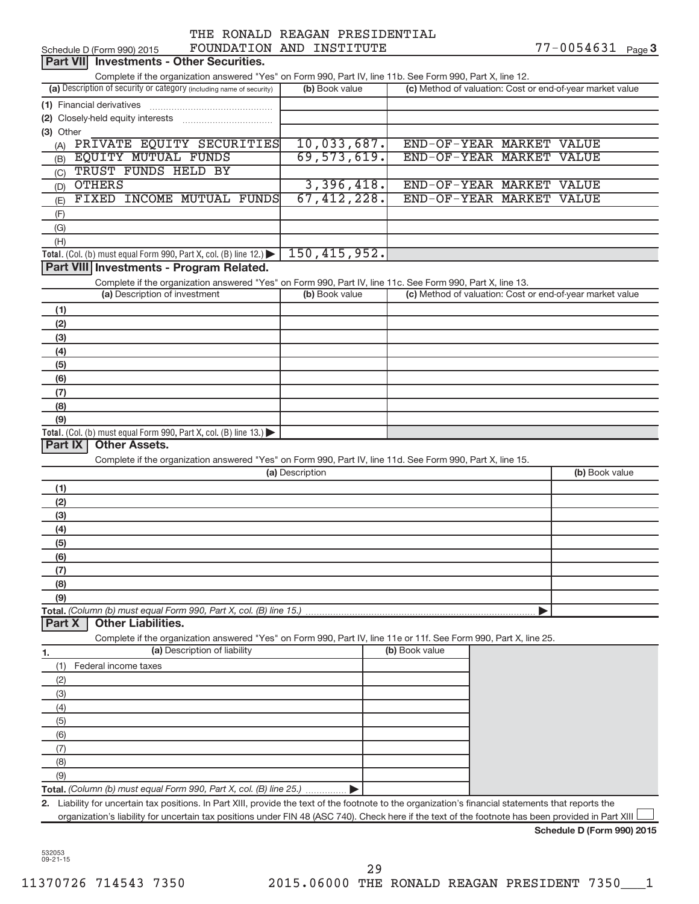Schedule D (Form 990) 2015 THE RONALD REAGAN PRESIDENTIAL FOUNDATION AND INSTITUTE 77-0054631 Page 3

## Part VII Investments - Other Securities.

Complete if the organization answered "Yes" on Form 990, Part IV, line 11b. See Form 990, Part X, line 12.

| (a) Description of security or category (including name of security) | (b) Book value | (c) Method of valuation: Cost or end-of-year market value |
|---|---|---|
| (1) Financial derivatives | | |
| (2) Closely-held equity interests | | |
| (3) Other | | |
| (A) PRIVATE EQUITY SECURITIES | 10,033,687. | END-OF-YEAR MARKET VALUE |
| (B) EQUITY MUTUAL FUNDS | 69,573,619. | END-OF-YEAR MARKET VALUE |
| (C) TRUST FUNDS HELD BY | | |
| (D) OTHERS | 3,396,418. | END-OF-YEAR MARKET VALUE |
| (E) FIXED INCOME MUTUAL FUNDS | 67,412,228. | END-OF-YEAR MARKET VALUE |
| (F) | | |
| (G) | | |
| (H) | | |
| **Total.** (Col. (b) must equal Form 990, Part X, col. (B) line 12.) | 150,415,952. | |

## Part VIII Investments - Program Related.

Complete if the organization answered "Yes" on Form 990, Part IV, line 11c. See Form 990, Part X, line 13.

| (a) Description of investment | (b) Book value | (c) Method of valuation: Cost or end-of-year market value |
|---|---|---|
| (1) | | |
| (2) | | |
| (3) | | |
| (4) | | |
| (5) | | |
| (6) | | |
| (7) | | |
| (8) | | |
| (9) | | |
| **Total.** (Col. (b) must equal Form 990, Part X, col. (B) line 13.) | | |

## Part IX Other Assets.

Complete if the organization answered "Yes" on Form 990, Part IV, line 11d. See Form 990, Part X, line 15.

| (a) Description | (b) Book value |
|---|---|
| (1) | |
| (2) | |
| (3) | |
| (4) | |
| (5) | |
| (6) | |
| (7) | |
| (8) | |
| (9) | |
| **Total.** *(Column (b) must equal Form 990, Part X, col. (B) line 15.)* | |

## Part X Other Liabilities.

Complete if the organization answered "Yes" on Form 990, Part IV, line 11e or 11f. See Form 990, Part X, line 25.

| 1. (a) Description of liability | (b) Book value |
|---|---|
| (1) Federal income taxes | |
| (2) | |
| (3) | |
| (4) | |
| (5) | |
| (6) | |
| (7) | |
| (8) | |
| (9) | |
| **Total.** *(Column (b) must equal Form 990, Part X, col. (B) line 25.)* | |

2. Liability for uncertain tax positions. In Part XIII, provide the text of the footnote to the organization's financial statements that reports the organization's liability for uncertain tax positions under FIN 48 (ASC 740). Check here if the text of the footnote has been provided in Part XIII ☐

**Schedule D (Form 990) 2015**

532053 09-21-15

11370726 714543 7350 2015.06000 THE RONALD REAGAN PRESIDENT 7350___1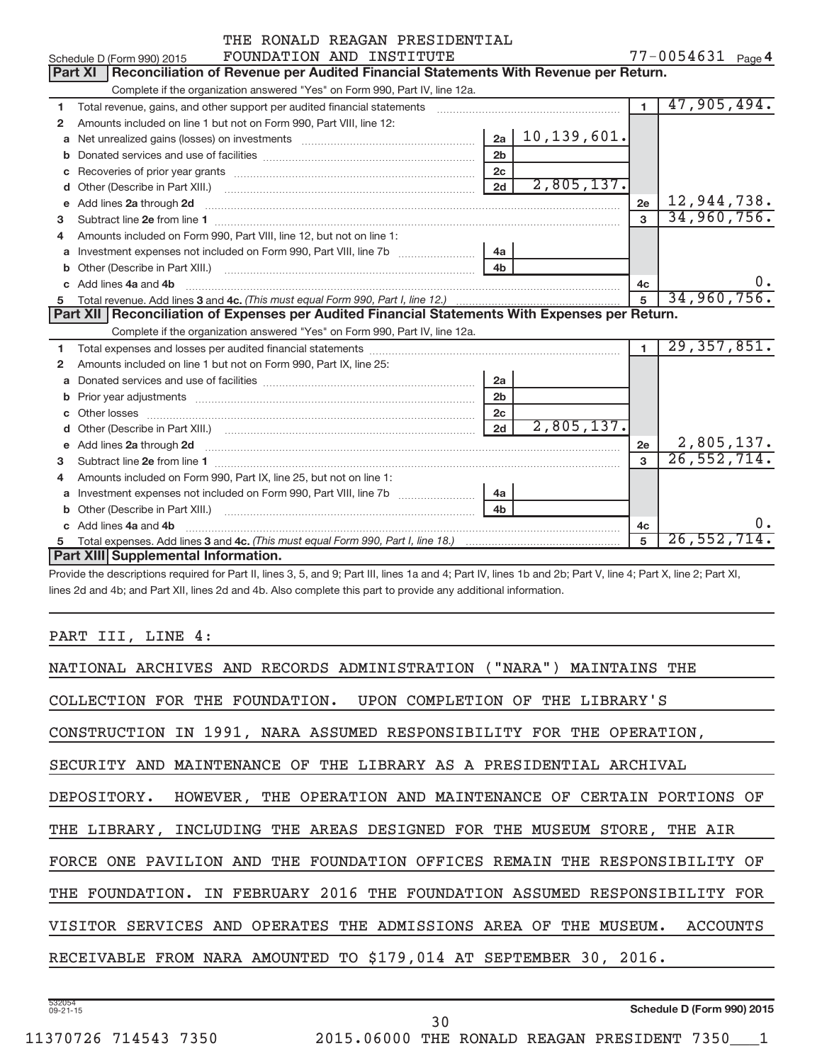THE RONALD REAGAN PRESIDENTIAL FOUNDATION AND INSTITUTE 77-0054631

Schedule D (Form 990) 2015 Page 4

## Part XI Reconciliation of Revenue per Audited Financial Statements With Revenue per Return.

Complete if the organization answered "Yes" on Form 990, Part IV, line 12a.

| | | | | | |
|---|---|---|---|---|---|
| 1 | Total revenue, gains, and other support per audited financial statements | | | 1 | 47,905,494. |
| 2 | Amounts included on line 1 but not on Form 990, Part VIII, line 12: | | | | |
| a | Net unrealized gains (losses) on investments | 2a | 10,139,601. | | |
| b | Donated services and use of facilities | 2b | | | |
| c | Recoveries of prior year grants | 2c | | | |
| d | Other (Describe in Part XIII.) | 2d | 2,805,137. | | |
| e | Add lines 2a through 2d | | | 2e | 12,944,738. |
| 3 | Subtract line 2e from line 1 | | | 3 | 34,960,756. |
| 4 | Amounts included on Form 990, Part VIII, line 12, but not on line 1: | | | | |
| a | Investment expenses not included on Form 990, Part VIII, line 7b | 4a | | | |
| b | Other (Describe in Part XIII.) | 4b | | | |
| c | Add lines 4a and 4b | | | 4c | 0. |
| 5 | Total revenue. Add lines 3 and 4c. *(This must equal Form 990, Part I, line 12.)* | | | 5 | 34,960,756. |

## Part XII Reconciliation of Expenses per Audited Financial Statements With Expenses per Return.

Complete if the organization answered "Yes" on Form 990, Part IV, line 12a.

| | | | | | |
|---|---|---|---|---|---|
| 1 | Total expenses and losses per audited financial statements | | | 1 | 29,357,851. |
| 2 | Amounts included on line 1 but not on Form 990, Part IX, line 25: | | | | |
| a | Donated services and use of facilities | 2a | | | |
| b | Prior year adjustments | 2b | | | |
| c | Other losses | 2c | | | |
| d | Other (Describe in Part XIII.) | 2d | 2,805,137. | | |
| e | Add lines 2a through 2d | | | 2e | 2,805,137. |
| 3 | Subtract line 2e from line 1 | | | 3 | 26,552,714. |
| 4 | Amounts included on Form 990, Part IX, line 25, but not on line 1: | | | | |
| a | Investment expenses not included on Form 990, Part VIII, line 7b | 4a | | | |
| b | Other (Describe in Part XIII.) | 4b | | | |
| c | Add lines 4a and 4b | | | 4c | 0. |
| 5 | Total expenses. Add lines 3 and 4c. *(This must equal Form 990, Part I, line 18.)* | | | 5 | 26,552,714. |

## Part XIII Supplemental Information.

Provide the descriptions required for Part II, lines 3, 5, and 9; Part III, lines 1a and 4; Part IV, lines 1b and 2b; Part V, line 4; Part X, line 2; Part XI, lines 2d and 4b; and Part XII, lines 2d and 4b. Also complete this part to provide any additional information.

PART III, LINE 4:

NATIONAL ARCHIVES AND RECORDS ADMINISTRATION ("NARA") MAINTAINS THE COLLECTION FOR THE FOUNDATION. UPON COMPLETION OF THE LIBRARY'S CONSTRUCTION IN 1991, NARA ASSUMED RESPONSIBILITY FOR THE OPERATION, SECURITY AND MAINTENANCE OF THE LIBRARY AS A PRESIDENTIAL ARCHIVAL DEPOSITORY. HOWEVER, THE OPERATION AND MAINTENANCE OF CERTAIN PORTIONS OF THE LIBRARY, INCLUDING THE AREAS DESIGNED FOR THE MUSEUM STORE, THE AIR FORCE ONE PAVILION AND THE FOUNDATION OFFICES REMAIN THE RESPONSIBILITY OF THE FOUNDATION. IN FEBRUARY 2016 THE FOUNDATION ASSUMED RESPONSIBILITY FOR VISITOR SERVICES AND OPERATES THE ADMISSIONS AREA OF THE MUSEUM. ACCOUNTS RECEIVABLE FROM NARA AMOUNTED TO $179,014 AT SEPTEMBER 30, 2016.

532054 09-21-15

Schedule D (Form 990) 2015

11370726 714543 7350 2015.06000 THE RONALD REAGAN PRESIDENT 7350___1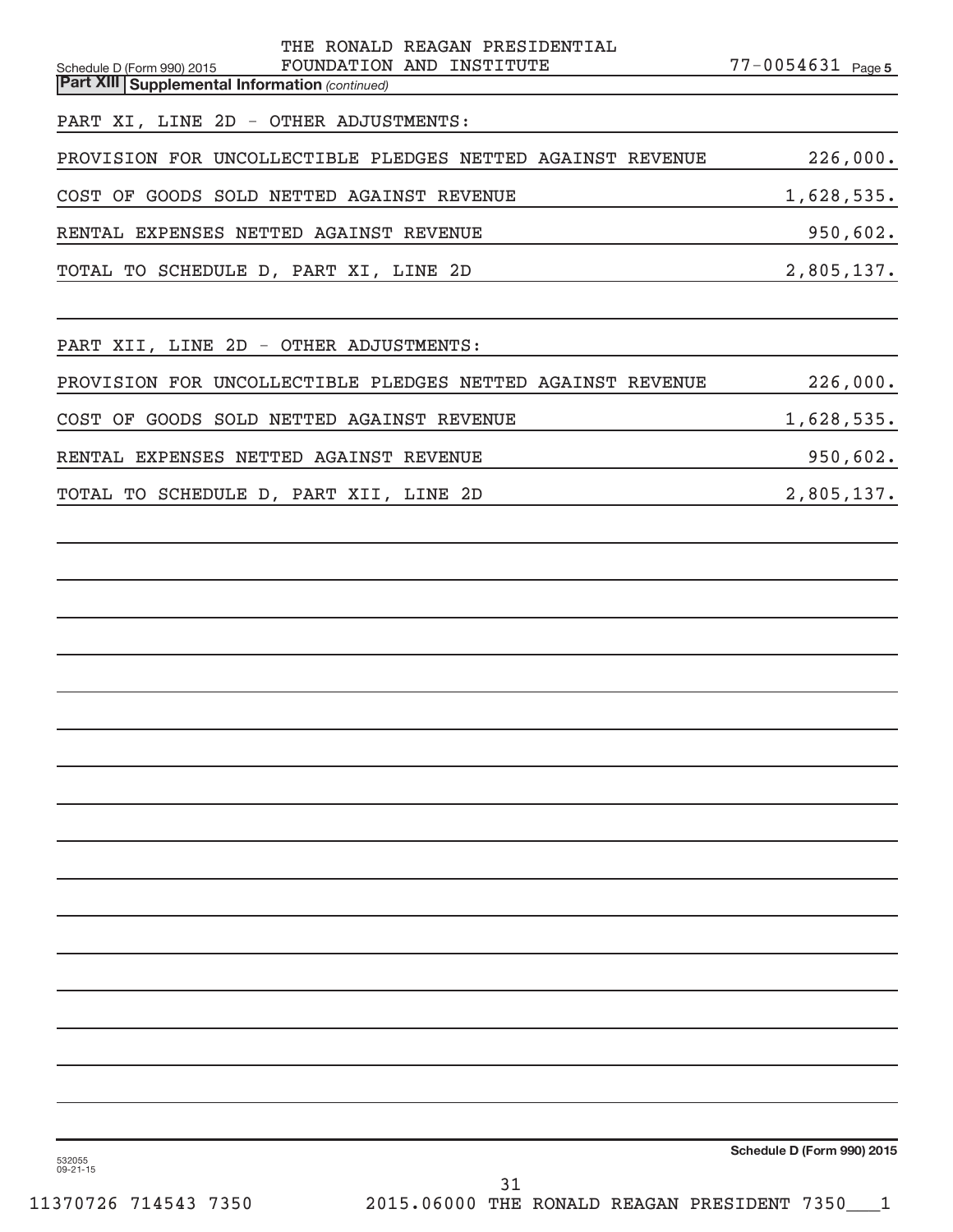THE RONALD REAGAN PRESIDENTIAL FOUNDATION AND INSTITUTE 77-0054631

Schedule D (Form 990) 2015 Page 5

**Part XIII Supplemental Information** *(continued)*

PART XI, LINE 2D - OTHER ADJUSTMENTS:

| | |
|---|---|
| PROVISION FOR UNCOLLECTIBLE PLEDGES NETTED AGAINST REVENUE | 226,000. |
| COST OF GOODS SOLD NETTED AGAINST REVENUE | 1,628,535. |
| RENTAL EXPENSES NETTED AGAINST REVENUE | 950,602. |
| TOTAL TO SCHEDULE D, PART XI, LINE 2D | 2,805,137. |

PART XII, LINE 2D - OTHER ADJUSTMENTS:

| | |
|---|---|
| PROVISION FOR UNCOLLECTIBLE PLEDGES NETTED AGAINST REVENUE | 226,000. |
| COST OF GOODS SOLD NETTED AGAINST REVENUE | 1,628,535. |
| RENTAL EXPENSES NETTED AGAINST REVENUE | 950,602. |
| TOTAL TO SCHEDULE D, PART XII, LINE 2D | 2,805,137. |

532055 09-21-15

Schedule D (Form 990) 2015

11370726 714543 7350 2015.06000 THE RONALD REAGAN PRESIDENT 7350___1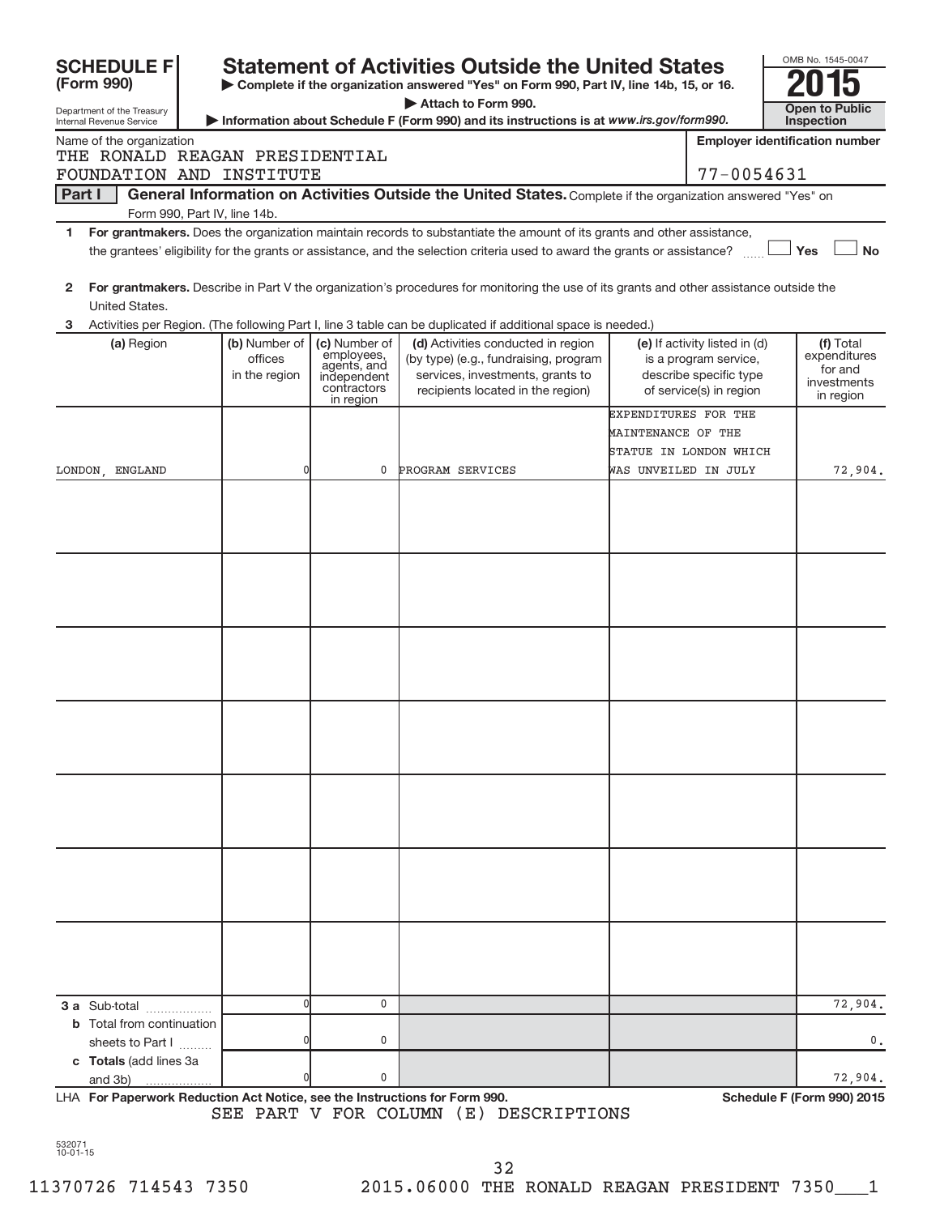# SCHEDULE F (Form 990)

Department of the Treasury
Internal Revenue Service

## Statement of Activities Outside the United States

▶ Complete if the organization answered "Yes" on Form 990, Part IV, line 14b, 15, or 16.

▶ Attach to Form 990.

▶ Information about Schedule F (Form 990) and its instructions is at *www.irs.gov/form990*.

OMB No. 1545-0047

**2015**

**Open to Public Inspection**

Name of the organization: THE RONALD REAGAN PRESIDENTIAL FOUNDATION AND INSTITUTE

Employer identification number: 77-0054631

**Part I — General Information on Activities Outside the United States.** Complete if the organization answered "Yes" on Form 990, Part IV, line 14b.

1. **For grantmakers.** Does the organization maintain records to substantiate the amount of its grants and other assistance, the grantees' eligibility for the grants or assistance, and the selection criteria used to award the grants or assistance? ☐ Yes ☐ No

2. **For grantmakers.** Describe in Part V the organization's procedures for monitoring the use of its grants and other assistance outside the United States.

3. Activities per Region. (The following Part I, line 3 table can be duplicated if additional space is needed.)

| (a) Region | (b) Number of offices in the region | (c) Number of employees, agents, and independent contractors in region | (d) Activities conducted in region (by type) (e.g., fundraising, program services, investments, grants to recipients located in the region) | (e) If activity listed in (d) is a program service, describe specific type of service(s) in region | (f) Total expenditures for and investments in region |
|---|---|---|---|---|---|
| LONDON, ENGLAND | 0 | 0 | PROGRAM SERVICES | EXPENDITURES FOR THE MAINTENANCE OF THE STATUE IN LONDON WHICH WAS UNVEILED IN JULY | 72,904. |
| | | | | | |
| | | | | | |
| | | | | | |
| | | | | | |
| | | | | | |
| | | | | | |
| | | | | | |
| **3 a** Sub-total | 0 | 0 | | | 72,904. |
| **b** Total from continuation sheets to Part I | 0 | 0 | | | 0. |
| **c Totals** (add lines 3a and 3b) | 0 | 0 | | | 72,904. |

LHA **For Paperwork Reduction Act Notice, see the Instructions for Form 990.** **Schedule F (Form 990) 2015**

SEE PART V FOR COLUMN (E) DESCRIPTIONS

532071 10-01-15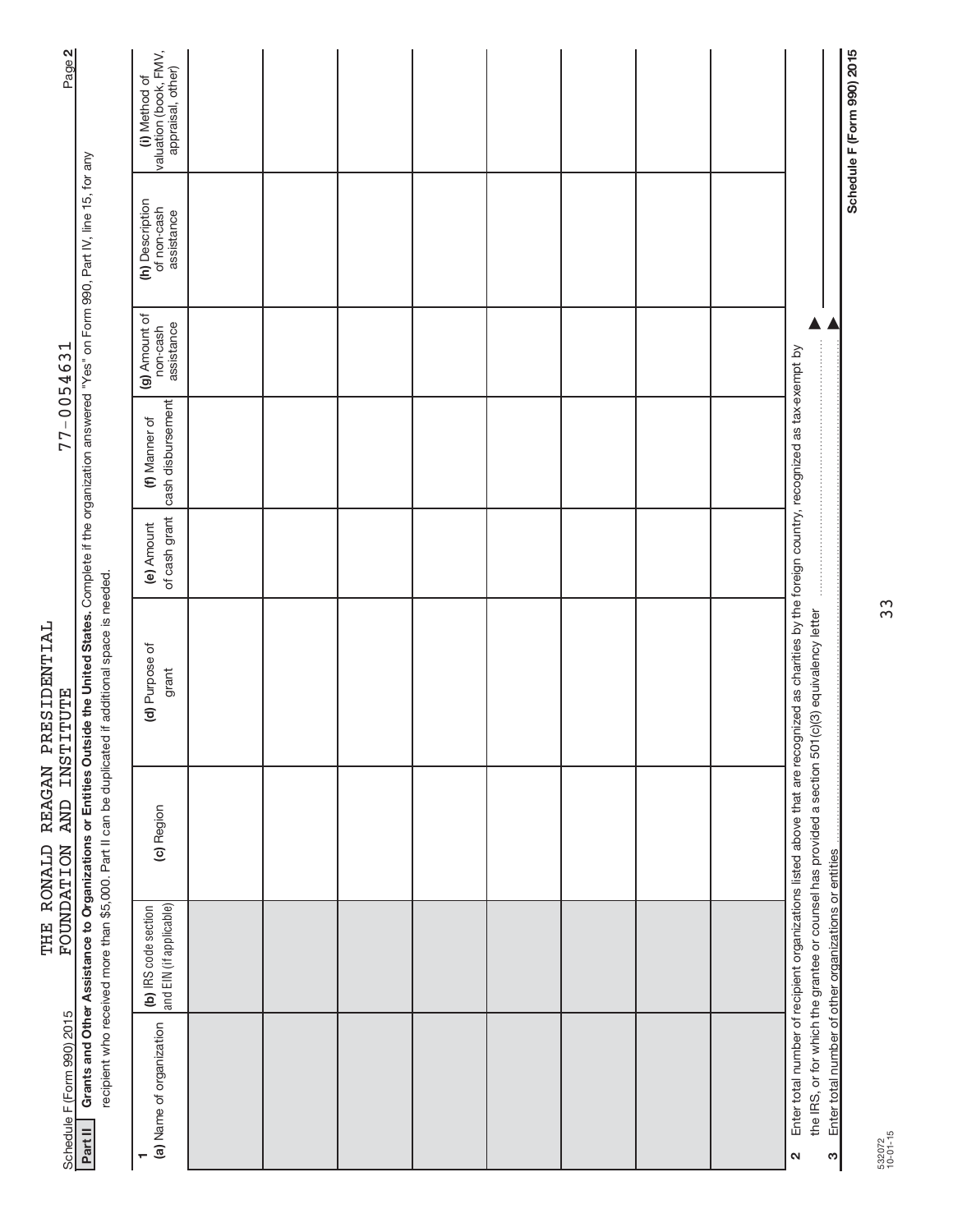Schedule F (Form 990) 2015

THE RONALD REAGAN PRESIDENTIAL FOUNDATION AND INSTITUTE

77-0054631

**Part II** **Grants and Other Assistance to Organizations or Entities Outside the United States.** Complete if the organization answered "Yes" on Form 990, Part IV, line 15, for any recipient who received more than $5,000. Part II can be duplicated if additional space is needed.

1

| (a) Name of organization | (b) IRS code section and EIN (if applicable) | (c) Region | (d) Purpose of grant | (e) Amount of cash grant | (f) Manner of cash disbursement | (g) Amount of non-cash assistance | (h) Description of non-cash assistance | (i) Method of valuation (book, FMV, appraisal, other) |
|---|---|---|---|---|---|---|---|---|
| | | | | | | | | |
| | | | | | | | | |
| | | | | | | | | |
| | | | | | | | | |
| | | | | | | | | |
| | | | | | | | | |
| | | | | | | | | |
| | | | | | | | | |
| | | | | | | | | |
| | | | | | | | | |
| | | | | | | | | |
| | | | | | | | | |

2 Enter total number of recipient organizations listed above that are recognized as charities by the foreign country, recognized as tax-exempt by the IRS, or for which the grantee or counsel has provided a section 501(c)(3) equivalency letter ▶

3 Enter total number of other organizations or entities ▶

Schedule F (Form 990) 2015

532072 10-01-15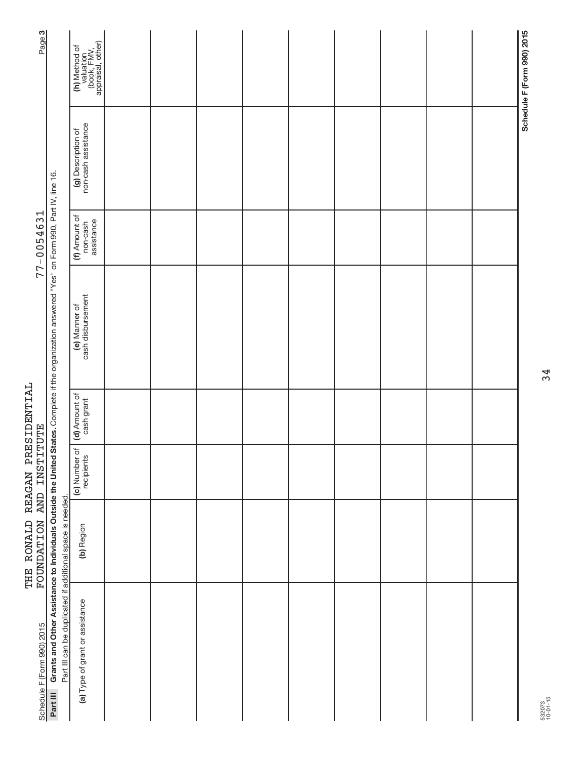THE RONALD REAGAN PRESIDENTIAL FOUNDATION AND INSTITUTE 77-0054631

**Part III Grants and Other Assistance to Individuals Outside the United States.** Complete if the organization answered "Yes" on Form 990, Part IV, line 16.

Part III can be duplicated if additional space is needed.

| (a) Type of grant or assistance | (b) Region | (c) Number of recipients | (d) Amount of cash grant | (e) Manner of cash disbursement | (f) Amount of non-cash assistance | (g) Description of non-cash assistance | (h) Method of valuation (book, FMV, appraisal, other) |
|---|---|---|---|---|---|---|---|
| | | | | | | | |
| | | | | | | | |
| | | | | | | | |
| | | | | | | | |
| | | | | | | | |
| | | | | | | | |
| | | | | | | | |
| | | | | | | | |
| | | | | | | | |

532073 10-01-15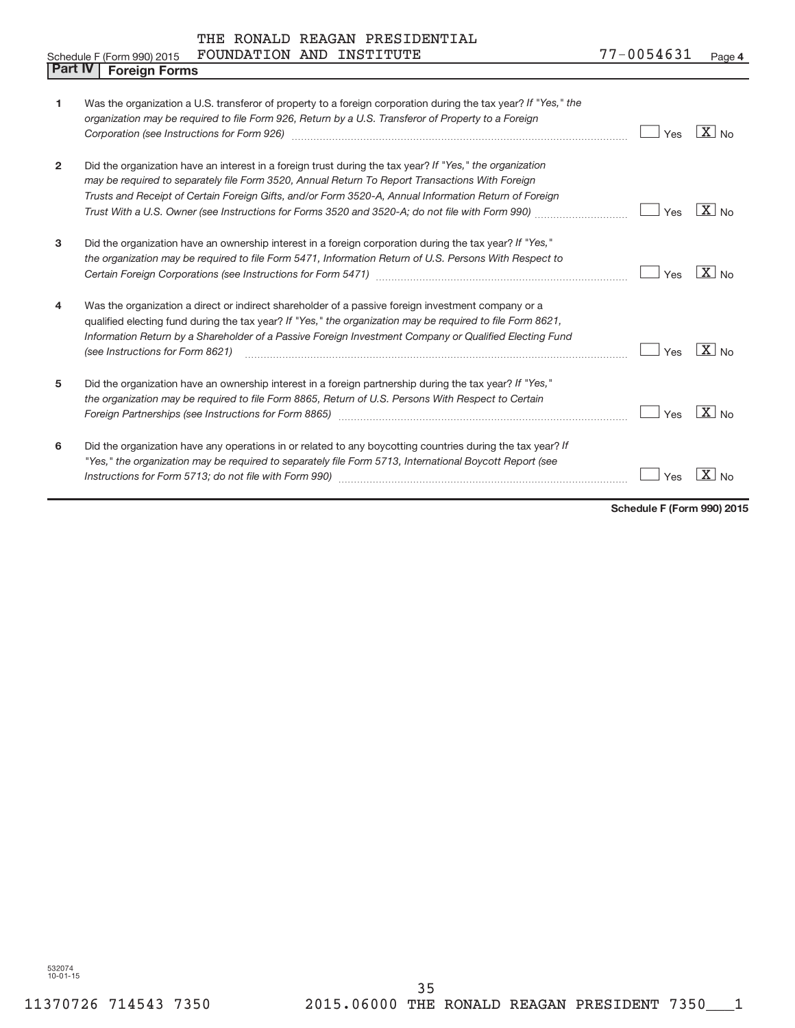THE RONALD REAGAN PRESIDENTIAL FOUNDATION AND INSTITUTE

Schedule F (Form 990) 2015 — 77-0054631 — Page 4

## Part IV Foreign Forms

| | | Yes | No |
|---|---|---|---|
| 1 | Was the organization a U.S. transferor of property to a foreign corporation during the tax year? *If "Yes," the organization may be required to file Form 926, Return by a U.S. Transferor of Property to a Foreign Corporation (see Instructions for Form 926)* | | X |
| 2 | Did the organization have an interest in a foreign trust during the tax year? *If "Yes," the organization may be required to separately file Form 3520, Annual Return To Report Transactions With Foreign Trusts and Receipt of Certain Foreign Gifts, and/or Form 3520-A, Annual Information Return of Foreign Trust With a U.S. Owner (see Instructions for Forms 3520 and 3520-A; do not file with Form 990)* | | X |
| 3 | Did the organization have an ownership interest in a foreign corporation during the tax year? *If "Yes," the organization may be required to file Form 5471, Information Return of U.S. Persons With Respect to Certain Foreign Corporations (see Instructions for Form 5471)* | | X |
| 4 | Was the organization a direct or indirect shareholder of a passive foreign investment company or a qualified electing fund during the tax year? *If "Yes," the organization may be required to file Form 8621, Information Return by a Shareholder of a Passive Foreign Investment Company or Qualified Electing Fund (see Instructions for Form 8621)* | | X |
| 5 | Did the organization have an ownership interest in a foreign partnership during the tax year? *If "Yes," the organization may be required to file Form 8865, Return of U.S. Persons With Respect to Certain Foreign Partnerships (see Instructions for Form 8865)* | | X |
| 6 | Did the organization have any operations in or related to any boycotting countries during the tax year? *If "Yes," the organization may be required to separately file Form 5713, International Boycott Report (see Instructions for Form 5713; do not file with Form 990)* | | X |

**Schedule F (Form 990) 2015**

532074 10-01-15

11370726 714543 7350 2015.06000 THE RONALD REAGAN PRESIDENT 7350___1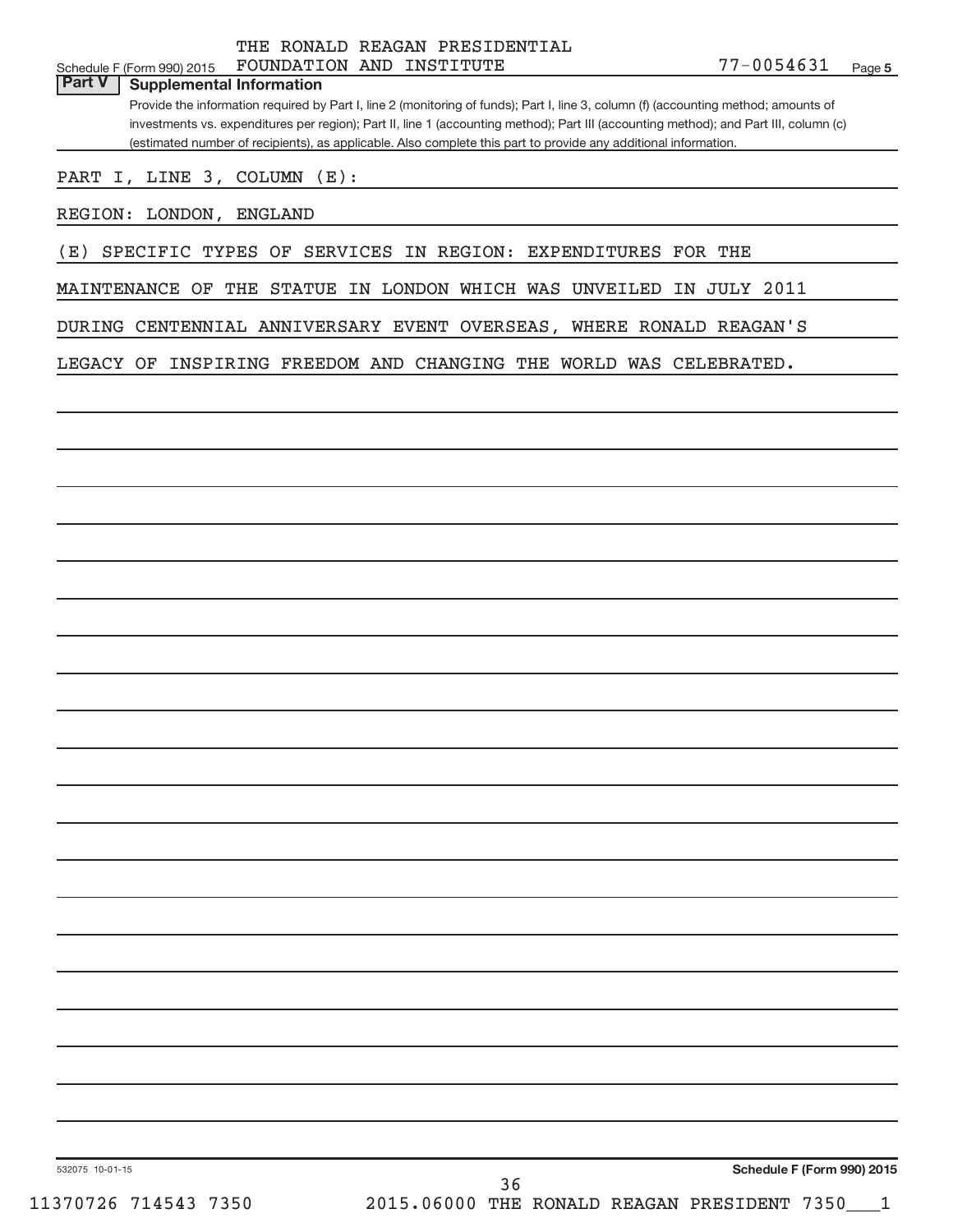THE RONALD REAGAN PRESIDENTIAL FOUNDATION AND INSTITUTE 77-0054631

## Part V Supplemental Information

Provide the information required by Part I, line 2 (monitoring of funds); Part I, line 3, column (f) (accounting method; amounts of investments vs. expenditures per region); Part II, line 1 (accounting method); Part III (accounting method); and Part III, column (c) (estimated number of recipients), as applicable. Also complete this part to provide any additional information.

PART I, LINE 3, COLUMN (E):

REGION: LONDON, ENGLAND

(E) SPECIFIC TYPES OF SERVICES IN REGION: EXPENDITURES FOR THE MAINTENANCE OF THE STATUE IN LONDON WHICH WAS UNVEILED IN JULY 2011 DURING CENTENNIAL ANNIVERSARY EVENT OVERSEAS, WHERE RONALD REAGAN'S LEGACY OF INSPIRING FREEDOM AND CHANGING THE WORLD WAS CELEBRATED.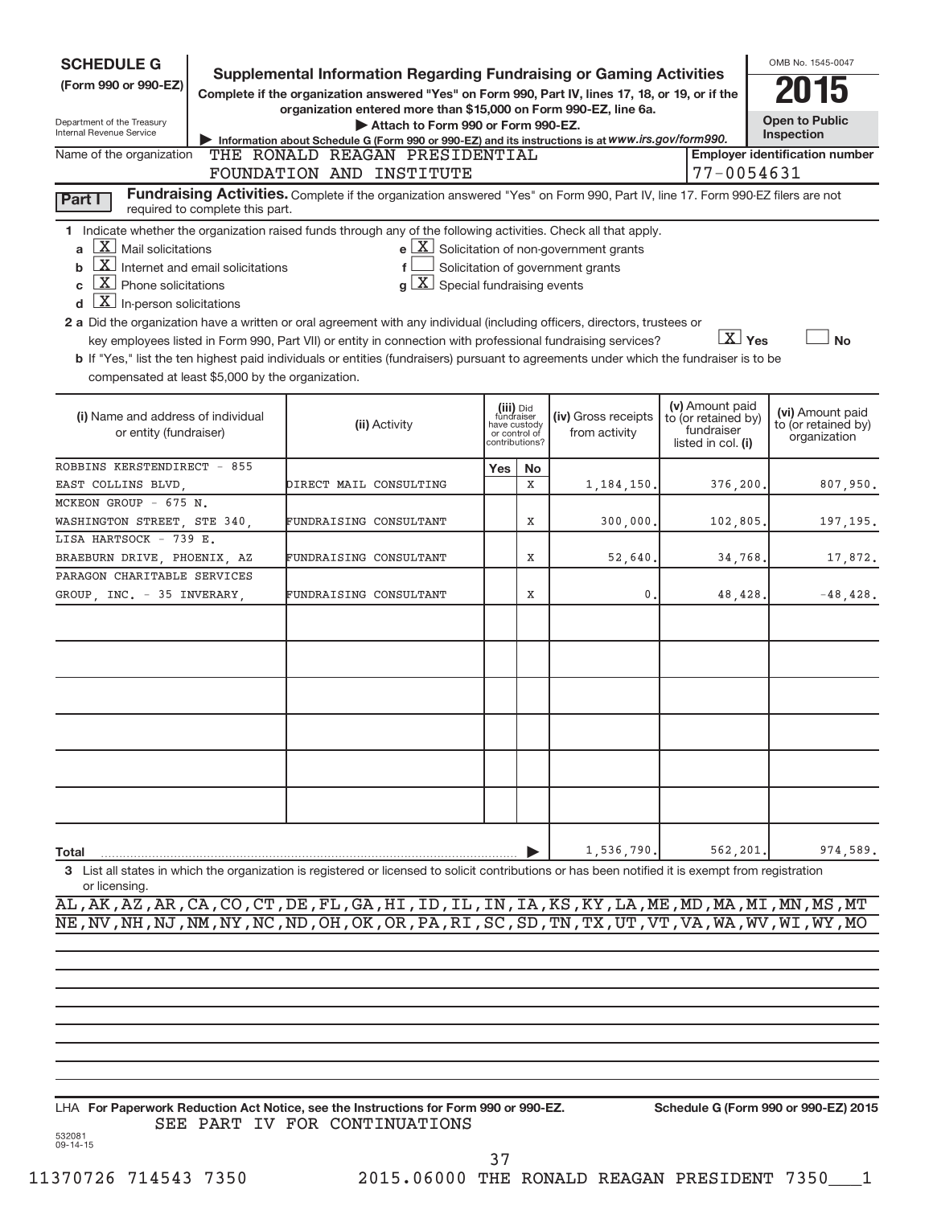# SCHEDULE G (Form 990 or 990-EZ)

Department of the Treasury
Internal Revenue Service

## Supplemental Information Regarding Fundraising or Gaming Activities

**Complete if the organization answered "Yes" on Form 990, Part IV, lines 17, 18, or 19, or if the organization entered more than $15,000 on Form 990-EZ, line 6a.**

▶ Attach to Form 990 or Form 990-EZ.

▶ Information about Schedule G (Form 990 or 990-EZ) and its instructions is at www.irs.gov/form990.

OMB No. 1545-0047

**2015**

**Open to Public Inspection**

Name of the organization: THE RONALD REAGAN PRESIDENTIAL FOUNDATION AND INSTITUTE

Employer identification number: 77-0054631

**Part I** **Fundraising Activities.** Complete if the organization answered "Yes" on Form 990, Part IV, line 17. Form 990-EZ filers are not required to complete this part.

**1** Indicate whether the organization raised funds through any of the following activities. Check all that apply.

- a [X] Mail solicitations
- b [X] Internet and email solicitations
- c [X] Phone solicitations
- d [X] In-person solicitations
- e [X] Solicitation of non-government grants
- f [ ] Solicitation of government grants
- g [X] Special fundraising events

**2 a** Did the organization have a written or oral agreement with any individual (including officers, directors, trustees or key employees listed in Form 990, Part VII) or entity in connection with professional fundraising services? [X] Yes [ ] No

**b** If "Yes," list the ten highest paid individuals or entities (fundraisers) pursuant to agreements under which the fundraiser is to be compensated at least $5,000 by the organization.

| (i) Name and address of individual or entity (fundraiser) | (ii) Activity | (iii) Did fundraiser have custody or control of contributions? Yes | No | (iv) Gross receipts from activity | (v) Amount paid to (or retained by) fundraiser listed in col. (i) | (vi) Amount paid to (or retained by) organization |
|---|---|---|---|---|---|---|
| ROBBINS KERSTENDIRECT - 855 EAST COLLINS BLVD, | DIRECT MAIL CONSULTING | | X | 1,184,150. | 376,200. | 807,950. |
| MCKEON GROUP - 675 N. WASHINGTON STREET, STE 340, | FUNDRAISING CONSULTANT | | X | 300,000. | 102,805. | 197,195. |
| LISA HARTSOCK - 739 E. BRAEBURN DRIVE, PHOENIX, AZ | FUNDRAISING CONSULTANT | | X | 52,640. | 34,768. | 17,872. |
| PARAGON CHARITABLE SERVICES GROUP, INC. - 35 INVERARY, | FUNDRAISING CONSULTANT | | X | 0. | 48,428. | -48,428. |
| **Total** | | | | 1,536,790. | 562,201. | 974,589. |

**3** List all states in which the organization is registered or licensed to solicit contributions or has been notified it is exempt from registration or licensing.

AL,AK,AZ,AR,CA,CO,CT,DE,FL,GA,HI,ID,IL,IN,IA,KS,KY,LA,ME,MD,MA,MI,MN,MS,MT
NE,NV,NH,NJ,NM,NY,NC,ND,OH,OK,OR,PA,RI,SC,SD,TN,TX,UT,VT,VA,WA,WV,WI,WY,MO

LHA **For Paperwork Reduction Act Notice, see the Instructions for Form 990 or 990-EZ.** **Schedule G (Form 990 or 990-EZ) 2015**

SEE PART IV FOR CONTINUATIONS

532081 09-14-15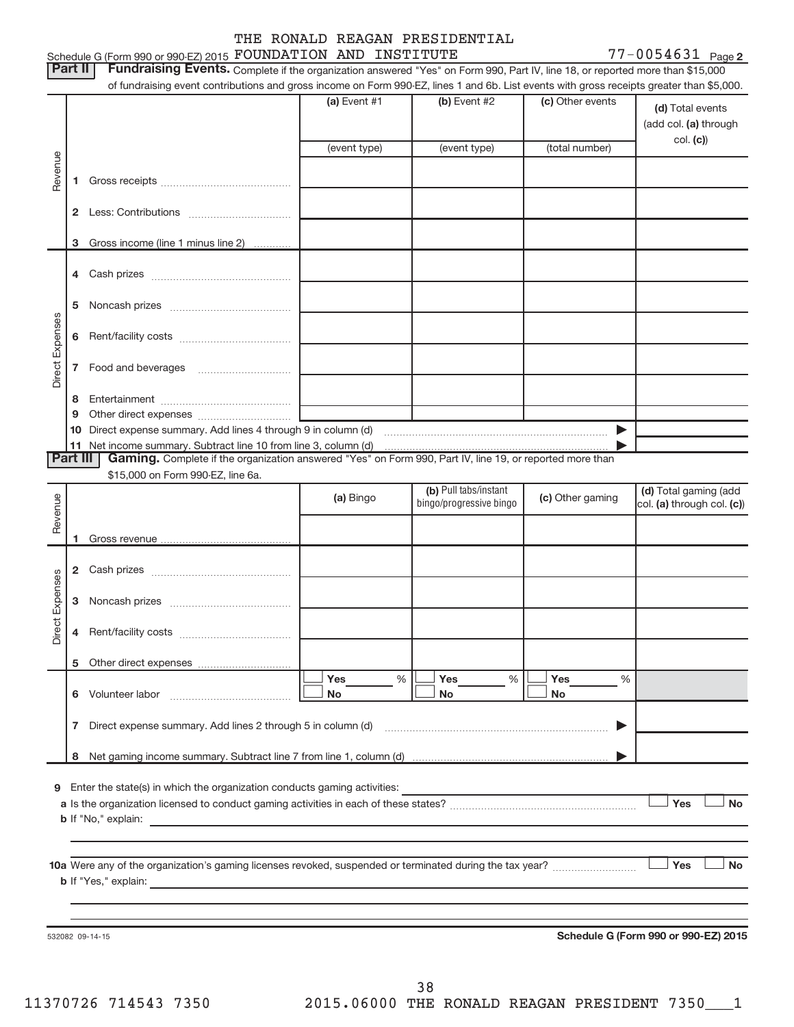Schedule G (Form 990 or 990-EZ) 2015 THE RONALD REAGAN PRESIDENTIAL FOUNDATION AND INSTITUTE 77-0054631 Page **2**

**Part II** **Fundraising Events.** Complete if the organization answered "Yes" on Form 990, Part IV, line 18, or reported more than $15,000 of fundraising event contributions and gross income on Form 990-EZ, lines 1 and 6b. List events with gross receipts greater than $5,000.

| | | (a) Event #1 | (b) Event #2 | (c) Other events | (d) Total events (add col. (a) through col. (c)) |
|---|---|---|---|---|---|
| | | (event type) | (event type) | (total number) | |
| Revenue | 1 Gross receipts | | | | |
| | 2 Less: Contributions | | | | |
| | 3 Gross income (line 1 minus line 2) | | | | |
| Direct Expenses | 4 Cash prizes | | | | |
| | 5 Noncash prizes | | | | |
| | 6 Rent/facility costs | | | | |
| | 7 Food and beverages | | | | |
| | 8 Entertainment | | | | |
| | 9 Other direct expenses | | | | |
| | 10 Direct expense summary. Add lines 4 through 9 in column (d) | | | ▶ | |
| | 11 Net income summary. Subtract line 10 from line 3, column (d) | | | ▶ | |

**Part III** **Gaming.** Complete if the organization answered "Yes" on Form 990, Part IV, line 19, or reported more than $15,000 on Form 990-EZ, line 6a.

| | | (a) Bingo | (b) Pull tabs/instant bingo/progressive bingo | (c) Other gaming | (d) Total gaming (add col. (a) through col. (c)) |
|---|---|---|---|---|---|
| Revenue | 1 Gross revenue | | | | |
| Direct Expenses | 2 Cash prizes | | | | |
| | 3 Noncash prizes | | | | |
| | 4 Rent/facility costs | | | | |
| | 5 Other direct expenses | | | | |
| | 6 Volunteer labor | ☐ Yes ___ % ☐ No | ☐ Yes ___ % ☐ No | ☐ Yes ___ % ☐ No | |
| | 7 Direct expense summary. Add lines 2 through 5 in column (d) | | | ▶ | |
| | 8 Net gaming income summary. Subtract line 7 from line 1, column (d) | | | ▶ | |

**9** Enter the state(s) in which the organization conducts gaming activities:

**a** Is the organization licensed to conduct gaming activities in each of these states? ☐ Yes ☐ No

**b** If "No," explain:

**10a** Were any of the organization's gaming licenses revoked, suspended or terminated during the tax year? ☐ Yes ☐ No

**b** If "Yes," explain:

532082 09-14-15

**Schedule G (Form 990 or 990-EZ) 2015**

11370726 714543 7350 2015.06000 THE RONALD REAGAN PRESIDENT 7350___1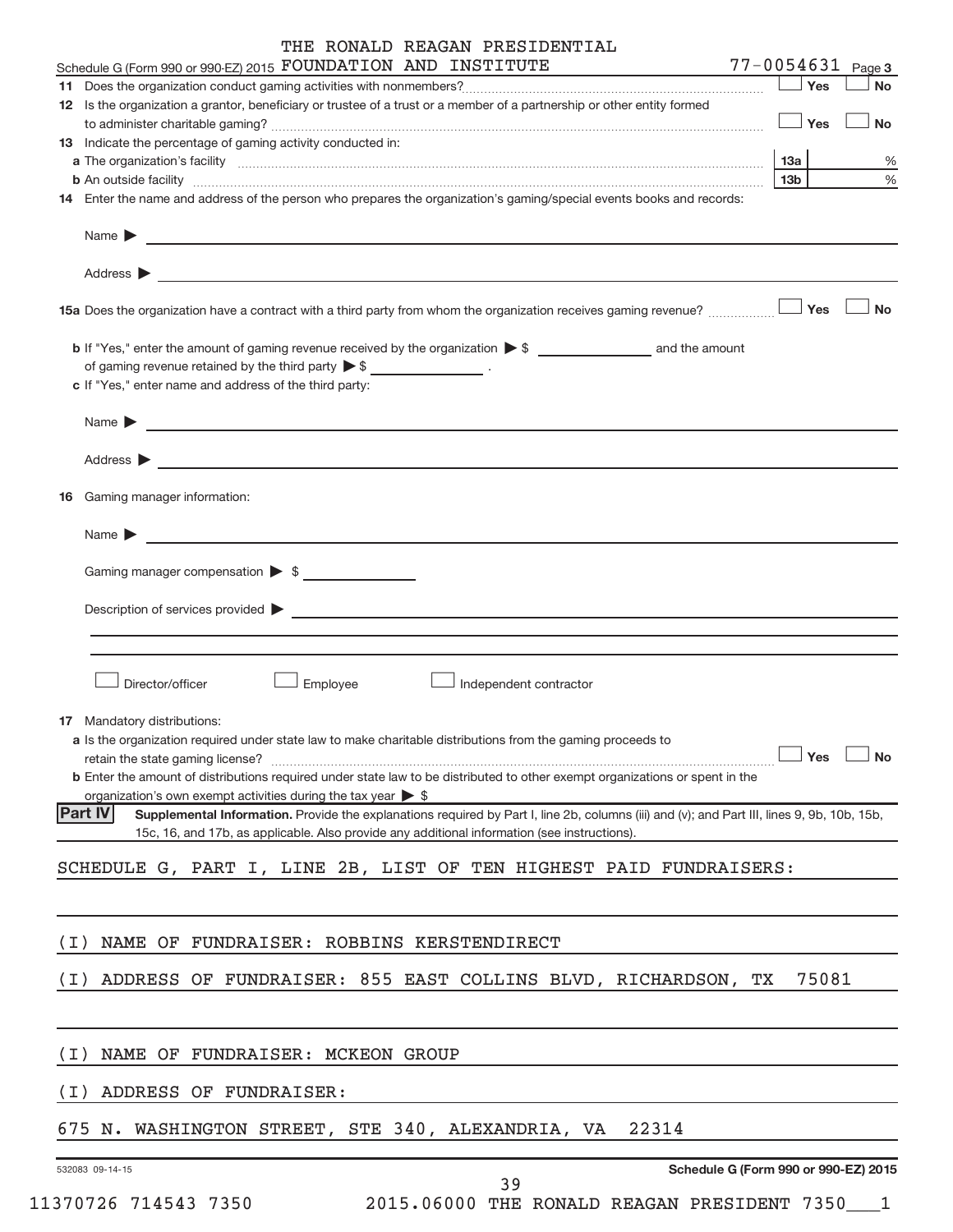THE RONALD REAGAN PRESIDENTIAL

Schedule G (Form 990 or 990-EZ) 2015 FOUNDATION AND INSTITUTE 77-0054631 Page 3

**11** Does the organization conduct gaming activities with nonmembers? ☐ Yes ☐ No

**12** Is the organization a grantor, beneficiary or trustee of a trust or a member of a partnership or other entity formed to administer charitable gaming? ☐ Yes ☐ No

**13** Indicate the percentage of gaming activity conducted in:

**a** The organization's facility **13a** %

**b** An outside facility **13b** %

**14** Enter the name and address of the person who prepares the organization's gaming/special events books and records:

Name ▶

Address ▶

**15a** Does the organization have a contract with a third party from whom the organization receives gaming revenue? ☐ Yes ☐ No

**b** If "Yes," enter the amount of gaming revenue received by the organization ▶ $ ______ and the amount of gaming revenue retained by the third party ▶ $ ______ .

**c** If "Yes," enter name and address of the third party:

Name ▶

Address ▶

**16** Gaming manager information:

Name ▶

Gaming manager compensation ▶ $

Description of services provided ▶

☐ Director/officer ☐ Employee ☐ Independent contractor

**17** Mandatory distributions:

**a** Is the organization required under state law to make charitable distributions from the gaming proceeds to retain the state gaming license? ☐ Yes ☐ No

**b** Enter the amount of distributions required under state law to be distributed to other exempt organizations or spent in the organization's own exempt activities during the tax year ▶ $

**Part IV** **Supplemental Information.** Provide the explanations required by Part I, line 2b, columns (iii) and (v); and Part III, lines 9, 9b, 10b, 15b, 15c, 16, and 17b, as applicable. Also provide any additional information (see instructions).

SCHEDULE G, PART I, LINE 2B, LIST OF TEN HIGHEST PAID FUNDRAISERS:

(I) NAME OF FUNDRAISER: ROBBINS KERSTENDIRECT

(I) ADDRESS OF FUNDRAISER: 855 EAST COLLINS BLVD, RICHARDSON, TX 75081

(I) NAME OF FUNDRAISER: MCKEON GROUP

(I) ADDRESS OF FUNDRAISER:

675 N. WASHINGTON STREET, STE 340, ALEXANDRIA, VA 22314

532083 09-14-15 **Schedule G (Form 990 or 990-EZ) 2015**

11370726 714543 7350 2015.06000 THE RONALD REAGAN PRESIDENT 7350___1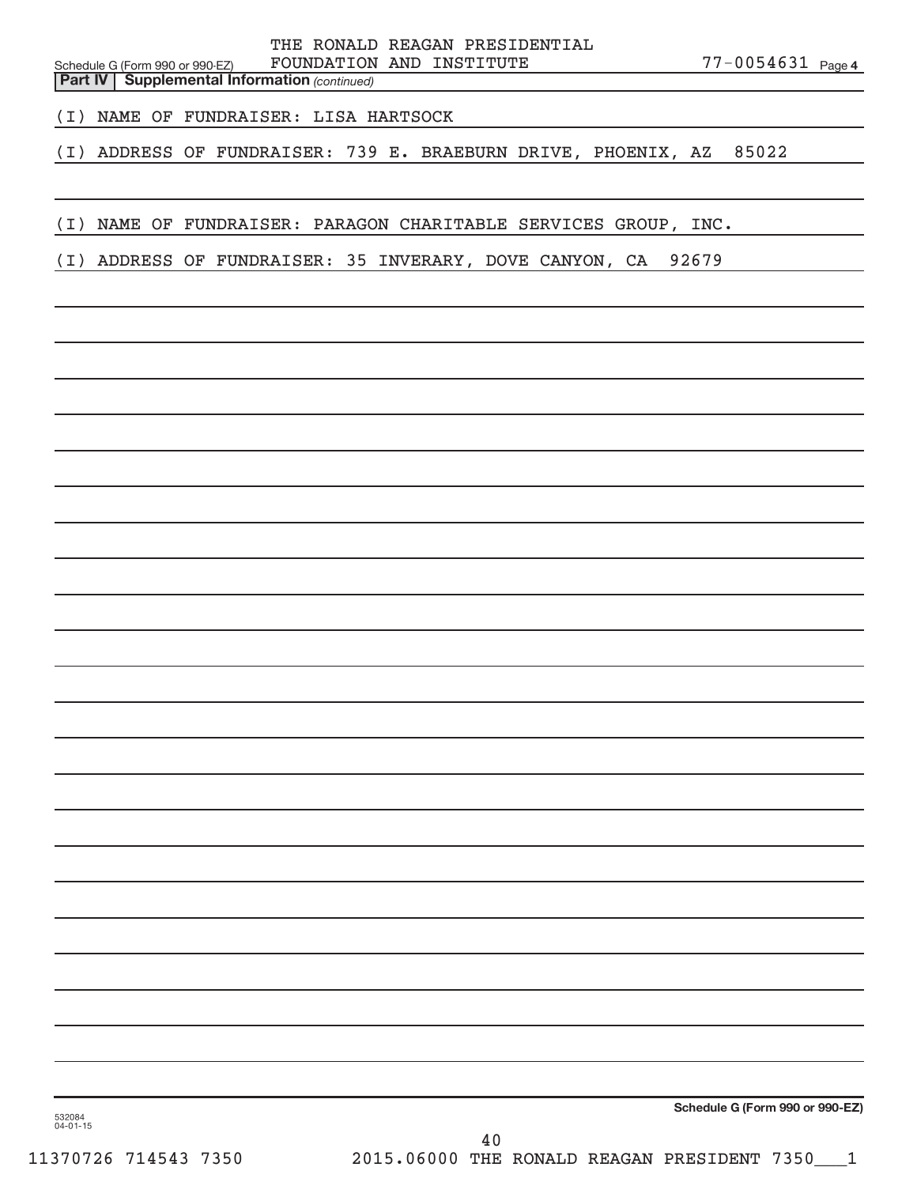THE RONALD REAGAN PRESIDENTIAL FOUNDATION AND INSTITUTE 77-0054631

Schedule G (Form 990 or 990-EZ)

**Part IV | Supplemental Information** *(continued)*

(I) NAME OF FUNDRAISER: LISA HARTSOCK

(I) ADDRESS OF FUNDRAISER: 739 E. BRAEBURN DRIVE, PHOENIX, AZ 85022

(I) NAME OF FUNDRAISER: PARAGON CHARITABLE SERVICES GROUP, INC.

(I) ADDRESS OF FUNDRAISER: 35 INVERARY, DOVE CANYON, CA 92679

**Schedule G (Form 990 or 990-EZ)**

532084 04-01-15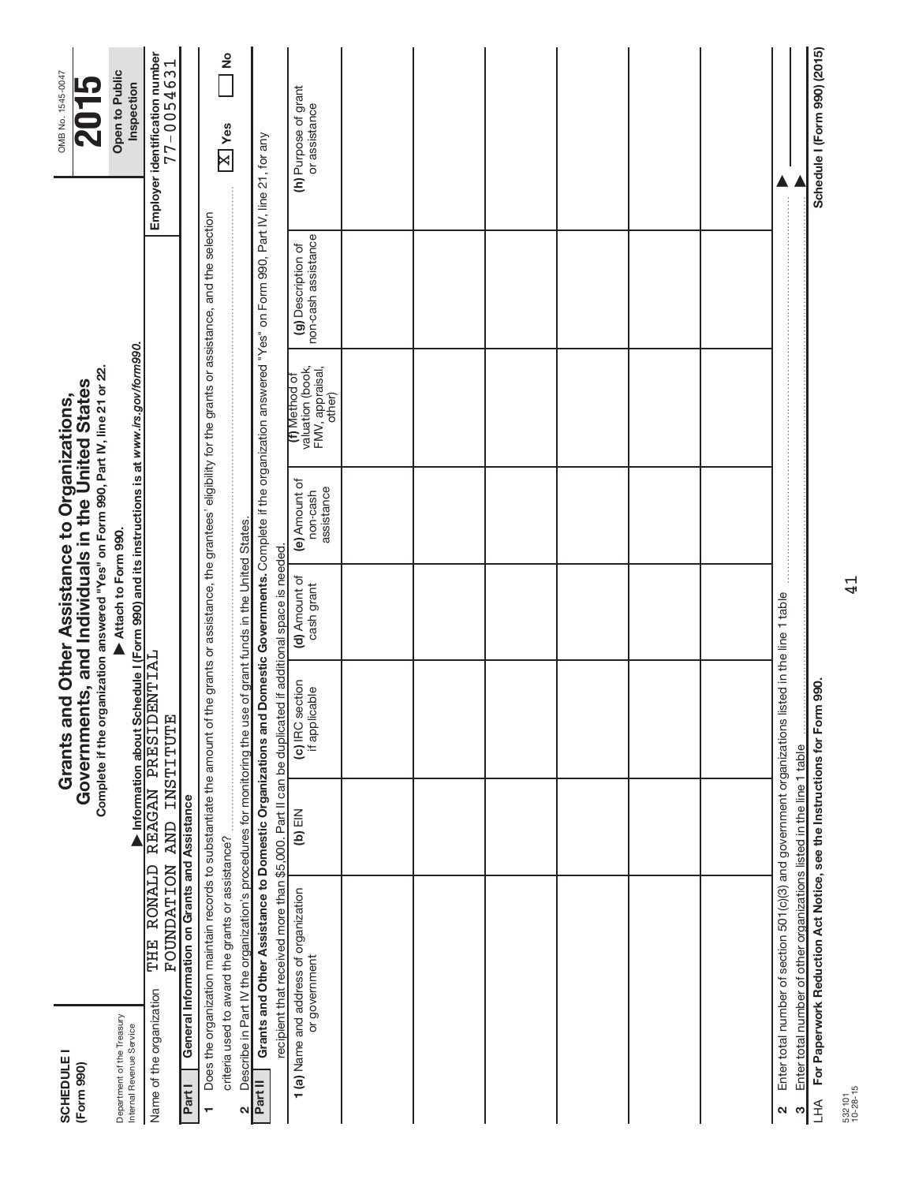**SCHEDULE I**
**(Form 990)**

Department of the Treasury
Internal Revenue Service

# Grants and Other Assistance to Organizations, Governments, and Individuals in the United States

**Complete if the organization answered "Yes" on Form 990, Part IV, line 21 or 22.**

**▶ Attach to Form 990.**

**▶ Information about Schedule I (Form 990) and its instructions is at *www.irs.gov/form990.***

OMB No. 1545-0047

**2015**

**Open to Public Inspection**

Name of the organization: THE RONALD REAGAN PRESIDENTIAL FOUNDATION AND INSTITUTE

**Employer identification number:** 77-0054631

**Part I — General Information on Grants and Assistance**

1 Does the organization maintain records to substantiate the amount of the grants or assistance, the grantees' eligibility for the grants or assistance, and the selection criteria used to award the grants or assistance? .......... [X] **Yes** [ ] **No**

2 Describe in Part IV the organization's procedures for monitoring the use of grant funds in the United States.

**Part II — Grants and Other Assistance to Domestic Organizations and Domestic Governments.** Complete if the organization answered "Yes" on Form 990, Part IV, line 21, for any recipient that received more than $5,000. Part II can be duplicated if additional space is needed.

| 1 (a) Name and address of organization or government | (b) EIN | (c) IRC section if applicable | (d) Amount of cash grant | (e) Amount of non-cash assistance | (f) Method of valuation (book, FMV, appraisal, other) | (g) Description of non-cash assistance | (h) Purpose of grant or assistance |
|---|---|---|---|---|---|---|---|
| | | | | | | | |
| | | | | | | | |
| | | | | | | | |
| | | | | | | | |
| | | | | | | | |
| | | | | | | | |

2 Enter total number of section 501(c)(3) and government organizations listed in the line 1 table .......... ▶

3 Enter total number of other organizations listed in the line 1 table .......... ▶

LHA **For Paperwork Reduction Act Notice, see the Instructions for Form 990.** **Schedule I (Form 990) (2015)**

532101
10-28-15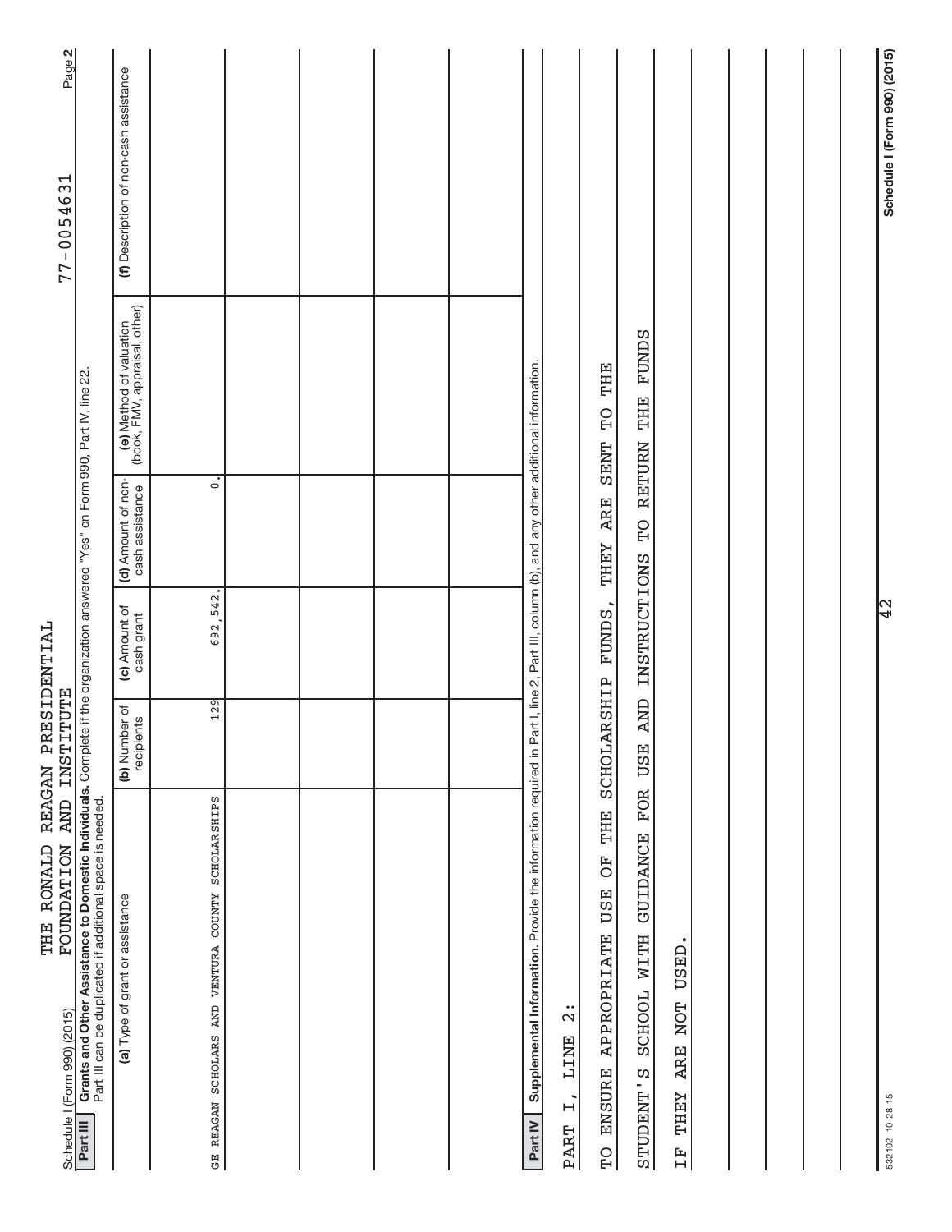Schedule I (Form 990) (2015) THE RONALD REAGAN PRESIDENTIAL FOUNDATION AND INSTITUTE 77-0054631 Page 2

**Part III** **Grants and Other Assistance to Domestic Individuals.** Complete if the organization answered "Yes" on Form 990, Part IV, line 22. Part III can be duplicated if additional space is needed.

| (a) Type of grant or assistance | (b) Number of recipients | (c) Amount of cash grant | (d) Amount of non-cash assistance | (e) Method of valuation (book, FMV, appraisal, other) | (f) Description of non-cash assistance |
|---|---|---|---|---|---|
| GE REAGAN SCHOLARS AND VENTURA COUNTY SCHOLARSHIPS | 129 | 692,542. | 0. | | |
| | | | | | |
| | | | | | |
| | | | | | |
| | | | | | |

**Part IV** **Supplemental Information.** Provide the information required in Part I, line 2, Part III, column (b), and any other additional information.

PART I, LINE 2:

TO ENSURE APPROPRIATE USE OF THE SCHOLARSHIP FUNDS, THEY ARE SENT TO THE STUDENT'S SCHOOL WITH GUIDANCE FOR USE AND INSTRUCTIONS TO RETURN THE FUNDS IF THEY ARE NOT USED.

532102 10-28-15 Schedule I (Form 990) (2015)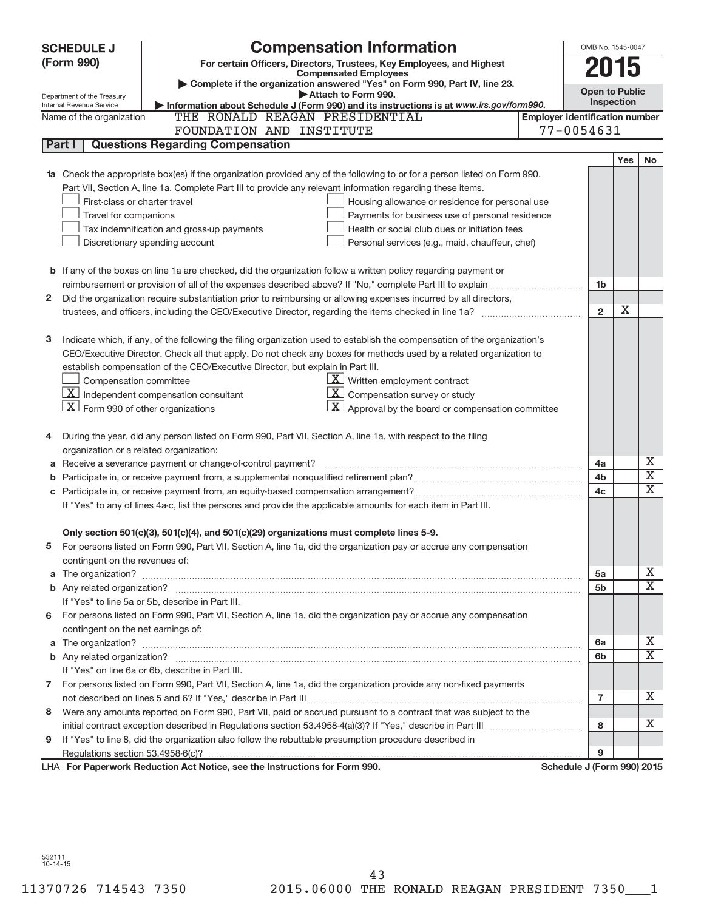**SCHEDULE J (Form 990)**

Department of the Treasury
Internal Revenue Service

# Compensation Information

**For certain Officers, Directors, Trustees, Key Employees, and Highest Compensated Employees**

▶ Complete if the organization answered "Yes" on Form 990, Part IV, line 23.
▶ Attach to Form 990.
▶ Information about Schedule J (Form 990) and its instructions is at www.irs.gov/form990.

OMB No. 1545-0047

**2015**

**Open to Public Inspection**

Name of the organization: THE RONALD REAGAN PRESIDENTIAL FOUNDATION AND INSTITUTE

Employer identification number: 77-0054631

## Part I Questions Regarding Compensation

| | | Line | Yes | No |
|---|---|---|---|---|
| **1a** | Check the appropriate box(es) if the organization provided any of the following to or for a person listed on Form 990, Part VII, Section A, line 1a. Complete Part III to provide any relevant information regarding these items. | | | |
| | ☐ First-class or charter travel ☐ Housing allowance or residence for personal use | | | |
| | ☐ Travel for companions ☐ Payments for business use of personal residence | | | |
| | ☐ Tax indemnification and gross-up payments ☐ Health or social club dues or initiation fees | | | |
| | ☐ Discretionary spending account ☐ Personal services (e.g., maid, chauffeur, chef) | | | |
| **b** | If any of the boxes on line 1a are checked, did the organization follow a written policy regarding payment or reimbursement or provision of all of the expenses described above? If "No," complete Part III to explain | 1b | | |
| **2** | Did the organization require substantiation prior to reimbursing or allowing expenses incurred by all directors, trustees, and officers, including the CEO/Executive Director, regarding the items checked in line 1a? | 2 | X | |
| **3** | Indicate which, if any, of the following the filing organization used to establish the compensation of the organization's CEO/Executive Director. Check all that apply. Do not check any boxes for methods used by a related organization to establish compensation of the CEO/Executive Director, but explain in Part III. | | | |
| | ☐ Compensation committee ☒ Written employment contract | | | |
| | ☒ Independent compensation consultant ☒ Compensation survey or study | | | |
| | ☒ Form 990 of other organizations ☒ Approval by the board or compensation committee | | | |
| **4** | During the year, did any person listed on Form 990, Part VII, Section A, line 1a, with respect to the filing organization or a related organization: | | | |
| **a** | Receive a severance payment or change-of-control payment? | 4a | | X |
| **b** | Participate in, or receive payment from, a supplemental nonqualified retirement plan? | 4b | | X |
| **c** | Participate in, or receive payment from, an equity-based compensation arrangement? | 4c | | X |
| | If "Yes" to any of lines 4a-c, list the persons and provide the applicable amounts for each item in Part III. | | | |
| | **Only section 501(c)(3), 501(c)(4), and 501(c)(29) organizations must complete lines 5-9.** | | | |
| **5** | For persons listed on Form 990, Part VII, Section A, line 1a, did the organization pay or accrue any compensation contingent on the revenues of: | | | |
| **a** | The organization? | 5a | | X |
| **b** | Any related organization? | 5b | | X |
| | If "Yes" to line 5a or 5b, describe in Part III. | | | |
| **6** | For persons listed on Form 990, Part VII, Section A, line 1a, did the organization pay or accrue any compensation contingent on the net earnings of: | | | |
| **a** | The organization? | 6a | | X |
| **b** | Any related organization? | 6b | | X |
| | If "Yes" on line 6a or 6b, describe in Part III. | | | |
| **7** | For persons listed on Form 990, Part VII, Section A, line 1a, did the organization provide any non-fixed payments not described on lines 5 and 6? If "Yes," describe in Part III | 7 | | X |
| **8** | Were any amounts reported on Form 990, Part VII, paid or accrued pursuant to a contract that was subject to the initial contract exception described in Regulations section 53.4958-4(a)(3)? If "Yes," describe in Part III | 8 | | X |
| **9** | If "Yes" to line 8, did the organization also follow the rebuttable presumption procedure described in Regulations section 53.4958-6(c)? | 9 | | |

LHA **For Paperwork Reduction Act Notice, see the Instructions for Form 990.** **Schedule J (Form 990) 2015**

532111 10-14-15

11370726 714543 7350 2015.06000 THE RONALD REAGAN PRESIDENT 7350___1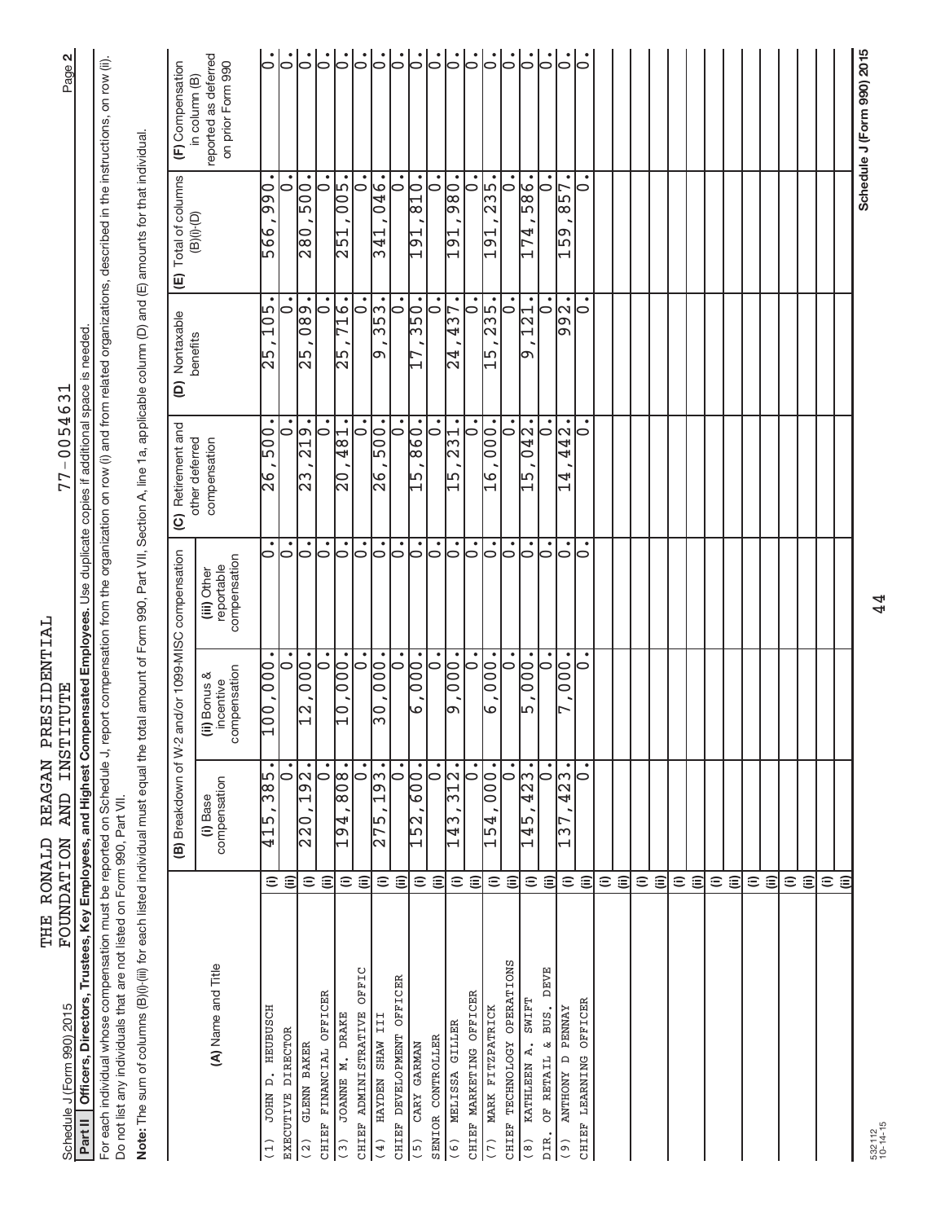Schedule J (Form 990) 2015 THE RONALD REAGAN PRESIDENTIAL FOUNDATION AND INSTITUTE 77-0054631 Page 2

**Part II** **Officers, Directors, Trustees, Key Employees, and Highest Compensated Employees.** Use duplicate copies if additional space is needed.

For each individual whose compensation must be reported on Schedule J, report compensation from the organization on row (i) and from related organizations, described in the instructions, on row (ii). Do not list any individuals that are not listed on Form 990, Part VII.

**Note:** The sum of columns (B)(i)-(iii) for each listed individual must equal the total amount of Form 990, Part VII, Section A, line 1a, applicable column (D) and (E) amounts for that individual.

| (A) Name and Title | | (B) Breakdown of W-2 and/or 1099-MISC compensation (i) Base compensation | (ii) Bonus & incentive compensation | (iii) Other reportable compensation | (C) Retirement and other deferred compensation | (D) Nontaxable benefits | (E) Total of columns (B)(i)-(D) | (F) Compensation in column (B) reported as deferred on prior Form 990 |
|---|---|---|---|---|---|---|---|---|
| (1) JOHN D. HEUBUSCH | (i) | 415,385. | 100,000. | 0. | 26,500. | 25,105. | 566,990. | 0. |
| EXECUTIVE DIRECTOR | (ii) | 0. | 0. | 0. | 0. | 0. | 0. | 0. |
| (2) GLENN BAKER | (i) | 220,192. | 12,000. | 0. | 23,219. | 25,089. | 280,500. | 0. |
| CHIEF FINANCIAL OFFICER | (ii) | 0. | 0. | 0. | 0. | 0. | 0. | 0. |
| (3) JOANNE M. DRAKE | (i) | 194,808. | 10,000. | 0. | 20,481. | 25,716. | 251,005. | 0. |
| CHIEF ADMINISTRATIVE OFFIC | (ii) | 0. | 0. | 0. | 0. | 0. | 0. | 0. |
| (4) HAYDEN SHAW III | (i) | 275,193. | 30,000. | 0. | 26,500. | 9,353. | 341,046. | 0. |
| CHIEF DEVELOPMENT OFFICER | (ii) | 0. | 0. | 0. | 0. | 0. | 0. | 0. |
| (5) CARY GARMAN | (i) | 152,600. | 6,000. | 0. | 15,860. | 17,350. | 191,810. | 0. |
| SENIOR CONTROLLER | (ii) | 0. | 0. | 0. | 0. | 0. | 0. | 0. |
| (6) MELISSA GILLER | (i) | 143,312. | 9,000. | 0. | 15,231. | 24,437. | 191,980. | 0. |
| CHIEF MARKETING OFFICER | (ii) | 0. | 0. | 0. | 0. | 0. | 0. | 0. |
| (7) MARK FITZPATRICK | (i) | 154,000. | 6,000. | 0. | 16,000. | 15,235. | 191,235. | 0. |
| CHIEF TECHNOLOGY OPERATIONS | (ii) | 0. | 0. | 0. | 0. | 0. | 0. | 0. |
| (8) KATHLEEN A. SWIFT | (i) | 145,423. | 5,000. | 0. | 15,042. | 9,121. | 174,586. | 0. |
| DIR. OF RETAIL & BUS. DEVE | (ii) | 0. | 0. | 0. | 0. | 0. | 0. | 0. |
| (9) ANTHONY D PENNAY | (i) | 137,423. | 7,000. | 0. | 14,442. | 992. | 159,857. | 0. |
| CHIEF LEARNING OFFICER | (ii) | 0. | 0. | 0. | 0. | 0. | 0. | 0. |

Schedule J (Form 990) 2015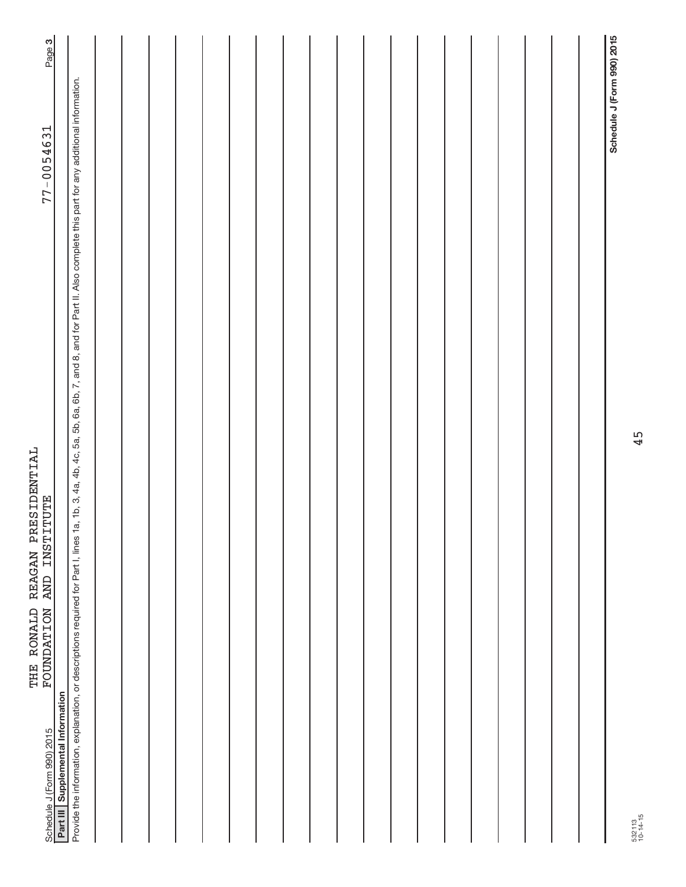Schedule J (Form 990) 2015 THE RONALD REAGAN PRESIDENTIAL FOUNDATION AND INSTITUTE 77-0054631 Page **3**

## Part III Supplemental Information

Provide the information, explanation, or descriptions required for Part I, lines 1a, 1b, 3, 4a, 4b, 4c, 5a, 5b, 6a, 6b, 7, and 8, and for Part II. Also complete this part for any additional information.

**Schedule J (Form 990) 2015**

532113
10-14-15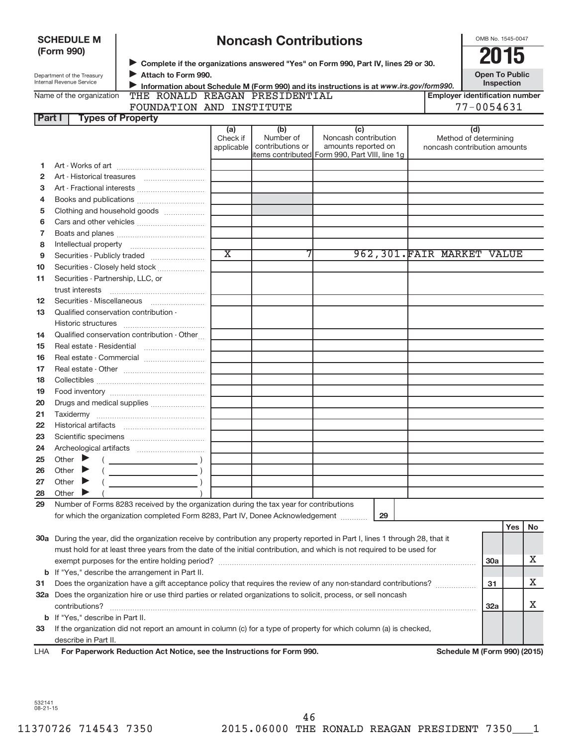**SCHEDULE M (Form 990)**

Department of the Treasury
Internal Revenue Service

# Noncash Contributions

▶ Complete if the organizations answered "Yes" on Form 990, Part IV, lines 29 or 30.
▶ Attach to Form 990.
▶ Information about Schedule M (Form 990) and its instructions is at *www.irs.gov/form990.*

OMB No. 1545-0047

**2015**

**Open To Public Inspection**

Name of the organization: THE RONALD REAGAN PRESIDENTIAL FOUNDATION AND INSTITUTE

Employer identification number: 77-0054631

**Part I — Types of Property**

| | | (a) Check if applicable | (b) Number of contributions or items contributed | (c) Noncash contribution amounts reported on Form 990, Part VIII, line 1g | (d) Method of determining noncash contribution amounts |
|---|---|---|---|---|---|
| 1 | Art - Works of art | | | | |
| 2 | Art - Historical treasures | | | | |
| 3 | Art - Fractional interests | | | | |
| 4 | Books and publications | | | | |
| 5 | Clothing and household goods | | | | |
| 6 | Cars and other vehicles | | | | |
| 7 | Boats and planes | | | | |
| 8 | Intellectual property | | | | |
| 9 | Securities - Publicly traded | X | 7 | 962,301. | FAIR MARKET VALUE |
| 10 | Securities - Closely held stock | | | | |
| 11 | Securities - Partnership, LLC, or trust interests | | | | |
| 12 | Securities - Miscellaneous | | | | |
| 13 | Qualified conservation contribution - Historic structures | | | | |
| 14 | Qualified conservation contribution - Other | | | | |
| 15 | Real estate - Residential | | | | |
| 16 | Real estate - Commercial | | | | |
| 17 | Real estate - Other | | | | |
| 18 | Collectibles | | | | |
| 19 | Food inventory | | | | |
| 20 | Drugs and medical supplies | | | | |
| 21 | Taxidermy | | | | |
| 22 | Historical artifacts | | | | |
| 23 | Scientific specimens | | | | |
| 24 | Archeological artifacts | | | | |
| 25 | Other ▶ ( ) | | | | |
| 26 | Other ▶ ( ) | | | | |
| 27 | Other ▶ ( ) | | | | |
| 28 | Other ▶ ( ) | | | | |

29 Number of Forms 8283 received by the organization during the tax year for contributions for which the organization completed Form 8283, Part IV, Donee Acknowledgement ..... 29

| | | | Yes | No |
|---|---|---|---|---|
| 30a | During the year, did the organization receive by contribution any property reported in Part I, lines 1 through 28, that it must hold for at least three years from the date of the initial contribution, and which is not required to be used for exempt purposes for the entire holding period? | 30a | | X |
| b | If "Yes," describe the arrangement in Part II. | | | |
| 31 | Does the organization have a gift acceptance policy that requires the review of any non-standard contributions? | 31 | | X |
| 32a | Does the organization hire or use third parties or related organizations to solicit, process, or sell noncash contributions? | 32a | | X |
| b | If "Yes," describe in Part II. | | | |
| 33 | If the organization did not report an amount in column (c) for a type of property for which column (a) is checked, describe in Part II. | | | |

LHA **For Paperwork Reduction Act Notice, see the Instructions for Form 990.** **Schedule M (Form 990) (2015)**

532141
08-21-15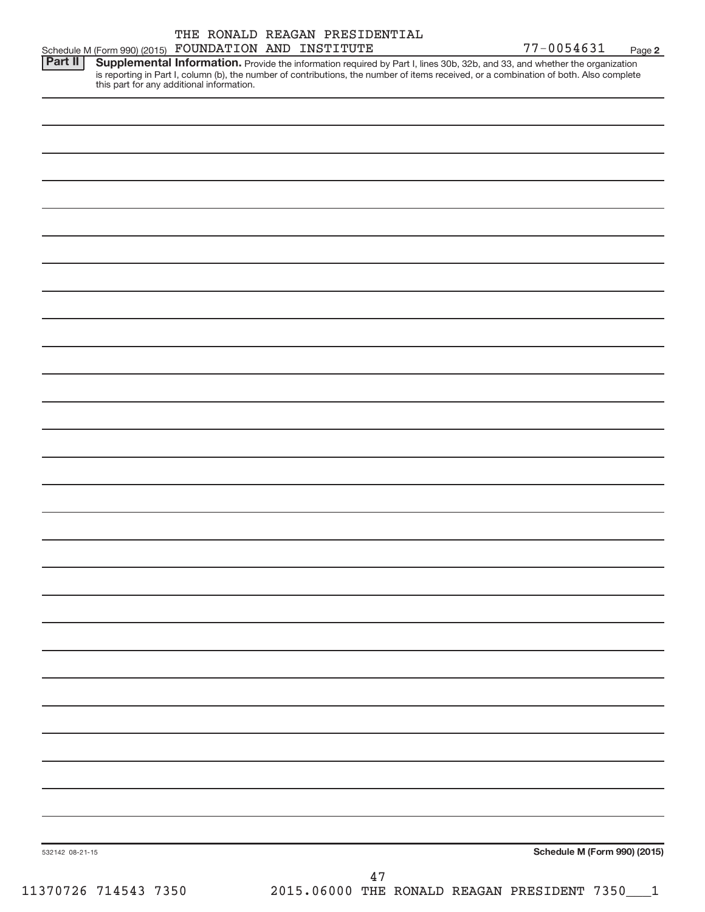THE RONALD REAGAN PRESIDENTIAL FOUNDATION AND INSTITUTE

77-0054631

Schedule M (Form 990) (2015)

## Part II Supplemental Information.

Provide the information required by Part I, lines 30b, 32b, and 33, and whether the organization is reporting in Part I, column (b), the number of contributions, the number of items received, or a combination of both. Also complete this part for any additional information.

532142 08-21-15

**Schedule M (Form 990) (2015)**

11370726 714543 7350 2015.06000 THE RONALD REAGAN PRESIDENT 7350___1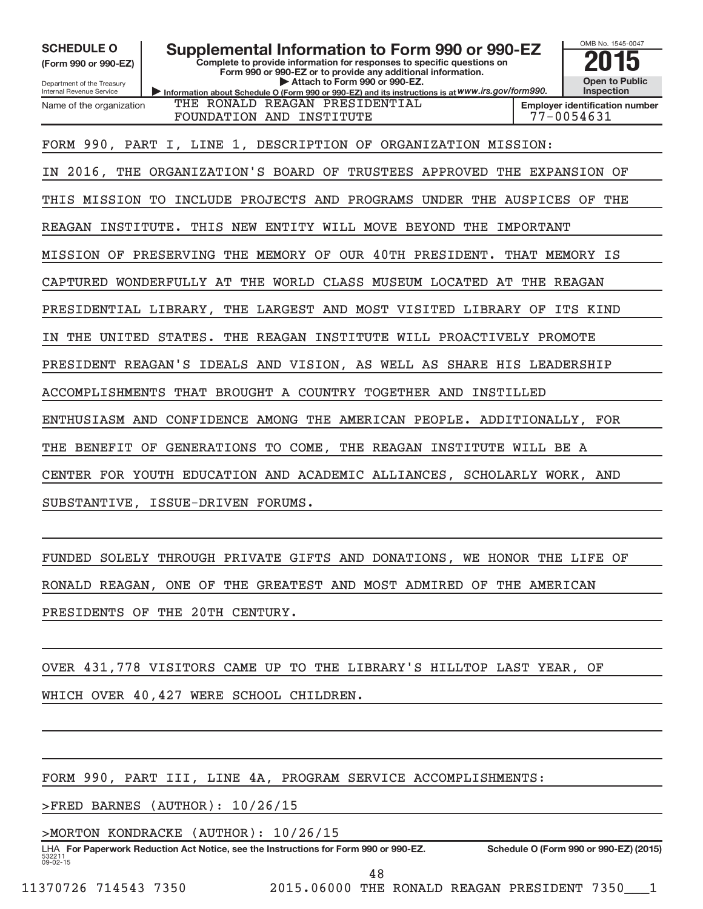**SCHEDULE O (Form 990 or 990-EZ)**

Department of the Treasury
Internal Revenue Service

# Supplemental Information to Form 990 or 990-EZ

**Complete to provide information for responses to specific questions on Form 990 or 990-EZ or to provide any additional information.**

▶ **Attach to Form 990 or 990-EZ.**

▶ **Information about Schedule O (Form 990 or 990-EZ) and its instructions is at** *www.irs.gov/form990.*

OMB No. 1545-0047

**2015**

**Open to Public Inspection**

| Name of the organization | Employer identification number |
|---|---|
| THE RONALD REAGAN PRESIDENTIAL FOUNDATION AND INSTITUTE | 77-0054631 |

FORM 990, PART I, LINE 1, DESCRIPTION OF ORGANIZATION MISSION:

IN 2016, THE ORGANIZATION'S BOARD OF TRUSTEES APPROVED THE EXPANSION OF THIS MISSION TO INCLUDE PROJECTS AND PROGRAMS UNDER THE AUSPICES OF THE REAGAN INSTITUTE. THIS NEW ENTITY WILL MOVE BEYOND THE IMPORTANT MISSION OF PRESERVING THE MEMORY OF OUR 40TH PRESIDENT. THAT MEMORY IS CAPTURED WONDERFULLY AT THE WORLD CLASS MUSEUM LOCATED AT THE REAGAN PRESIDENTIAL LIBRARY, THE LARGEST AND MOST VISITED LIBRARY OF ITS KIND IN THE UNITED STATES. THE REAGAN INSTITUTE WILL PROACTIVELY PROMOTE PRESIDENT REAGAN'S IDEALS AND VISION, AS WELL AS SHARE HIS LEADERSHIP ACCOMPLISHMENTS THAT BROUGHT A COUNTRY TOGETHER AND INSTILLED ENTHUSIASM AND CONFIDENCE AMONG THE AMERICAN PEOPLE. ADDITIONALLY, FOR THE BENEFIT OF GENERATIONS TO COME, THE REAGAN INSTITUTE WILL BE A CENTER FOR YOUTH EDUCATION AND ACADEMIC ALLIANCES, SCHOLARLY WORK, AND SUBSTANTIVE, ISSUE-DRIVEN FORUMS.

FUNDED SOLELY THROUGH PRIVATE GIFTS AND DONATIONS, WE HONOR THE LIFE OF RONALD REAGAN, ONE OF THE GREATEST AND MOST ADMIRED OF THE AMERICAN PRESIDENTS OF THE 20TH CENTURY.

OVER 431,778 VISITORS CAME UP TO THE LIBRARY'S HILLTOP LAST YEAR, OF WHICH OVER 40,427 WERE SCHOOL CHILDREN.

FORM 990, PART III, LINE 4A, PROGRAM SERVICE ACCOMPLISHMENTS:

>FRED BARNES (AUTHOR): 10/26/15

>MORTON KONDRACKE (AUTHOR): 10/26/15

LHA **For Paperwork Reduction Act Notice, see the Instructions for Form 990 or 990-EZ.** **Schedule O (Form 990 or 990-EZ) (2015)**

532211 09-02-15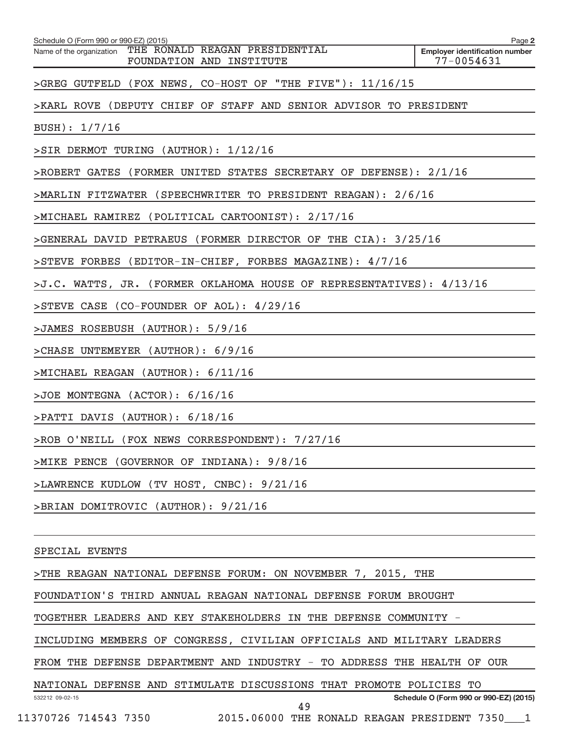>GREG GUTFELD (FOX NEWS, CO-HOST OF "THE FIVE"): 11/16/15

>KARL ROVE (DEPUTY CHIEF OF STAFF AND SENIOR ADVISOR TO PRESIDENT BUSH): 1/7/16

>SIR DERMOT TURING (AUTHOR): 1/12/16

>ROBERT GATES (FORMER UNITED STATES SECRETARY OF DEFENSE): 2/1/16

>MARLIN FITZWATER (SPEECHWRITER TO PRESIDENT REAGAN): 2/6/16

>MICHAEL RAMIREZ (POLITICAL CARTOONIST): 2/17/16

>GENERAL DAVID PETRAEUS (FORMER DIRECTOR OF THE CIA): 3/25/16

>STEVE FORBES (EDITOR-IN-CHIEF, FORBES MAGAZINE): 4/7/16

>J.C. WATTS, JR. (FORMER OKLAHOMA HOUSE OF REPRESENTATIVES): 4/13/16

>STEVE CASE (CO-FOUNDER OF AOL): 4/29/16

>JAMES ROSEBUSH (AUTHOR): 5/9/16

>CHASE UNTEMEYER (AUTHOR): 6/9/16

>MICHAEL REAGAN (AUTHOR): 6/11/16

>JOE MONTEGNA (ACTOR): 6/16/16

>PATTI DAVIS (AUTHOR): 6/18/16

>ROB O'NEILL (FOX NEWS CORRESPONDENT): 7/27/16

>MIKE PENCE (GOVERNOR OF INDIANA): 9/8/16

>LAWRENCE KUDLOW (TV HOST, CNBC): 9/21/16

>BRIAN DOMITROVIC (AUTHOR): 9/21/16

SPECIAL EVENTS

>THE REAGAN NATIONAL DEFENSE FORUM: ON NOVEMBER 7, 2015, THE FOUNDATION'S THIRD ANNUAL REAGAN NATIONAL DEFENSE FORUM BROUGHT TOGETHER LEADERS AND KEY STAKEHOLDERS IN THE DEFENSE COMMUNITY - INCLUDING MEMBERS OF CONGRESS, CIVILIAN OFFICIALS AND MILITARY LEADERS FROM THE DEFENSE DEPARTMENT AND INDUSTRY - TO ADDRESS THE HEALTH OF OUR NATIONAL DEFENSE AND STIMULATE DISCUSSIONS THAT PROMOTE POLICIES TO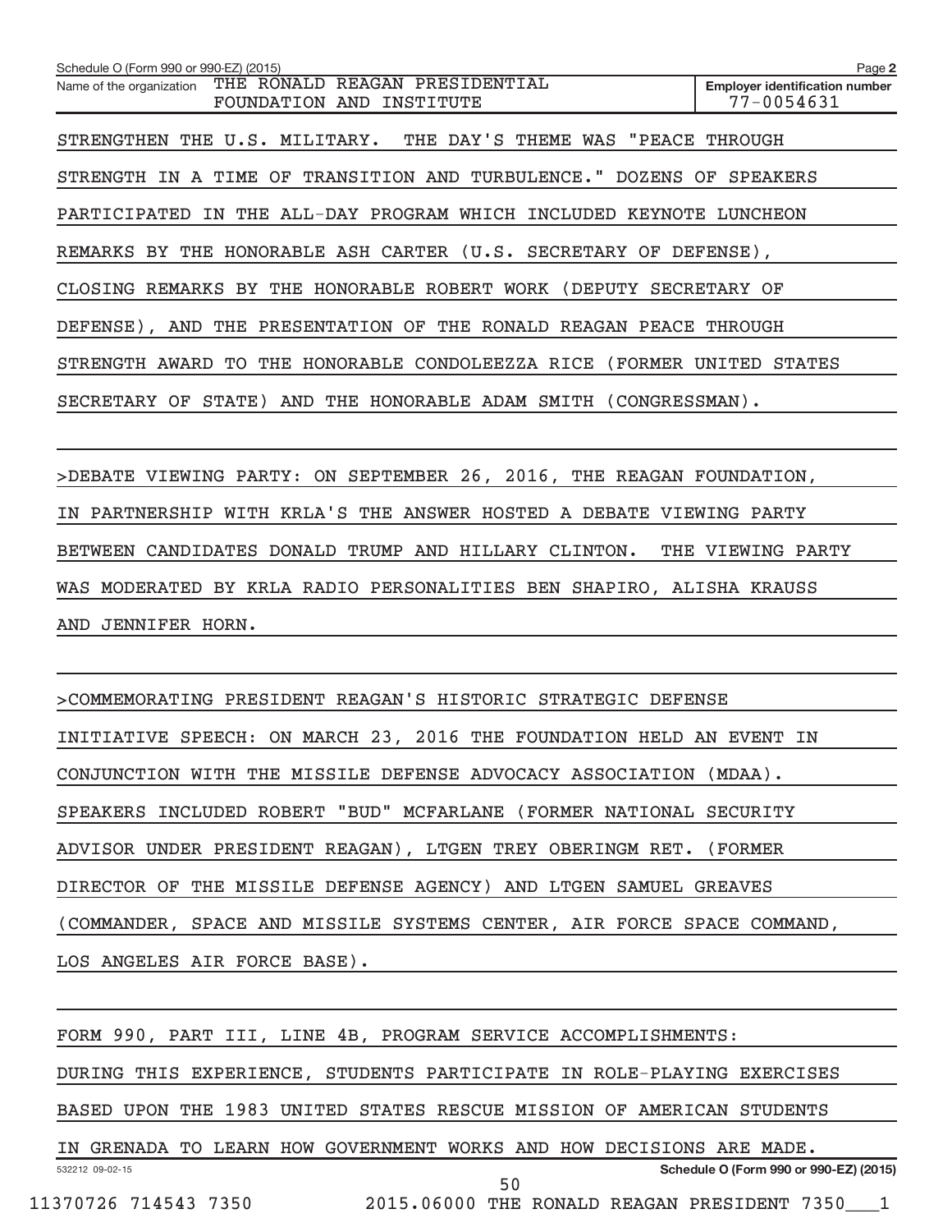Schedule O (Form 990 or 990-EZ) (2015)

Name of the organization: THE RONALD REAGAN PRESIDENTIAL FOUNDATION AND INSTITUTE

Employer identification number: 77-0054631

STRENGTHEN THE U.S. MILITARY. THE DAY'S THEME WAS "PEACE THROUGH STRENGTH IN A TIME OF TRANSITION AND TURBULENCE." DOZENS OF SPEAKERS PARTICIPATED IN THE ALL-DAY PROGRAM WHICH INCLUDED KEYNOTE LUNCHEON REMARKS BY THE HONORABLE ASH CARTER (U.S. SECRETARY OF DEFENSE), CLOSING REMARKS BY THE HONORABLE ROBERT WORK (DEPUTY SECRETARY OF DEFENSE), AND THE PRESENTATION OF THE RONALD REAGAN PEACE THROUGH STRENGTH AWARD TO THE HONORABLE CONDOLEEZZA RICE (FORMER UNITED STATES SECRETARY OF STATE) AND THE HONORABLE ADAM SMITH (CONGRESSMAN).

>DEBATE VIEWING PARTY: ON SEPTEMBER 26, 2016, THE REAGAN FOUNDATION, IN PARTNERSHIP WITH KRLA'S THE ANSWER HOSTED A DEBATE VIEWING PARTY BETWEEN CANDIDATES DONALD TRUMP AND HILLARY CLINTON. THE VIEWING PARTY WAS MODERATED BY KRLA RADIO PERSONALITIES BEN SHAPIRO, ALISHA KRAUSS AND JENNIFER HORN.

>COMMEMORATING PRESIDENT REAGAN'S HISTORIC STRATEGIC DEFENSE INITIATIVE SPEECH: ON MARCH 23, 2016 THE FOUNDATION HELD AN EVENT IN CONJUNCTION WITH THE MISSILE DEFENSE ADVOCACY ASSOCIATION (MDAA). SPEAKERS INCLUDED ROBERT "BUD" MCFARLANE (FORMER NATIONAL SECURITY ADVISOR UNDER PRESIDENT REAGAN), LTGEN TREY OBERINGM RET. (FORMER DIRECTOR OF THE MISSILE DEFENSE AGENCY) AND LTGEN SAMUEL GREAVES (COMMANDER, SPACE AND MISSILE SYSTEMS CENTER, AIR FORCE SPACE COMMAND, LOS ANGELES AIR FORCE BASE).

FORM 990, PART III, LINE 4B, PROGRAM SERVICE ACCOMPLISHMENTS: DURING THIS EXPERIENCE, STUDENTS PARTICIPATE IN ROLE-PLAYING EXERCISES BASED UPON THE 1983 UNITED STATES RESCUE MISSION OF AMERICAN STUDENTS IN GRENADA TO LEARN HOW GOVERNMENT WORKS AND HOW DECISIONS ARE MADE.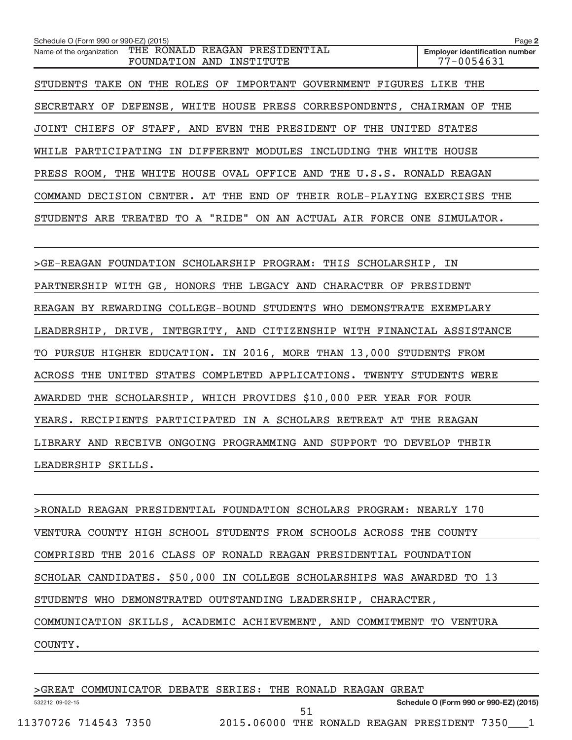STUDENTS TAKE ON THE ROLES OF IMPORTANT GOVERNMENT FIGURES LIKE THE SECRETARY OF DEFENSE, WHITE HOUSE PRESS CORRESPONDENTS, CHAIRMAN OF THE JOINT CHIEFS OF STAFF, AND EVEN THE PRESIDENT OF THE UNITED STATES WHILE PARTICIPATING IN DIFFERENT MODULES INCLUDING THE WHITE HOUSE PRESS ROOM, THE WHITE HOUSE OVAL OFFICE AND THE U.S.S. RONALD REAGAN COMMAND DECISION CENTER. AT THE END OF THEIR ROLE-PLAYING EXERCISES THE STUDENTS ARE TREATED TO A "RIDE" ON AN ACTUAL AIR FORCE ONE SIMULATOR.

>GE-REAGAN FOUNDATION SCHOLARSHIP PROGRAM: THIS SCHOLARSHIP, IN PARTNERSHIP WITH GE, HONORS THE LEGACY AND CHARACTER OF PRESIDENT REAGAN BY REWARDING COLLEGE-BOUND STUDENTS WHO DEMONSTRATE EXEMPLARY LEADERSHIP, DRIVE, INTEGRITY, AND CITIZENSHIP WITH FINANCIAL ASSISTANCE TO PURSUE HIGHER EDUCATION. IN 2016, MORE THAN 13,000 STUDENTS FROM ACROSS THE UNITED STATES COMPLETED APPLICATIONS. TWENTY STUDENTS WERE AWARDED THE SCHOLARSHIP, WHICH PROVIDES $10,000 PER YEAR FOR FOUR YEARS. RECIPIENTS PARTICIPATED IN A SCHOLARS RETREAT AT THE REAGAN LIBRARY AND RECEIVE ONGOING PROGRAMMING AND SUPPORT TO DEVELOP THEIR LEADERSHIP SKILLS.

>RONALD REAGAN PRESIDENTIAL FOUNDATION SCHOLARS PROGRAM: NEARLY 170 VENTURA COUNTY HIGH SCHOOL STUDENTS FROM SCHOOLS ACROSS THE COUNTY COMPRISED THE 2016 CLASS OF RONALD REAGAN PRESIDENTIAL FOUNDATION SCHOLAR CANDIDATES. $50,000 IN COLLEGE SCHOLARSHIPS WAS AWARDED TO 13 STUDENTS WHO DEMONSTRATED OUTSTANDING LEADERSHIP, CHARACTER, COMMUNICATION SKILLS, ACADEMIC ACHIEVEMENT, AND COMMITMENT TO VENTURA COUNTY.

>GREAT COMMUNICATOR DEBATE SERIES: THE RONALD REAGAN GREAT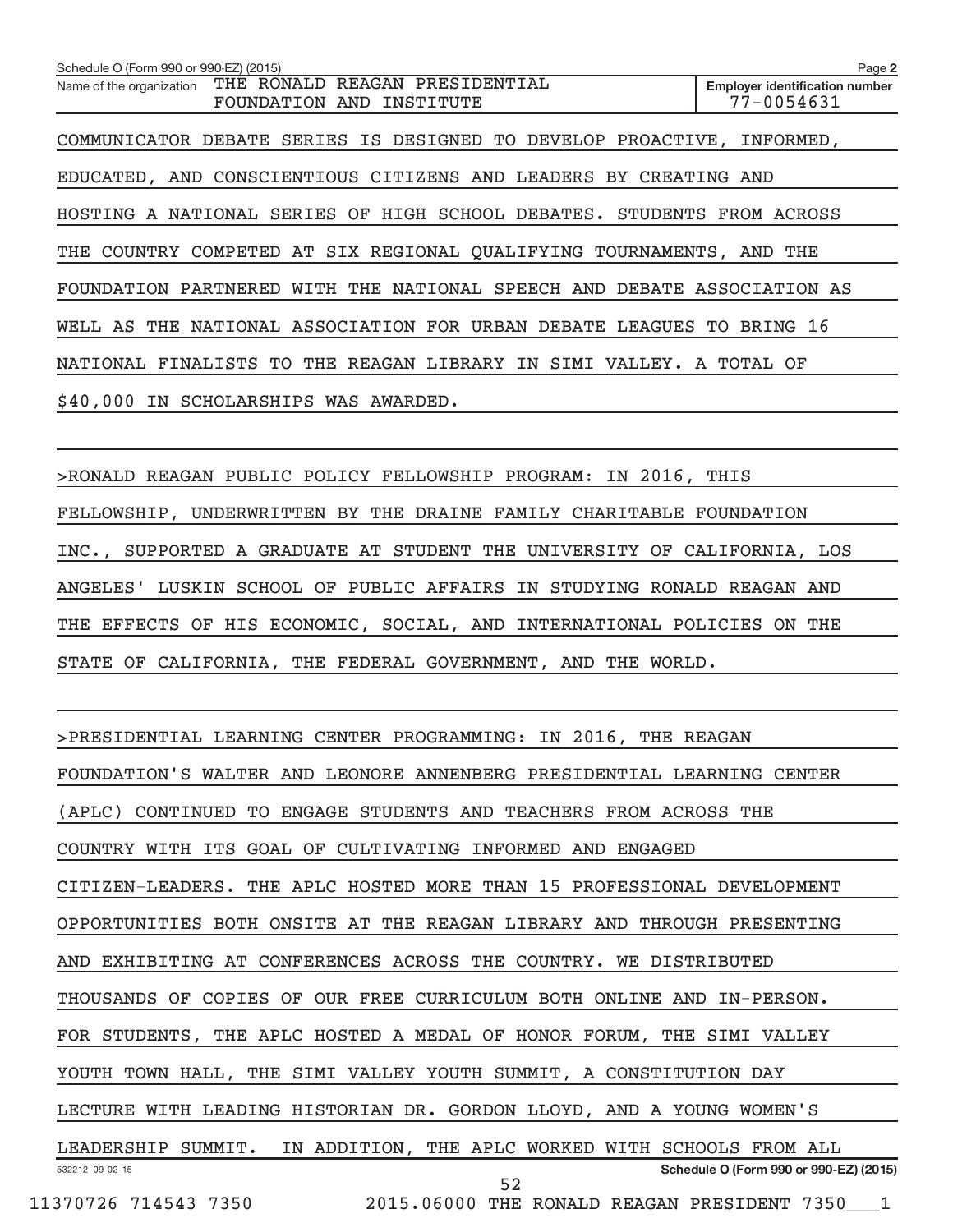COMMUNICATOR DEBATE SERIES IS DESIGNED TO DEVELOP PROACTIVE, INFORMED, EDUCATED, AND CONSCIENTIOUS CITIZENS AND LEADERS BY CREATING AND HOSTING A NATIONAL SERIES OF HIGH SCHOOL DEBATES. STUDENTS FROM ACROSS THE COUNTRY COMPETED AT SIX REGIONAL QUALIFYING TOURNAMENTS, AND THE FOUNDATION PARTNERED WITH THE NATIONAL SPEECH AND DEBATE ASSOCIATION AS WELL AS THE NATIONAL ASSOCIATION FOR URBAN DEBATE LEAGUES TO BRING 16 NATIONAL FINALISTS TO THE REAGAN LIBRARY IN SIMI VALLEY. A TOTAL OF $40,000 IN SCHOLARSHIPS WAS AWARDED.

>RONALD REAGAN PUBLIC POLICY FELLOWSHIP PROGRAM: IN 2016, THIS FELLOWSHIP, UNDERWRITTEN BY THE DRAINE FAMILY CHARITABLE FOUNDATION INC., SUPPORTED A GRADUATE AT STUDENT THE UNIVERSITY OF CALIFORNIA, LOS ANGELES' LUSKIN SCHOOL OF PUBLIC AFFAIRS IN STUDYING RONALD REAGAN AND THE EFFECTS OF HIS ECONOMIC, SOCIAL, AND INTERNATIONAL POLICIES ON THE STATE OF CALIFORNIA, THE FEDERAL GOVERNMENT, AND THE WORLD.

>PRESIDENTIAL LEARNING CENTER PROGRAMMING: IN 2016, THE REAGAN FOUNDATION'S WALTER AND LEONORE ANNENBERG PRESIDENTIAL LEARNING CENTER (APLC) CONTINUED TO ENGAGE STUDENTS AND TEACHERS FROM ACROSS THE COUNTRY WITH ITS GOAL OF CULTIVATING INFORMED AND ENGAGED CITIZEN-LEADERS. THE APLC HOSTED MORE THAN 15 PROFESSIONAL DEVELOPMENT OPPORTUNITIES BOTH ONSITE AT THE REAGAN LIBRARY AND THROUGH PRESENTING AND EXHIBITING AT CONFERENCES ACROSS THE COUNTRY. WE DISTRIBUTED THOUSANDS OF COPIES OF OUR FREE CURRICULUM BOTH ONLINE AND IN-PERSON. FOR STUDENTS, THE APLC HOSTED A MEDAL OF HONOR FORUM, THE SIMI VALLEY YOUTH TOWN HALL, THE SIMI VALLEY YOUTH SUMMIT, A CONSTITUTION DAY LECTURE WITH LEADING HISTORIAN DR. GORDON LLOYD, AND A YOUNG WOMEN'S LEADERSHIP SUMMIT. IN ADDITION, THE APLC WORKED WITH SCHOOLS FROM ALL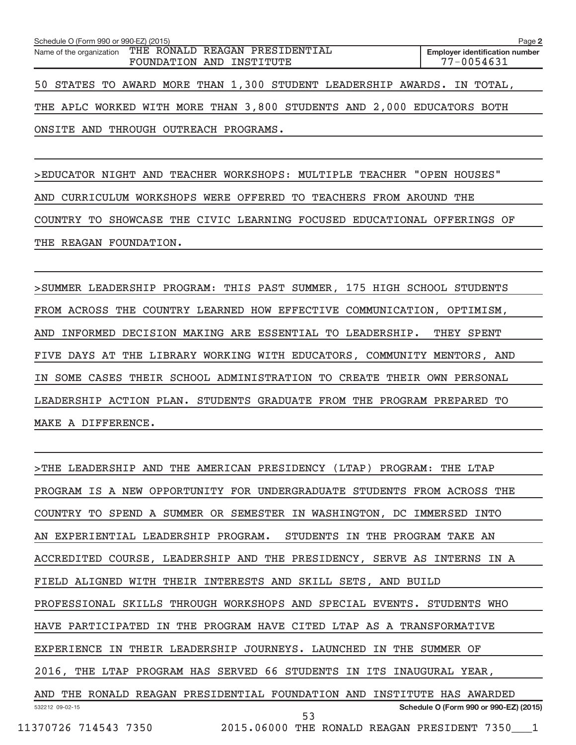50 STATES TO AWARD MORE THAN 1,300 STUDENT LEADERSHIP AWARDS. IN TOTAL, THE APLC WORKED WITH MORE THAN 3,800 STUDENTS AND 2,000 EDUCATORS BOTH ONSITE AND THROUGH OUTREACH PROGRAMS.

>EDUCATOR NIGHT AND TEACHER WORKSHOPS: MULTIPLE TEACHER "OPEN HOUSES" AND CURRICULUM WORKSHOPS WERE OFFERED TO TEACHERS FROM AROUND THE COUNTRY TO SHOWCASE THE CIVIC LEARNING FOCUSED EDUCATIONAL OFFERINGS OF THE REAGAN FOUNDATION.

>SUMMER LEADERSHIP PROGRAM: THIS PAST SUMMER, 175 HIGH SCHOOL STUDENTS FROM ACROSS THE COUNTRY LEARNED HOW EFFECTIVE COMMUNICATION, OPTIMISM, AND INFORMED DECISION MAKING ARE ESSENTIAL TO LEADERSHIP. THEY SPENT FIVE DAYS AT THE LIBRARY WORKING WITH EDUCATORS, COMMUNITY MENTORS, AND IN SOME CASES THEIR SCHOOL ADMINISTRATION TO CREATE THEIR OWN PERSONAL LEADERSHIP ACTION PLAN. STUDENTS GRADUATE FROM THE PROGRAM PREPARED TO MAKE A DIFFERENCE.

>THE LEADERSHIP AND THE AMERICAN PRESIDENCY (LTAP) PROGRAM: THE LTAP PROGRAM IS A NEW OPPORTUNITY FOR UNDERGRADUATE STUDENTS FROM ACROSS THE COUNTRY TO SPEND A SUMMER OR SEMESTER IN WASHINGTON, DC IMMERSED INTO AN EXPERIENTIAL LEADERSHIP PROGRAM. STUDENTS IN THE PROGRAM TAKE AN ACCREDITED COURSE, LEADERSHIP AND THE PRESIDENCY, SERVE AS INTERNS IN A FIELD ALIGNED WITH THEIR INTERESTS AND SKILL SETS, AND BUILD PROFESSIONAL SKILLS THROUGH WORKSHOPS AND SPECIAL EVENTS. STUDENTS WHO HAVE PARTICIPATED IN THE PROGRAM HAVE CITED LTAP AS A TRANSFORMATIVE EXPERIENCE IN THEIR LEADERSHIP JOURNEYS. LAUNCHED IN THE SUMMER OF 2016, THE LTAP PROGRAM HAS SERVED 66 STUDENTS IN ITS INAUGURAL YEAR, AND THE RONALD REAGAN PRESIDENTIAL FOUNDATION AND INSTITUTE HAS AWARDED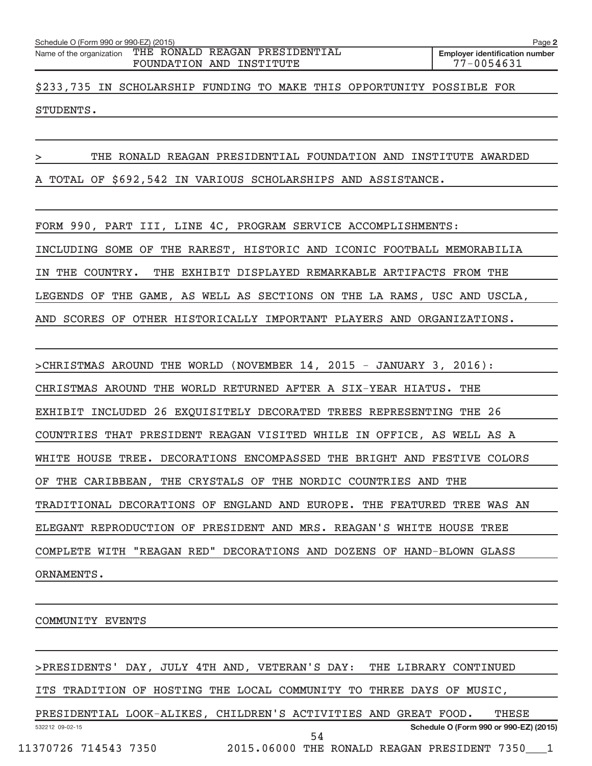$233,735 IN SCHOLARSHIP FUNDING TO MAKE THIS OPPORTUNITY POSSIBLE FOR STUDENTS.

> THE RONALD REAGAN PRESIDENTIAL FOUNDATION AND INSTITUTE AWARDED A TOTAL OF $692,542 IN VARIOUS SCHOLARSHIPS AND ASSISTANCE.

FORM 990, PART III, LINE 4C, PROGRAM SERVICE ACCOMPLISHMENTS:

INCLUDING SOME OF THE RAREST, HISTORIC AND ICONIC FOOTBALL MEMORABILIA IN THE COUNTRY. THE EXHIBIT DISPLAYED REMARKABLE ARTIFACTS FROM THE LEGENDS OF THE GAME, AS WELL AS SECTIONS ON THE LA RAMS, USC AND USCLA, AND SCORES OF OTHER HISTORICALLY IMPORTANT PLAYERS AND ORGANIZATIONS.

>CHRISTMAS AROUND THE WORLD (NOVEMBER 14, 2015 - JANUARY 3, 2016): CHRISTMAS AROUND THE WORLD RETURNED AFTER A SIX-YEAR HIATUS. THE EXHIBIT INCLUDED 26 EXQUISITELY DECORATED TREES REPRESENTING THE 26 COUNTRIES THAT PRESIDENT REAGAN VISITED WHILE IN OFFICE, AS WELL AS A WHITE HOUSE TREE. DECORATIONS ENCOMPASSED THE BRIGHT AND FESTIVE COLORS OF THE CARIBBEAN, THE CRYSTALS OF THE NORDIC COUNTRIES AND THE TRADITIONAL DECORATIONS OF ENGLAND AND EUROPE. THE FEATURED TREE WAS AN ELEGANT REPRODUCTION OF PRESIDENT AND MRS. REAGAN'S WHITE HOUSE TREE COMPLETE WITH "REAGAN RED" DECORATIONS AND DOZENS OF HAND-BLOWN GLASS ORNAMENTS.

COMMUNITY EVENTS

>PRESIDENTS' DAY, JULY 4TH AND, VETERAN'S DAY: THE LIBRARY CONTINUED ITS TRADITION OF HOSTING THE LOCAL COMMUNITY TO THREE DAYS OF MUSIC, PRESIDENTIAL LOOK-ALIKES, CHILDREN'S ACTIVITIES AND GREAT FOOD. THESE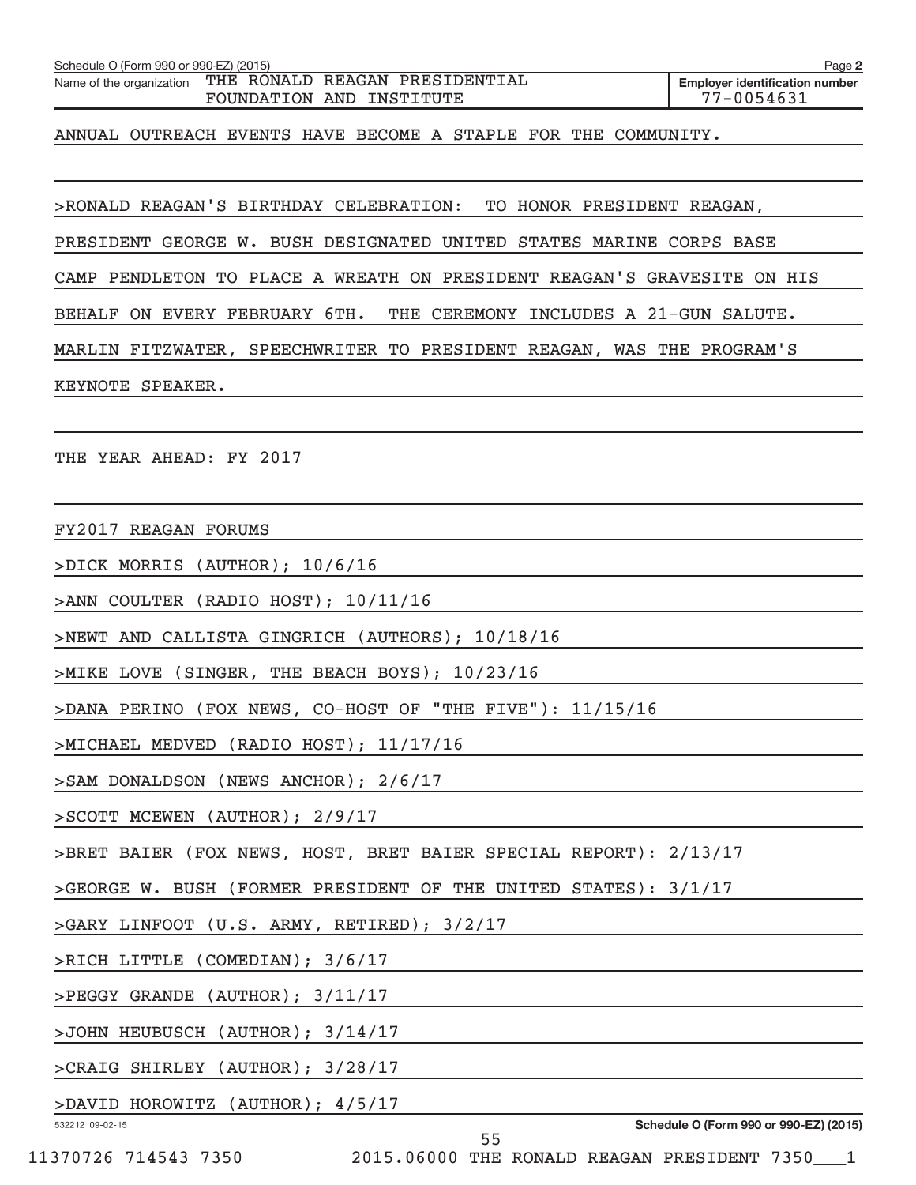ANNUAL OUTREACH EVENTS HAVE BECOME A STAPLE FOR THE COMMUNITY.

>RONALD REAGAN'S BIRTHDAY CELEBRATION: TO HONOR PRESIDENT REAGAN, PRESIDENT GEORGE W. BUSH DESIGNATED UNITED STATES MARINE CORPS BASE CAMP PENDLETON TO PLACE A WREATH ON PRESIDENT REAGAN'S GRAVESITE ON HIS BEHALF ON EVERY FEBRUARY 6TH. THE CEREMONY INCLUDES A 21-GUN SALUTE. MARLIN FITZWATER, SPEECHWRITER TO PRESIDENT REAGAN, WAS THE PROGRAM'S KEYNOTE SPEAKER.

THE YEAR AHEAD: FY 2017

FY2017 REAGAN FORUMS

>DICK MORRIS (AUTHOR); 10/6/16

>ANN COULTER (RADIO HOST); 10/11/16

>NEWT AND CALLISTA GINGRICH (AUTHORS); 10/18/16

>MIKE LOVE (SINGER, THE BEACH BOYS); 10/23/16

>DANA PERINO (FOX NEWS, CO-HOST OF "THE FIVE"): 11/15/16

>MICHAEL MEDVED (RADIO HOST); 11/17/16

>SAM DONALDSON (NEWS ANCHOR); 2/6/17

>SCOTT MCEWEN (AUTHOR); 2/9/17

>BRET BAIER (FOX NEWS, HOST, BRET BAIER SPECIAL REPORT): 2/13/17

>GEORGE W. BUSH (FORMER PRESIDENT OF THE UNITED STATES): 3/1/17

>GARY LINFOOT (U.S. ARMY, RETIRED); 3/2/17

>RICH LITTLE (COMEDIAN); 3/6/17

>PEGGY GRANDE (AUTHOR); 3/11/17

>JOHN HEUBUSCH (AUTHOR); 3/14/17

>CRAIG SHIRLEY (AUTHOR); 3/28/17

>DAVID HOROWITZ (AUTHOR); 4/5/17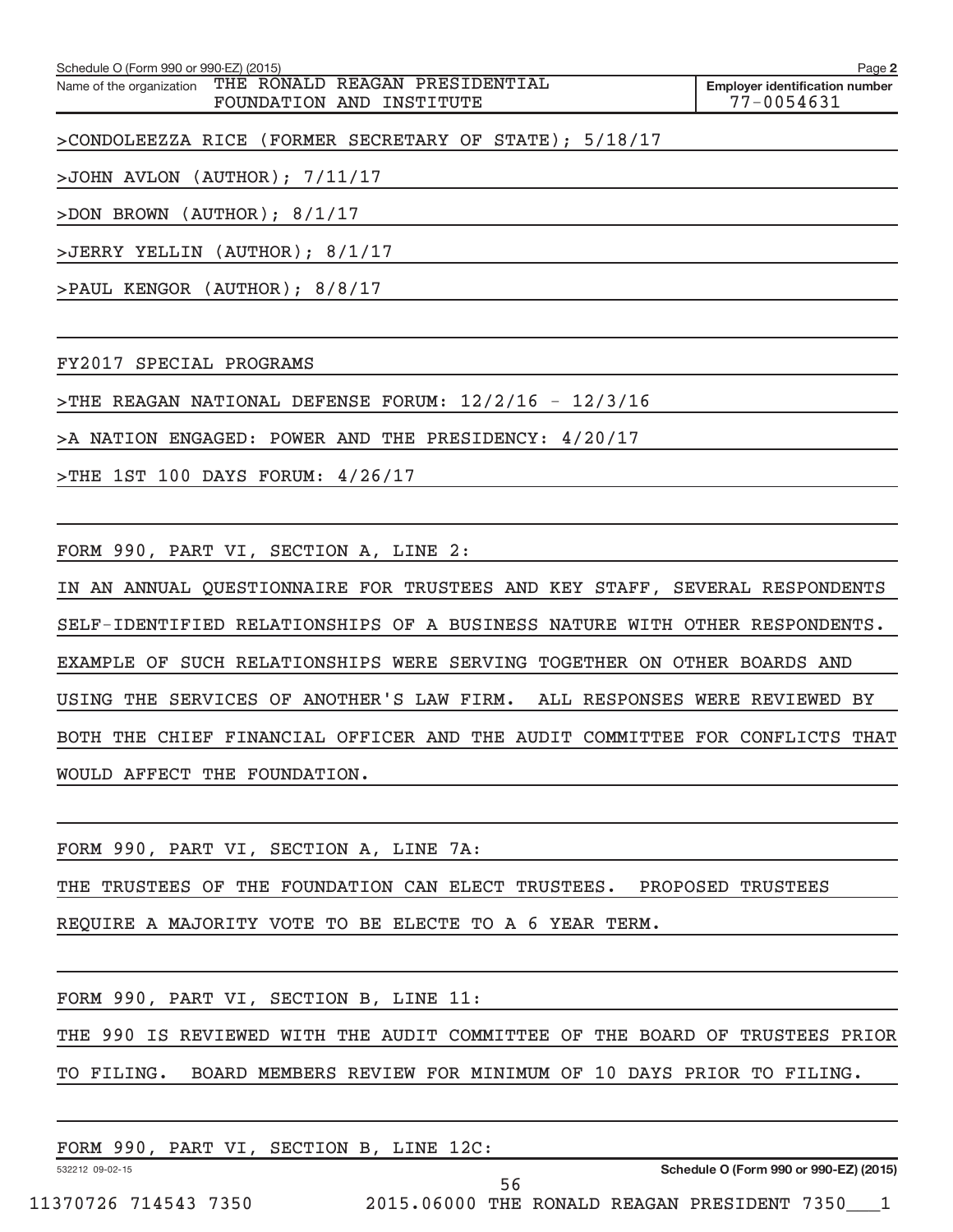Schedule O (Form 990 or 990-EZ) (2015)

Name of the organization THE RONALD REAGAN PRESIDENTIAL FOUNDATION AND INSTITUTE

Employer identification number 77-0054631

>CONDOLEEZZA RICE (FORMER SECRETARY OF STATE); 5/18/17

>JOHN AVLON (AUTHOR); 7/11/17

>DON BROWN (AUTHOR); 8/1/17

>JERRY YELLIN (AUTHOR); 8/1/17

>PAUL KENGOR (AUTHOR); 8/8/17

FY2017 SPECIAL PROGRAMS

>THE REAGAN NATIONAL DEFENSE FORUM: 12/2/16 - 12/3/16

>A NATION ENGAGED: POWER AND THE PRESIDENCY: 4/20/17

>THE 1ST 100 DAYS FORUM: 4/26/17

FORM 990, PART VI, SECTION A, LINE 2:

IN AN ANNUAL QUESTIONNAIRE FOR TRUSTEES AND KEY STAFF, SEVERAL RESPONDENTS SELF-IDENTIFIED RELATIONSHIPS OF A BUSINESS NATURE WITH OTHER RESPONDENTS. EXAMPLE OF SUCH RELATIONSHIPS WERE SERVING TOGETHER ON OTHER BOARDS AND USING THE SERVICES OF ANOTHER'S LAW FIRM. ALL RESPONSES WERE REVIEWED BY BOTH THE CHIEF FINANCIAL OFFICER AND THE AUDIT COMMITTEE FOR CONFLICTS THAT WOULD AFFECT THE FOUNDATION.

FORM 990, PART VI, SECTION A, LINE 7A:

THE TRUSTEES OF THE FOUNDATION CAN ELECT TRUSTEES. PROPOSED TRUSTEES REQUIRE A MAJORITY VOTE TO BE ELECTE TO A 6 YEAR TERM.

FORM 990, PART VI, SECTION B, LINE 11:

THE 990 IS REVIEWED WITH THE AUDIT COMMITTEE OF THE BOARD OF TRUSTEES PRIOR TO FILING. BOARD MEMBERS REVIEW FOR MINIMUM OF 10 DAYS PRIOR TO FILING.

FORM 990, PART VI, SECTION B, LINE 12C:

532212 09-02-15

Schedule O (Form 990 or 990-EZ) (2015)

11370726 714543 7350 2015.06000 THE RONALD REAGAN PRESIDENT 7350___1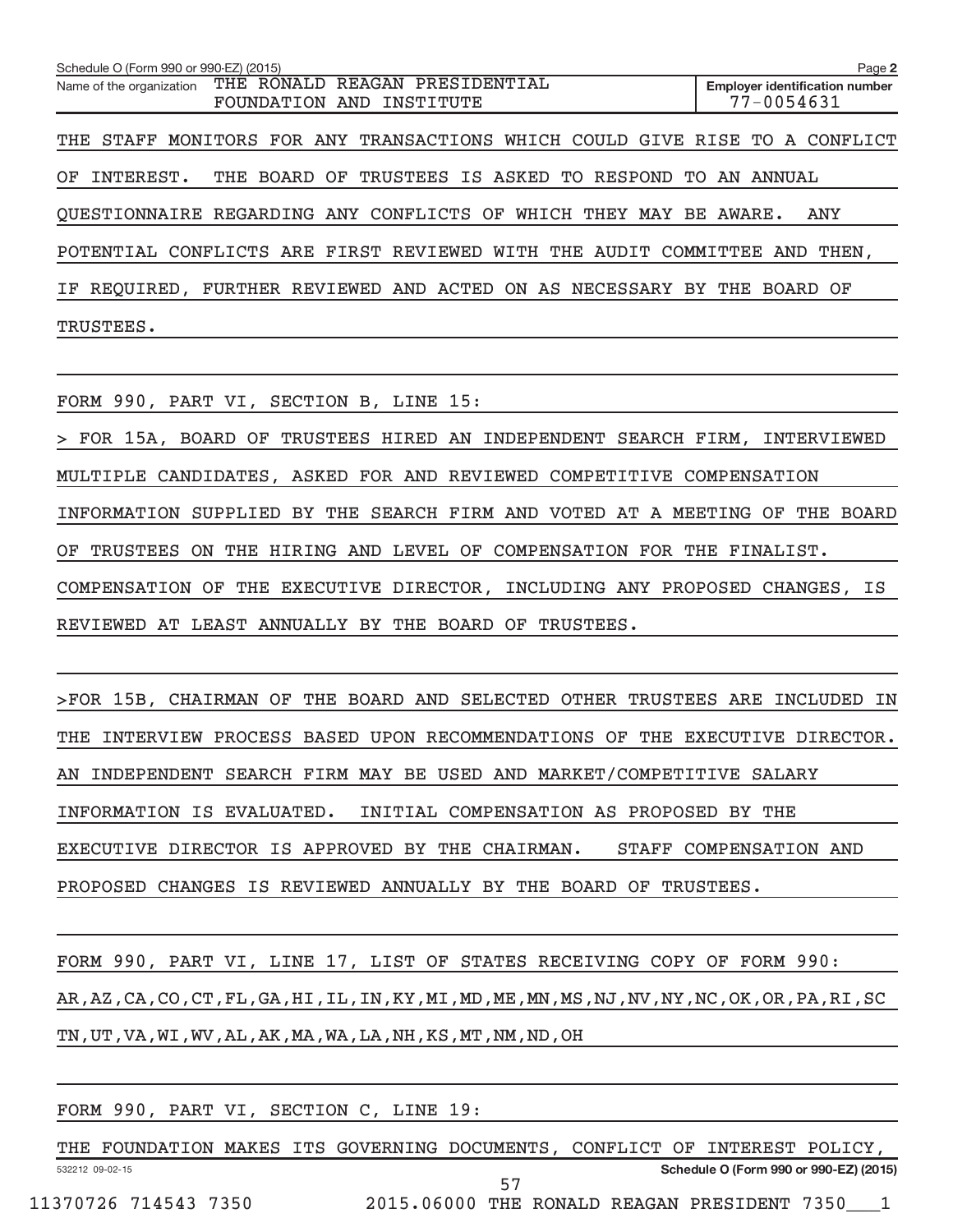Schedule O (Form 990 or 990-EZ) (2015) Page **2**

| Name of the organization | Employer identification number |
|---|---|
| THE RONALD REAGAN PRESIDENTIAL FOUNDATION AND INSTITUTE | 77-0054631 |

THE STAFF MONITORS FOR ANY TRANSACTIONS WHICH COULD GIVE RISE TO A CONFLICT OF INTEREST. THE BOARD OF TRUSTEES IS ASKED TO RESPOND TO AN ANNUAL QUESTIONNAIRE REGARDING ANY CONFLICTS OF WHICH THEY MAY BE AWARE. ANY POTENTIAL CONFLICTS ARE FIRST REVIEWED WITH THE AUDIT COMMITTEE AND THEN, IF REQUIRED, FURTHER REVIEWED AND ACTED ON AS NECESSARY BY THE BOARD OF TRUSTEES.

FORM 990, PART VI, SECTION B, LINE 15:

> FOR 15A, BOARD OF TRUSTEES HIRED AN INDEPENDENT SEARCH FIRM, INTERVIEWED MULTIPLE CANDIDATES, ASKED FOR AND REVIEWED COMPETITIVE COMPENSATION INFORMATION SUPPLIED BY THE SEARCH FIRM AND VOTED AT A MEETING OF THE BOARD OF TRUSTEES ON THE HIRING AND LEVEL OF COMPENSATION FOR THE FINALIST. COMPENSATION OF THE EXECUTIVE DIRECTOR, INCLUDING ANY PROPOSED CHANGES, IS REVIEWED AT LEAST ANNUALLY BY THE BOARD OF TRUSTEES.

>FOR 15B, CHAIRMAN OF THE BOARD AND SELECTED OTHER TRUSTEES ARE INCLUDED IN THE INTERVIEW PROCESS BASED UPON RECOMMENDATIONS OF THE EXECUTIVE DIRECTOR. AN INDEPENDENT SEARCH FIRM MAY BE USED AND MARKET/COMPETITIVE SALARY INFORMATION IS EVALUATED. INITIAL COMPENSATION AS PROPOSED BY THE EXECUTIVE DIRECTOR IS APPROVED BY THE CHAIRMAN. STAFF COMPENSATION AND PROPOSED CHANGES IS REVIEWED ANNUALLY BY THE BOARD OF TRUSTEES.

FORM 990, PART VI, LINE 17, LIST OF STATES RECEIVING COPY OF FORM 990:
AR,AZ,CA,CO,CT,FL,GA,HI,IL,IN,KY,MI,MD,ME,MN,MS,NJ,NV,NY,NC,OK,OR,PA,RI,SC TN,UT,VA,WI,WV,AL,AK,MA,WA,LA,NH,KS,MT,NM,ND,OH

FORM 990, PART VI, SECTION C, LINE 19:

THE FOUNDATION MAKES ITS GOVERNING DOCUMENTS, CONFLICT OF INTEREST POLICY,

532212 09-02-15 **Schedule O (Form 990 or 990-EZ) (2015)**

11370726 714543 7350 2015.06000 THE RONALD REAGAN PRESIDENT 7350___1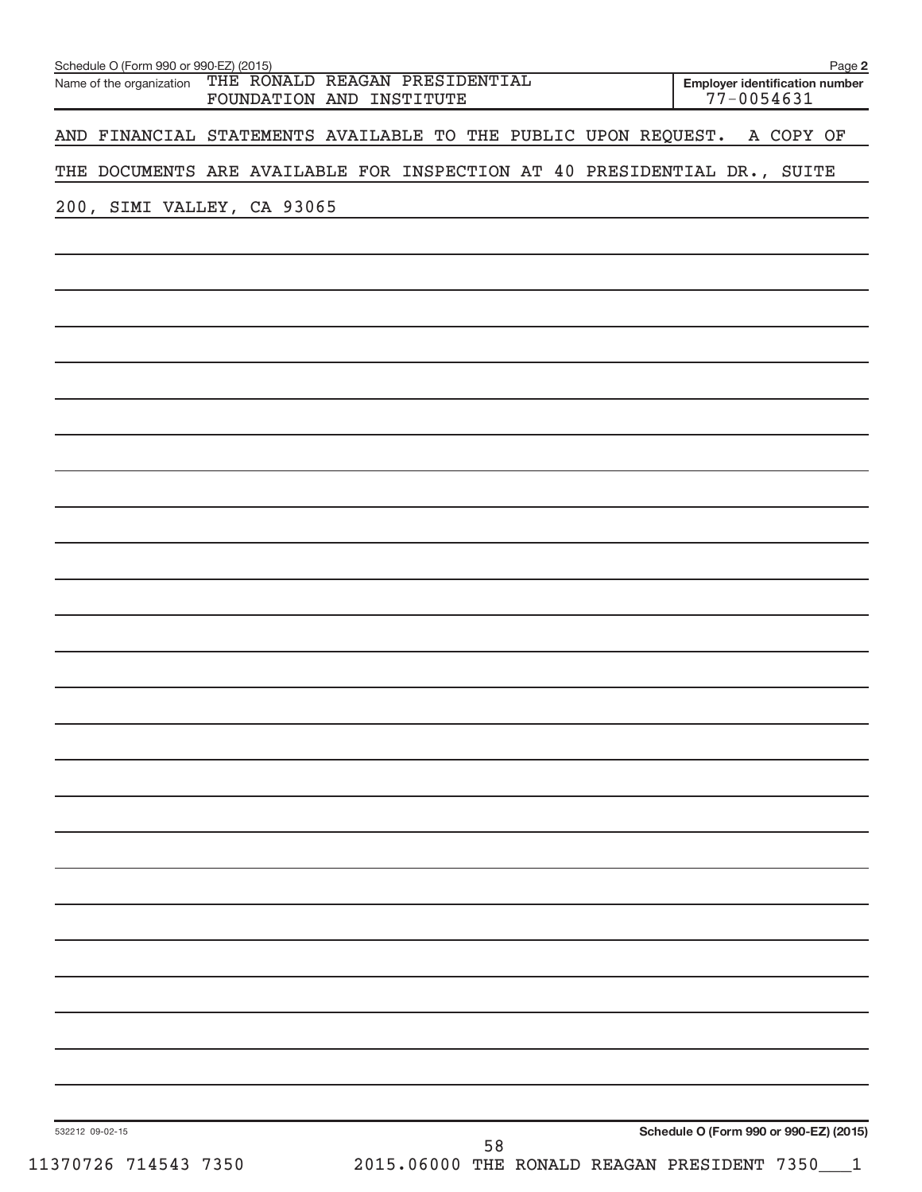Name of the organization THE RONALD REAGAN PRESIDENTIAL FOUNDATION AND INSTITUTE

Employer identification number 77-0054631

AND FINANCIAL STATEMENTS AVAILABLE TO THE PUBLIC UPON REQUEST. A COPY OF THE DOCUMENTS ARE AVAILABLE FOR INSPECTION AT 40 PRESIDENTIAL DR., SUITE 200, SIMI VALLEY, CA 93065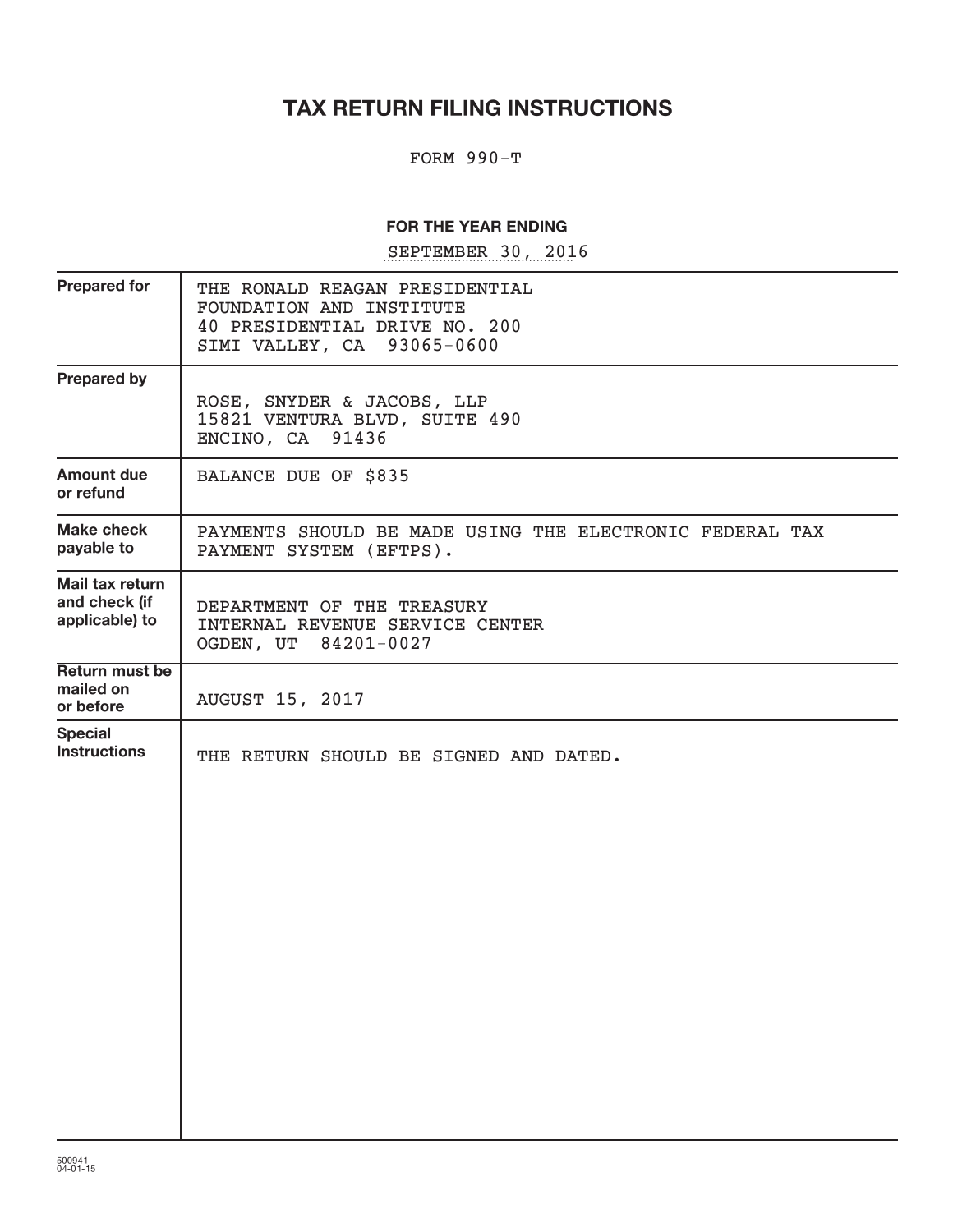# TAX RETURN FILING INSTRUCTIONS

FORM 990-T

**FOR THE YEAR ENDING**

SEPTEMBER 30, 2016

| | |
|---|---|
| **Prepared for** | THE RONALD REAGAN PRESIDENTIAL FOUNDATION AND INSTITUTE<br>40 PRESIDENTIAL DRIVE NO. 200<br>SIMI VALLEY, CA 93065-0600 |
| **Prepared by** | ROSE, SNYDER & JACOBS, LLP<br>15821 VENTURA BLVD, SUITE 490<br>ENCINO, CA 91436 |
| **Amount due or refund** | BALANCE DUE OF $835 |
| **Make check payable to** | PAYMENTS SHOULD BE MADE USING THE ELECTRONIC FEDERAL TAX PAYMENT SYSTEM (EFTPS). |
| **Mail tax return and check (if applicable) to** | DEPARTMENT OF THE TREASURY<br>INTERNAL REVENUE SERVICE CENTER<br>OGDEN, UT 84201-0027 |
| **Return must be mailed on or before** | AUGUST 15, 2017 |
| **Special Instructions** | THE RETURN SHOULD BE SIGNED AND DATED. |

500941
04-01-15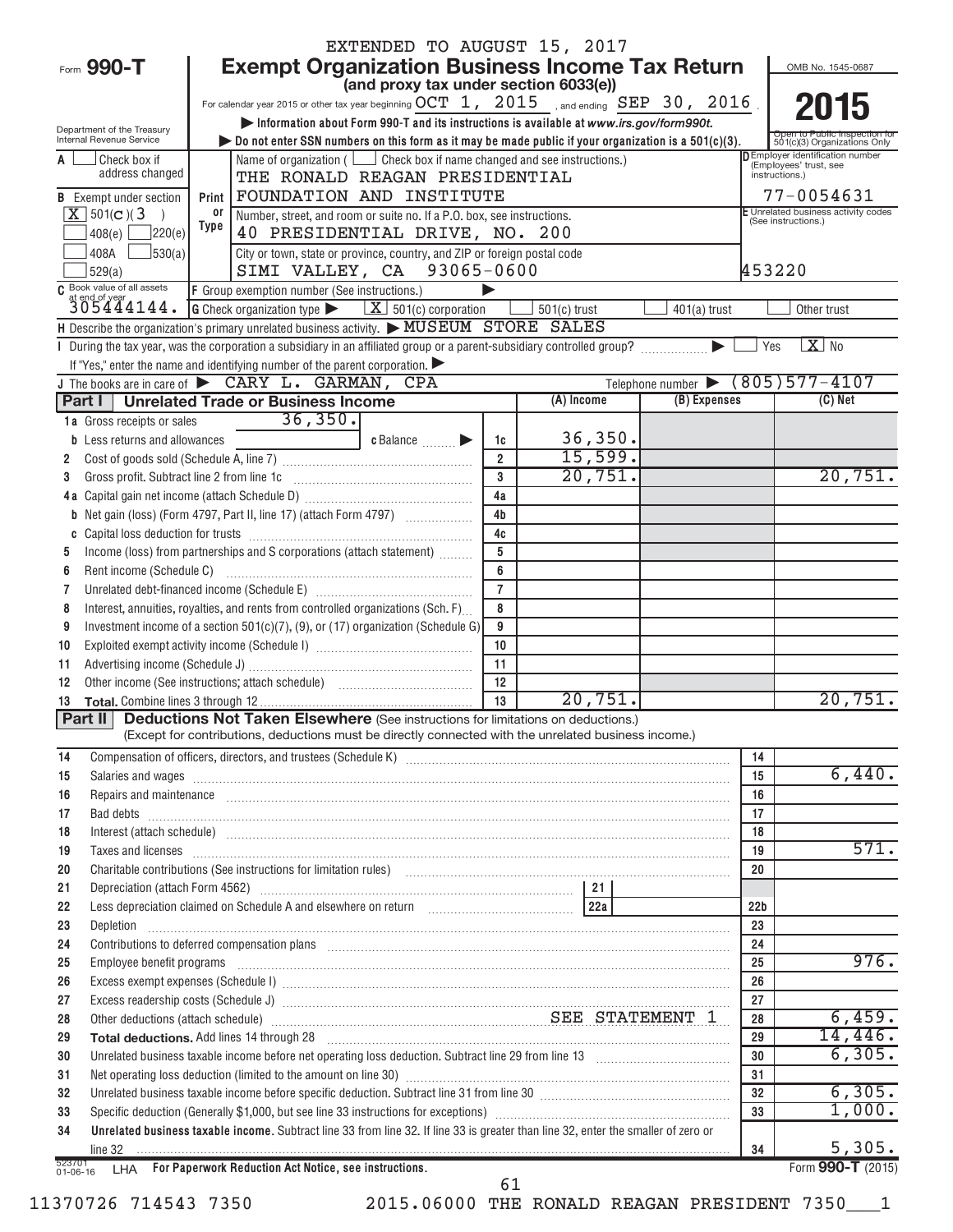EXTENDED TO AUGUST 15, 2017

# Form 990-T Exempt Organization Business Income Tax Return

**(and proxy tax under section 6033(e))**

For calendar year 2015 or other tax year beginning OCT 1, 2015 , and ending SEP 30, 2016 .

▶ Information about Form 990-T and its instructions is available at www.irs.gov/form990t.

▶ Do not enter SSN numbers on this form as it may be made public if your organization is a 501(c)(3).

Department of the Treasury Internal Revenue Service

OMB No. 1545-0687

**2015**

Open to Public Inspection for 501(c)(3) Organizations Only

A ☐ Check box if address changed

B Exempt under section [X] 501(C)(3) ☐ 408(e) ☐ 220(e) ☐ 408A ☐ 530(a) ☐ 529(a)

Name of organization ( ☐ Check box if name changed and see instructions.)
THE RONALD REAGAN PRESIDENTIAL FOUNDATION AND INSTITUTE

Number, street, and room or suite no. If a P.O. box, see instructions.
40 PRESIDENTIAL DRIVE, NO. 200

City or town, state or province, country, and ZIP or foreign postal code
SIMI VALLEY, CA 93065-0600

D Employer identification number (Employees' trust, see instructions.) 77-0054631

E Unrelated business activity codes (See instructions.) 453220

C Book value of all assets at end of year 305444144.

F Group exemption number (See instructions.) ▶

G Check organization type ▶ [X] 501(c) corporation ☐ 501(c) trust ☐ 401(a) trust ☐ Other trust

H Describe the organization's primary unrelated business activity. ▶ MUSEUM STORE SALES

I During the tax year, was the corporation a subsidiary in an affiliated group or a parent-subsidiary controlled group? ▶ ☐ Yes [X] No

If "Yes," enter the name and identifying number of the parent corporation. ▶

J The books are in care of ▶ CARY L. GARMAN, CPA Telephone number ▶ (805)577-4107

## Part I Unrelated Trade or Business Income

| | | | (A) Income | (B) Expenses | (C) Net |
|---|---|---|---|---|---|
| 1a | Gross receipts or sales 36,350. b Less returns and allowances c Balance ▶ | 1c | 36,350. | | |
| 2 | Cost of goods sold (Schedule A, line 7) | 2 | 15,599. | | |
| 3 | Gross profit. Subtract line 2 from line 1c | 3 | 20,751. | | 20,751. |
| 4a | Capital gain net income (attach Schedule D) | 4a | | | |
| b | Net gain (loss) (Form 4797, Part II, line 17) (attach Form 4797) | 4b | | | |
| c | Capital loss deduction for trusts | 4c | | | |
| 5 | Income (loss) from partnerships and S corporations (attach statement) | 5 | | | |
| 6 | Rent income (Schedule C) | 6 | | | |
| 7 | Unrelated debt-financed income (Schedule E) | 7 | | | |
| 8 | Interest, annuities, royalties, and rents from controlled organizations (Sch. F) | 8 | | | |
| 9 | Investment income of a section 501(c)(7), (9), or (17) organization (Schedule G) | 9 | | | |
| 10 | Exploited exempt activity income (Schedule I) | 10 | | | |
| 11 | Advertising income (Schedule J) | 11 | | | |
| 12 | Other income (See instructions; attach schedule) | 12 | | | |
| 13 | **Total.** Combine lines 3 through 12 | 13 | 20,751. | | 20,751. |

## Part II Deductions Not Taken Elsewhere (See instructions for limitations on deductions.)

(Except for contributions, deductions must be directly connected with the unrelated business income.)

| | | | |
|---|---|---|---|
| 14 | Compensation of officers, directors, and trustees (Schedule K) | 14 | |
| 15 | Salaries and wages | 15 | 6,440. |
| 16 | Repairs and maintenance | 16 | |
| 17 | Bad debts | 17 | |
| 18 | Interest (attach schedule) | 18 | |
| 19 | Taxes and licenses | 19 | 571. |
| 20 | Charitable contributions (See instructions for limitation rules) | 20 | |
| 21 | Depreciation (attach Form 4562) 21 | | |
| 22 | Less depreciation claimed on Schedule A and elsewhere on return 22a | 22b | |
| 23 | Depletion | 23 | |
| 24 | Contributions to deferred compensation plans | 24 | |
| 25 | Employee benefit programs | 25 | 976. |
| 26 | Excess exempt expenses (Schedule I) | 26 | |
| 27 | Excess readership costs (Schedule J) | 27 | |
| 28 | Other deductions (attach schedule) SEE STATEMENT 1 | 28 | 6,459. |
| 29 | **Total deductions.** Add lines 14 through 28 | 29 | 14,446. |
| 30 | Unrelated business taxable income before net operating loss deduction. Subtract line 29 from line 13 | 30 | 6,305. |
| 31 | Net operating loss deduction (limited to the amount on line 30) | 31 | |
| 32 | Unrelated business taxable income before specific deduction. Subtract line 31 from line 30 | 32 | 6,305. |
| 33 | Specific deduction (Generally $1,000, but see line 33 instructions for exceptions) | 33 | 1,000. |
| 34 | **Unrelated business taxable income.** Subtract line 33 from line 32. If line 33 is greater than line 32, enter the smaller of zero or line 32 | 34 | 5,305. |

523701 01-06-16 LHA **For Paperwork Reduction Act Notice, see instructions.** Form **990-T** (2015)

11370726 714543 7350 2015.06000 THE RONALD REAGAN PRESIDENT 7350___1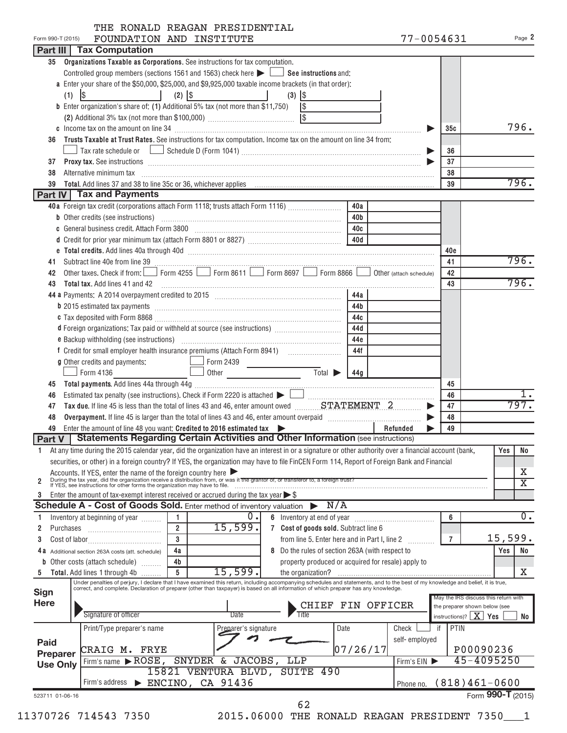Form 990-T (2015) THE RONALD REAGAN PRESIDENTIAL FOUNDATION AND INSTITUTE 77-0054631 Page 2

## Part III Tax Computation

**35 Organizations Taxable as Corporations.** See instructions for tax computation.

Controlled group members (sections 1561 and 1563) check here ▶ ☐ **See instructions** and:

**a** Enter your share of the $50,000, $25,000, and $9,925,000 taxable income brackets (in that order):

(1) $ (2) $ (3) $

**b** Enter organization's share of: **(1)** Additional 5% tax (not more than $11,750) $

**(2)** Additional 3% tax (not more than $100,000) $

| Line | Description | | Amount |
|---|---|---|---|
| 35c | Income tax on the amount on line 34 | 35c | 796. |
| 36 | **Trusts Taxable at Trust Rates.** See instructions for tax computation. Income tax on the amount on line 34 from: ☐ Tax rate schedule or ☐ Schedule D (Form 1041) | 36 | |
| 37 | **Proxy tax.** See instructions | 37 | |
| 38 | Alternative minimum tax | 38 | |
| 39 | **Total.** Add lines 37 and 38 to line 35c or 36, whichever applies | 39 | 796. |

## Part IV Tax and Payments

| Line | Description | | | | Amount |
|---|---|---|---|---|---|
| 40a | Foreign tax credit (corporations attach Form 1118; trusts attach Form 1116) | 40a | | | |
| b | Other credits (see instructions) | 40b | | | |
| c | General business credit. Attach Form 3800 | 40c | | | |
| d | Credit for prior year minimum tax (attach Form 8801 or 8827) | 40d | | | |
| e | **Total credits.** Add lines 40a through 40d | | | 40e | |
| 41 | Subtract line 40e from line 39 | | | 41 | 796. |
| 42 | Other taxes. Check if from: ☐ Form 4255 ☐ Form 8611 ☐ Form 8697 ☐ Form 8866 ☐ Other (attach schedule) | | | 42 | |
| 43 | **Total tax.** Add lines 41 and 42 | | | 43 | 796. |
| 44a | Payments: A 2014 overpayment credited to 2015 | 44a | | | |
| b | 2015 estimated tax payments | 44b | | | |
| c | Tax deposited with Form 8868 | 44c | | | |
| d | Foreign organizations: Tax paid or withheld at source (see instructions) | 44d | | | |
| e | Backup withholding (see instructions) | 44e | | | |
| f | Credit for small employer health insurance premiums (Attach Form 8941) | 44f | | | |
| g | Other credits and payments: ☐ Form 2439 ☐ Form 4136 ☐ Other Total ▶ | 44g | | | |
| 45 | **Total payments.** Add lines 44a through 44g | | | 45 | |
| 46 | Estimated tax penalty (see instructions). Check if Form 2220 is attached ▶ ☐ | | | 46 | 1. |
| 47 | **Tax due.** If line 45 is less than the total of lines 43 and 46, enter amount owed STATEMENT 2 | | | 47 | 797. |
| 48 | **Overpayment.** If line 45 is larger than the total of lines 43 and 46, enter amount overpaid | | | 48 | |
| 49 | Enter the amount of line 48 you want: **Credited to 2016 estimated tax** ▶ Refunded ▶ | | | 49 | |

## Part V Statements Regarding Certain Activities and Other Information (see instructions)

| | | Yes | No |
|---|---|---|---|
| 1 | At any time during the 2015 calendar year, did the organization have an interest in or a signature or other authority over a financial account (bank, securities, or other) in a foreign country? If YES, the organization may have to file FinCEN Form 114, Report of Foreign Bank and Financial Accounts. If YES, enter the name of the foreign country here ▶ | | X |
| 2 | During the tax year, did the organization receive a distribution from, or was it the grantor of, or transferor to, a foreign trust? If YES, see instructions for other forms the organization may have to file. | | X |
| 3 | Enter the amount of tax-exempt interest received or accrued during the tax year ▶ $ | | |

## Schedule A - Cost of Goods Sold. Enter method of inventory valuation ▶ N/A

| Line | Description | | Amount | Line | Description | | Amount |
|---|---|---|---|---|---|---|---|
| 1 | Inventory at beginning of year | 1 | 0. | 6 | Inventory at end of year | 6 | 0. |
| 2 | Purchases | 2 | 15,599. | 7 | Cost of goods sold. Subtract line 6 from line 5. Enter here and in Part I, line 2 | 7 | 15,599. |
| 3 | Cost of labor | 3 | | 8 | Do the rules of section 263A (with respect to property produced or acquired for resale) apply to the organization? | Yes | No: X |
| 4a | Additional section 263A costs (att. schedule) | 4a | | | | | |
| b | Other costs (attach schedule) | 4b | | | | | |
| 5 | **Total.** Add lines 1 through 4b | 5 | 15,599. | | | | |

**Sign Here**

Under penalties of perjury, I declare that I have examined this return, including accompanying schedules and statements, and to the best of my knowledge and belief, it is true, correct, and complete. Declaration of preparer (other than taxpayer) is based on all information of which preparer has any knowledge.

Signature of officer | Date | Title: CHIEF FIN OFFICER

May the IRS discuss this return with the preparer shown below (see instructions)? [X] Yes ☐ No

**Paid Preparer Use Only**

| Print/Type preparer's name | Preparer's signature | Date | Check ☐ if self-employed | PTIN |
|---|---|---|---|---|
| CRAIG M. FRYE | | 07/26/17 | | P00090236 |

Firm's name ▶ ROSE, SNYDER & JACOBS, LLP — Firm's EIN ▶ 45-4095250

Firm's address ▶ 15821 VENTURA BLVD, SUITE 490, ENCINO, CA 91436 — Phone no. (818)461-0600

523711 01-06-16 Form **990-T** (2015)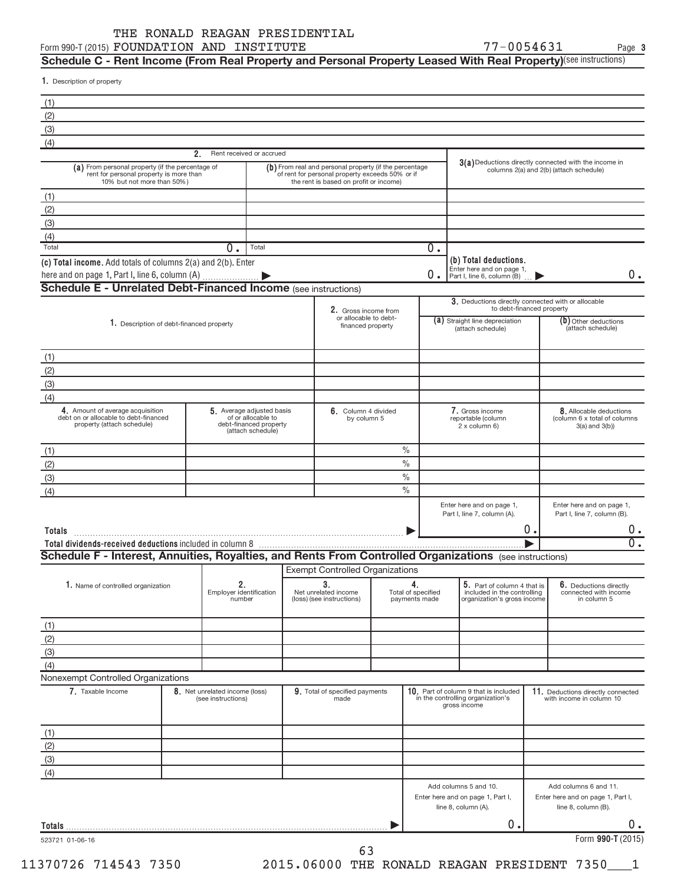THE RONALD REAGAN PRESIDENTIAL
Form 990-T (2015) FOUNDATION AND INSTITUTE 77-0054631 Page 3

## Schedule C - Rent Income (From Real Property and Personal Property Leased With Real Property) (see instructions)

1. Description of property

(1)
(2)
(3)
(4)

| 2. Rent received or accrued | | 3(a) Deductions directly connected with the income in columns 2(a) and 2(b) (attach schedule) |
|---|---|---|
| (a) From personal property (if the percentage of rent for personal property is more than 10% but not more than 50%) | (b) From real and personal property (if the percentage of rent for personal property exceeds 50% or if the rent is based on profit or income) | |
| (1) | | |
| (2) | | |
| (3) | | |
| (4) | | |
| Total 0. | Total 0. | |

(c) Total income. Add totals of columns 2(a) and 2(b). Enter here and on page 1, Part I, line 6, column (A) ▶ 0.

(b) Total deductions. Enter here and on page 1, Part I, line 6, column (B) ▶ 0.

## Schedule E - Unrelated Debt-Financed Income (see instructions)

| 1. Description of debt-financed property | 2. Gross income from or allocable to debt-financed property | 3. Deductions directly connected with or allocable to debt-financed property | |
|---|---|---|---|
| | | (a) Straight line depreciation (attach schedule) | (b) Other deductions (attach schedule) |
| (1) | | | |
| (2) | | | |
| (3) | | | |
| (4) | | | |

| 4. Amount of average acquisition debt on or allocable to debt-financed property (attach schedule) | 5. Average adjusted basis of or allocable to debt-financed property (attach schedule) | 6. Column 4 divided by column 5 | 7. Gross income reportable (column 2 x column 6) | 8. Allocable deductions (column 6 x total of columns 3(a) and 3(b)) |
|---|---|---|---|---|
| (1) | | % | | |
| (2) | | % | | |
| (3) | | % | | |
| (4) | | % | | |
| | | | Enter here and on page 1, Part I, line 7, column (A). | Enter here and on page 1, Part I, line 7, column (B). |
| Totals | | ▶ | 0. | 0. |
| Total dividends-received deductions included in column 8 | | | ▶ | 0. |

## Schedule F - Interest, Annuities, Royalties, and Rents From Controlled Organizations (see instructions)

| | | Exempt Controlled Organizations | | | |
|---|---|---|---|---|---|
| 1. Name of controlled organization | 2. Employer identification number | 3. Net unrelated income (loss) (see instructions) | 4. Total of specified payments made | 5. Part of column 4 that is included in the controlling organization's gross income | 6. Deductions directly connected with income in column 5 |
| (1) | | | | | |
| (2) | | | | | |
| (3) | | | | | |
| (4) | | | | | |

Nonexempt Controlled Organizations

| 7. Taxable Income | 8. Net unrelated income (loss) (see instructions) | 9. Total of specified payments made | 10. Part of column 9 that is included in the controlling organization's gross income | 11. Deductions directly connected with income in column 10 |
|---|---|---|---|---|
| (1) | | | | |
| (2) | | | | |
| (3) | | | | |
| (4) | | | | |
| | | | Add columns 5 and 10. Enter here and on page 1, Part I, line 8, column (A). | Add columns 6 and 11. Enter here and on page 1, Part I, line 8, column (B). |
| Totals | | ▶ | 0. | 0. |

523721 01-06-16 Form 990-T (2015)

11370726 714543 7350 2015.06000 THE RONALD REAGAN PRESIDENT 7350___1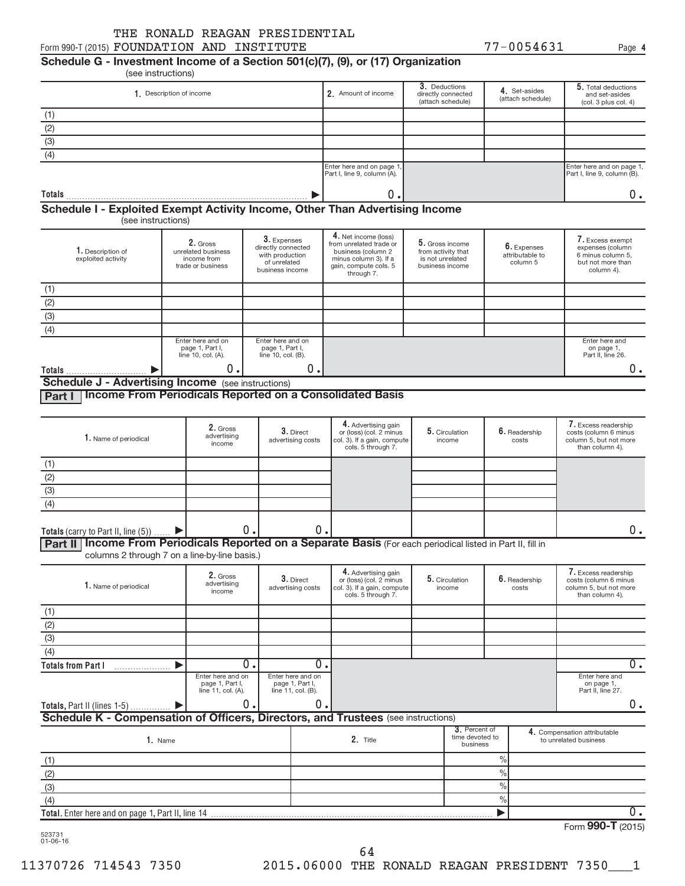THE RONALD REAGAN PRESIDENTIAL
Form 990-T (2015) FOUNDATION AND INSTITUTE 77-0054631 Page 4

## Schedule G - Investment Income of a Section 501(c)(7), (9), or (17) Organization

(see instructions)

| 1. Description of income | 2. Amount of income | 3. Deductions directly connected (attach schedule) | 4. Set-asides (attach schedule) | 5. Total deductions and set-asides (col. 3 plus col. 4) |
|---|---|---|---|---|
| (1) | | | | |
| (2) | | | | |
| (3) | | | | |
| (4) | | | | |
| | Enter here and on page 1, Part I, line 9, column (A). | | | Enter here and on page 1, Part I, line 9, column (B). |
| Totals | 0. | | | 0. |

## Schedule I - Exploited Exempt Activity Income, Other Than Advertising Income

(see instructions)

| 1. Description of exploited activity | 2. Gross unrelated business income from trade or business | 3. Expenses directly connected with production of unrelated business income | 4. Net income (loss) from unrelated trade or business (column 2 minus column 3). If a gain, compute cols. 5 through 7. | 5. Gross income from activity that is not unrelated business income | 6. Expenses attributable to column 5 | 7. Excess exempt expenses (column 6 minus column 5, but not more than column 4). |
|---|---|---|---|---|---|---|
| (1) | | | | | | |
| (2) | | | | | | |
| (3) | | | | | | |
| (4) | | | | | | |
| | Enter here and on page 1, Part I, line 10, col. (A). | Enter here and on page 1, Part I, line 10, col. (B). | | | | Enter here and on page 1, Part II, line 26. |
| Totals | 0. | 0. | | | | 0. |

## Schedule J - Advertising Income (see instructions)

### Part I Income From Periodicals Reported on a Consolidated Basis

| 1. Name of periodical | 2. Gross advertising income | 3. Direct advertising costs | 4. Advertising gain or (loss) (col. 2 minus col. 3). If a gain, compute cols. 5 through 7. | 5. Circulation income | 6. Readership costs | 7. Excess readership costs (column 6 minus column 5, but not more than column 4). |
|---|---|---|---|---|---|---|
| (1) | | | | | | |
| (2) | | | | | | |
| (3) | | | | | | |
| (4) | | | | | | |
| Totals (carry to Part II, line (5)) | 0. | 0. | | | | 0. |

### Part II Income From Periodicals Reported on a Separate Basis (For each periodical listed in Part II, fill in columns 2 through 7 on a line-by-line basis.)

| 1. Name of periodical | 2. Gross advertising income | 3. Direct advertising costs | 4. Advertising gain or (loss) (col. 2 minus col. 3). If a gain, compute cols. 5 through 7. | 5. Circulation income | 6. Readership costs | 7. Excess readership costs (column 6 minus column 5, but not more than column 4). |
|---|---|---|---|---|---|---|
| (1) | | | | | | |
| (2) | | | | | | |
| (3) | | | | | | |
| (4) | | | | | | |
| Totals from Part I | 0. | 0. | | | | 0. |
| | Enter here and on page 1, Part I, line 11, col. (A). | Enter here and on page 1, Part I, line 11, col. (B). | | | | Enter here and on page 1, Part II, line 27. |
| Totals, Part II (lines 1-5) | 0. | 0. | | | | 0. |

## Schedule K - Compensation of Officers, Directors, and Trustees (see instructions)

| 1. Name | 2. Title | 3. Percent of time devoted to business | 4. Compensation attributable to unrelated business |
|---|---|---|---|
| (1) | | % | |
| (2) | | % | |
| (3) | | % | |
| (4) | | % | |
| Total. Enter here and on page 1, Part II, line 14 | | | 0. |

Form 990-T (2015)

523731
01-06-16

11370726 714543 7350 2015.06000 THE RONALD REAGAN PRESIDENT 7350___1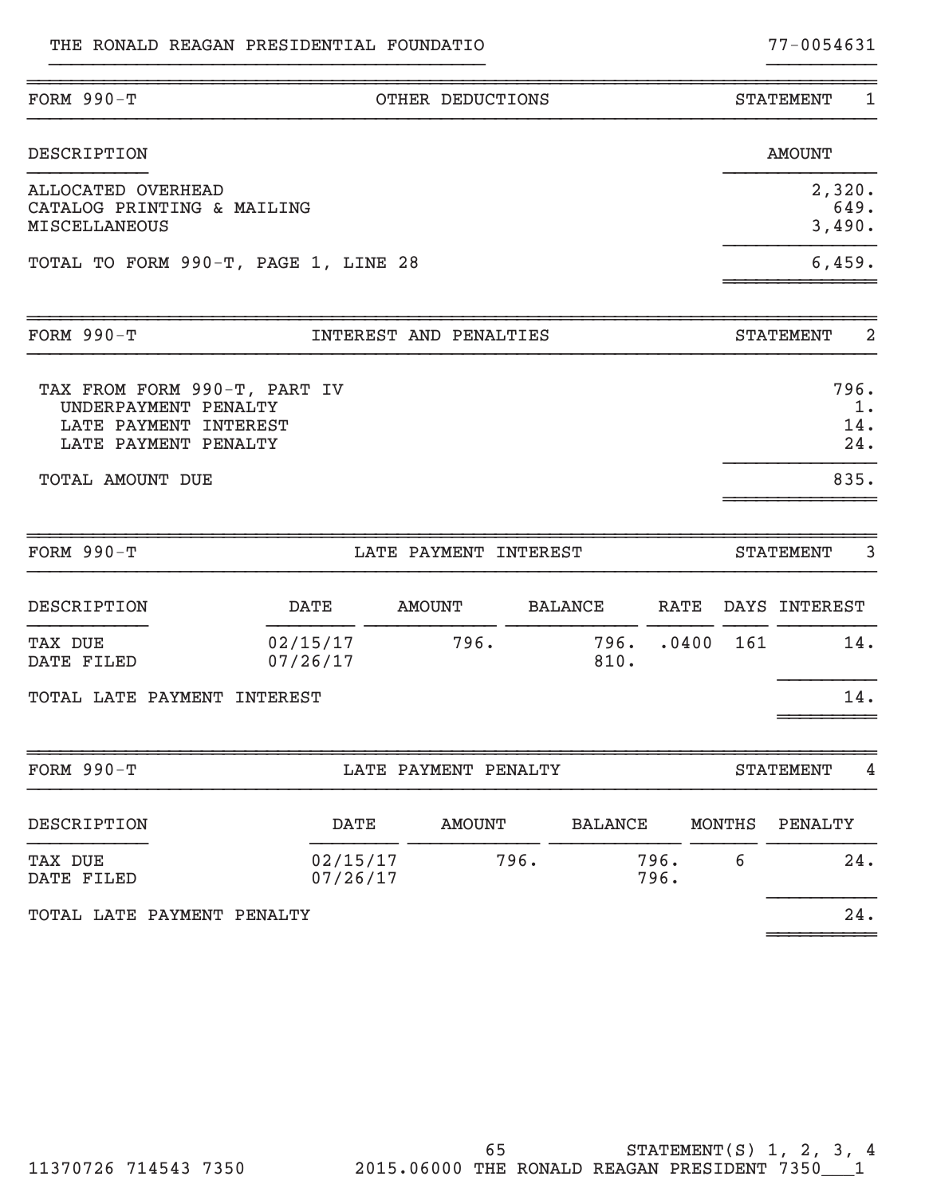THE RONALD REAGAN PRESIDENTIAL FOUNDATIO — 77-0054631

## FORM 990-T — OTHER DEDUCTIONS — STATEMENT 1

| DESCRIPTION | AMOUNT |
|---|---|
| ALLOCATED OVERHEAD | 2,320. |
| CATALOG PRINTING & MAILING | 649. |
| MISCELLANEOUS | 3,490. |
| TOTAL TO FORM 990-T, PAGE 1, LINE 28 | 6,459. |

## FORM 990-T — INTEREST AND PENALTIES — STATEMENT 2

| | |
|---|---|
| TAX FROM FORM 990-T, PART IV | 796. |
| UNDERPAYMENT PENALTY | 1. |
| LATE PAYMENT INTEREST | 14. |
| LATE PAYMENT PENALTY | 24. |
| TOTAL AMOUNT DUE | 835. |

## FORM 990-T — LATE PAYMENT INTEREST — STATEMENT 3

| DESCRIPTION | DATE | AMOUNT | BALANCE | RATE | DAYS | INTEREST |
|---|---|---|---|---|---|---|
| TAX DUE | 02/15/17 | 796. | 796. | .0400 | 161 | 14. |
| DATE FILED | 07/26/17 | | 810. | | | |
| TOTAL LATE PAYMENT INTEREST | | | | | | 14. |

## FORM 990-T — LATE PAYMENT PENALTY — STATEMENT 4

| DESCRIPTION | DATE | AMOUNT | BALANCE | MONTHS | PENALTY |
|---|---|---|---|---|---|
| TAX DUE | 02/15/17 | 796. | 796. | 6 | 24. |
| DATE FILED | 07/26/17 | | 796. | | |
| TOTAL LATE PAYMENT PENALTY | | | | | 24. |

STATEMENT(S) 1, 2, 3, 4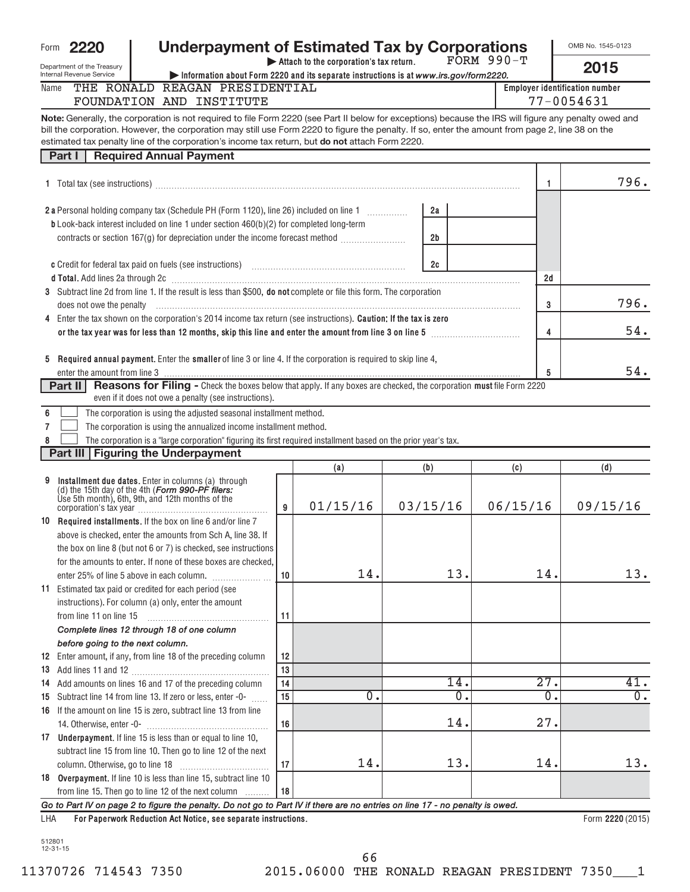Form **2220**

Department of the Treasury
Internal Revenue Service

# Underpayment of Estimated Tax by Corporations

▶ Attach to the corporation's tax return. FORM 990-T

▶ Information about Form 2220 and its separate instructions is at *www.irs.gov/form2220.*

OMB No. 1545-0123

**2015**

Name: THE RONALD REAGAN PRESIDENTIAL FOUNDATION AND INSTITUTE

Employer identification number: 77-0054631

**Note:** Generally, the corporation is not required to file Form 2220 (see Part II below for exceptions) because the IRS will figure any penalty owed and bill the corporation. However, the corporation may still use Form 2220 to figure the penalty. If so, enter the amount from page 2, line 38 on the estimated tax penalty line of the corporation's income tax return, but **do not** attach Form 2220.

## Part I Required Annual Payment

| Line | Description | | | Line | Amount |
|---|---|---|---|---|---|
| 1 | Total tax (see instructions) | | | 1 | 796. |
| 2a | Personal holding company tax (Schedule PH (Form 1120), line 26) included on line 1 | 2a | | | |
| b | Look-back interest included on line 1 under section 460(b)(2) for completed long-term contracts or section 167(g) for depreciation under the income forecast method | 2b | | | |
| c | Credit for federal tax paid on fuels (see instructions) | 2c | | | |
| d | **Total.** Add lines 2a through 2c | | | 2d | |
| 3 | Subtract line 2d from line 1. If the result is less than $500, **do not** complete or file this form. The corporation does not owe the penalty | | | 3 | 796. |
| 4 | Enter the tax shown on the corporation's 2014 income tax return (see instructions). **Caution: If the tax is zero or the tax year was for less than 12 months, skip this line and enter the amount from line 3 on line 5** | | | 4 | 54. |
| 5 | **Required annual payment.** Enter the **smaller** of line 3 or line 4. If the corporation is required to skip line 4, enter the amount from line 3 | | | 5 | 54. |

## Part II Reasons for Filing - Check the boxes below that apply. If any boxes are checked, the corporation must file Form 2220 even if it does not owe a penalty (see instructions).

6 ☐ The corporation is using the adjusted seasonal installment method.

7 ☐ The corporation is using the annualized income installment method.

8 ☐ The corporation is a "large corporation" figuring its first required installment based on the prior year's tax.

## Part III Figuring the Underpayment

| Line | Description | | (a) | (b) | (c) | (d) |
|---|---|---|---|---|---|---|
| 9 | **Installment due dates.** Enter in columns (a) through (d) the 15th day of the 4th (*Form 990-PF filers:* Use 5th month), 6th, 9th, and 12th months of the corporation's tax year | 9 | 01/15/16 | 03/15/16 | 06/15/16 | 09/15/16 |
| 10 | **Required installments.** If the box on line 6 and/or line 7 above is checked, enter the amounts from Sch A, line 38. If the box on line 8 (but not 6 or 7) is checked, see instructions for the amounts to enter. If none of these boxes are checked, enter 25% of line 5 above in each column. | 10 | 14. | 13. | 14. | 13. |
| 11 | Estimated tax paid or credited for each period (see instructions). For column (a) only, enter the amount from line 11 on line 15 | 11 | | | | |
| | ***Complete lines 12 through 18 of one column before going to the next column.*** | | | | | |
| 12 | Enter amount, if any, from line 18 of the preceding column | 12 | | | | |
| 13 | Add lines 11 and 12 | 13 | | | | |
| 14 | Add amounts on lines 16 and 17 of the preceding column | 14 | | 14. | 27. | 41. |
| 15 | Subtract line 14 from line 13. If zero or less, enter -0- | 15 | 0. | 0. | 0. | 0. |
| 16 | If the amount on line 15 is zero, subtract line 13 from line 14. Otherwise, enter -0- | 16 | | 14. | 27. | |
| 17 | **Underpayment.** If line 15 is less than or equal to line 10, subtract line 15 from line 10. Then go to line 12 of the next column. Otherwise, go to line 18 | 17 | 14. | 13. | 14. | 13. |
| 18 | **Overpayment.** If line 10 is less than line 15, subtract line 10 from line 15. Then go to line 12 of the next column | 18 | | | | |

***Go to Part IV on page 2 to figure the penalty. Do not go to Part IV if there are no entries on line 17 - no penalty is owed.***

LHA **For Paperwork Reduction Act Notice, see separate instructions.** Form **2220** (2015)

512801
12-31-15

11370726 714543 7350 2015.06000 THE RONALD REAGAN PRESIDENT 7350___1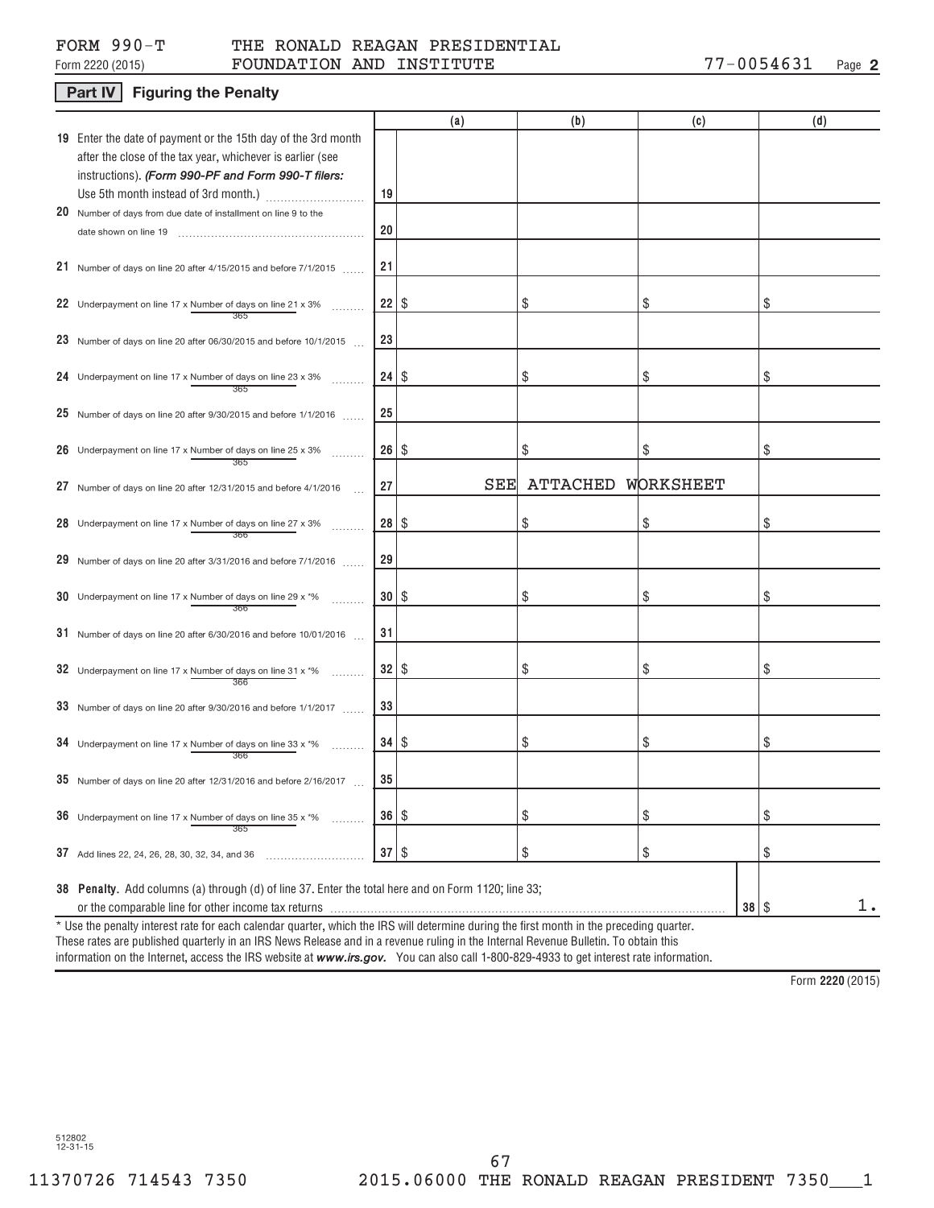FORM 990-T THE RONALD REAGAN PRESIDENTIAL FOUNDATION AND INSTITUTE 77-0054631

Form 2220 (2015) Page **2**

## Part IV Figuring the Penalty

| | | (a) | (b) | (c) | (d) |
|---|---|---|---|---|---|
| **19** Enter the date of payment or the 15th day of the 3rd month after the close of the tax year, whichever is earlier (see instructions). ***(Form 990-PF and Form 990-T filers:*** Use 5th month instead of 3rd month.) | 19 | | | | |
| **20** Number of days from due date of installment on line 9 to the date shown on line 19 | 20 | | | | |
| **21** Number of days on line 20 after 4/15/2015 and before 7/1/2015 | 21 | | | | |
| **22** Underpayment on line 17 x Number of days on line 21 x 3% / 365 | 22 | $ | $ | $ | $ |
| **23** Number of days on line 20 after 06/30/2015 and before 10/1/2015 | 23 | | | | |
| **24** Underpayment on line 17 x Number of days on line 23 x 3% / 365 | 24 | $ | $ | $ | $ |
| **25** Number of days on line 20 after 9/30/2015 and before 1/1/2016 | 25 | | | | |
| **26** Underpayment on line 17 x Number of days on line 25 x 3% / 365 | 26 | $ | $ | $ | $ |
| **27** Number of days on line 20 after 12/31/2015 and before 4/1/2016 | 27 | SEE | ATTACHED | WORKSHEET | |
| **28** Underpayment on line 17 x Number of days on line 27 x 3% / 366 | 28 | $ | $ | $ | $ |
| **29** Number of days on line 20 after 3/31/2016 and before 7/1/2016 | 29 | | | | |
| **30** Underpayment on line 17 x Number of days on line 29 x *% / 366 | 30 | $ | $ | $ | $ |
| **31** Number of days on line 20 after 6/30/2016 and before 10/01/2016 | 31 | | | | |
| **32** Underpayment on line 17 x Number of days on line 31 x *% / 366 | 32 | $ | $ | $ | $ |
| **33** Number of days on line 20 after 9/30/2016 and before 1/1/2017 | 33 | | | | |
| **34** Underpayment on line 17 x Number of days on line 33 x *% / 366 | 34 | $ | $ | $ | $ |
| **35** Number of days on line 20 after 12/31/2016 and before 2/16/2017 | 35 | | | | |
| **36** Underpayment on line 17 x Number of days on line 35 x *% / 365 | 36 | $ | $ | $ | $ |
| **37** Add lines 22, 24, 26, 28, 30, 32, 34, and 36 | 37 | $ | $ | $ | $ |

**38 Penalty.** Add columns (a) through (d) of line 37. Enter the total here and on Form 1120; line 33; or the comparable line for other income tax returns ... **38** $ 1.

* Use the penalty interest rate for each calendar quarter, which the IRS will determine during the first month in the preceding quarter. These rates are published quarterly in an IRS News Release and in a revenue ruling in the Internal Revenue Bulletin. To obtain this information on the Internet, access the IRS website at ***www.irs.gov.*** You can also call 1-800-829-4933 to get interest rate information.

Form **2220** (2015)

512802 12-31-15

11370726 714543 7350 2015.06000 THE RONALD REAGAN PRESIDENT 7350___1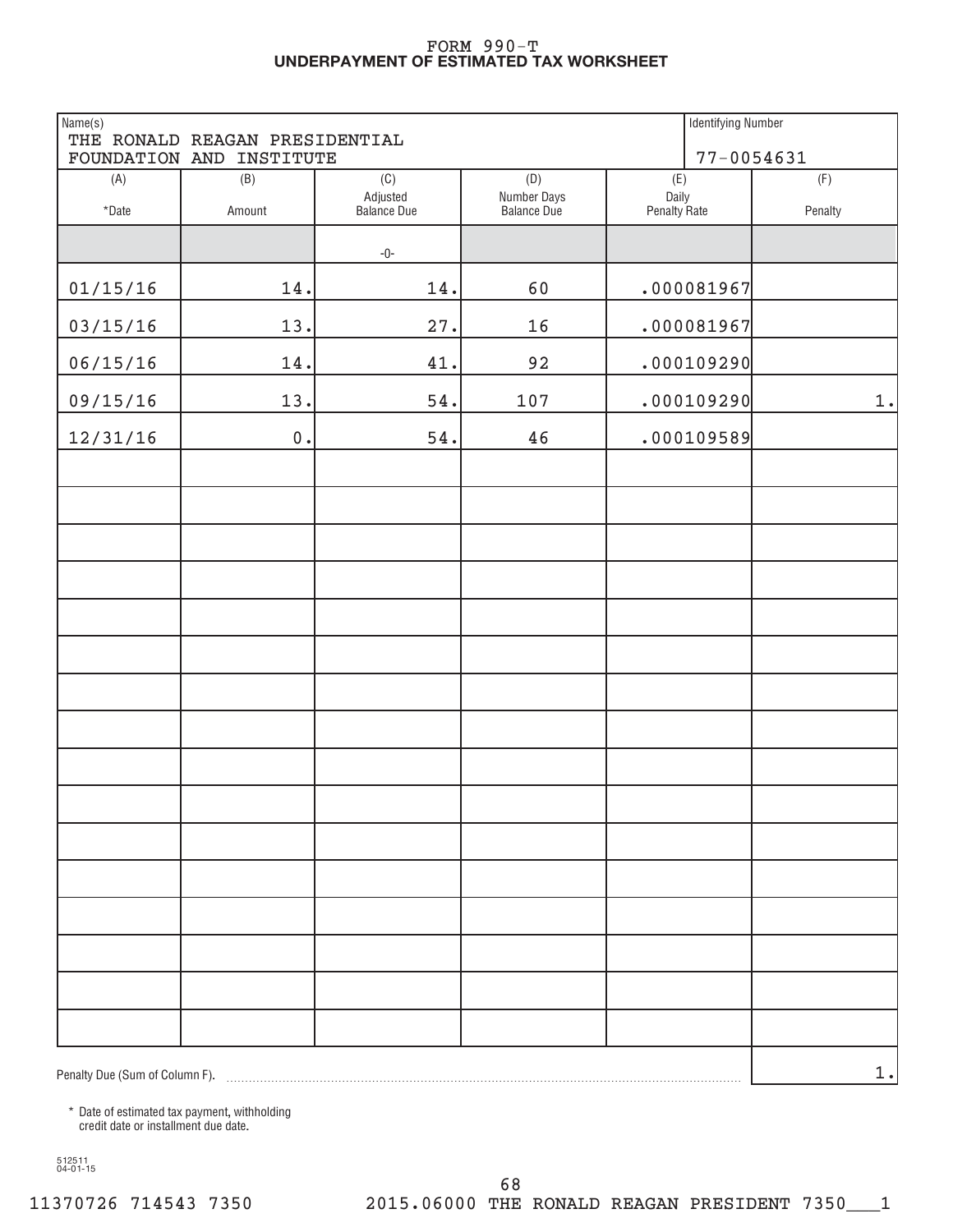# FORM 990-T
## UNDERPAYMENT OF ESTIMATED TAX WORKSHEET

| Name(s) | | | | Identifying Number | |
|---|---|---|---|---|---|
| THE RONALD REAGAN PRESIDENTIAL FOUNDATION AND INSTITUTE | | | | 77-0054631 | |

| (A) *Date | (B) Amount | (C) Adjusted Balance Due | (D) Number Days Balance Due | (E) Daily Penalty Rate | (F) Penalty |
|---|---|---|---|---|---|
| | | -0- | | | |
| 01/15/16 | 14. | 14. | 60 | .000081967 | |
| 03/15/16 | 13. | 27. | 16 | .000081967 | |
| 06/15/16 | 14. | 41. | 92 | .000109290 | |
| 09/15/16 | 13. | 54. | 107 | .000109290 | 1. |
| 12/31/16 | 0. | 54. | 46 | .000109589 | |
| | | | | | |
| | | | | | |
| | | | | | |
| | | | | | |
| | | | | | |
| | | | | | |
| | | | | | |
| | | | | | |
| | | | | | |
| | | | | | |
| | | | | | |
| | | | | | |
| | | | | | |
| | | | | | |
| | | | | | |
| | | | | | |

Penalty Due (Sum of Column F). .......... 1.

\* Date of estimated tax payment, withholding credit date or installment due date.

512511 04-01-15

11370726 714543 7350 2015.06000 THE RONALD REAGAN PRESIDENT 7350___1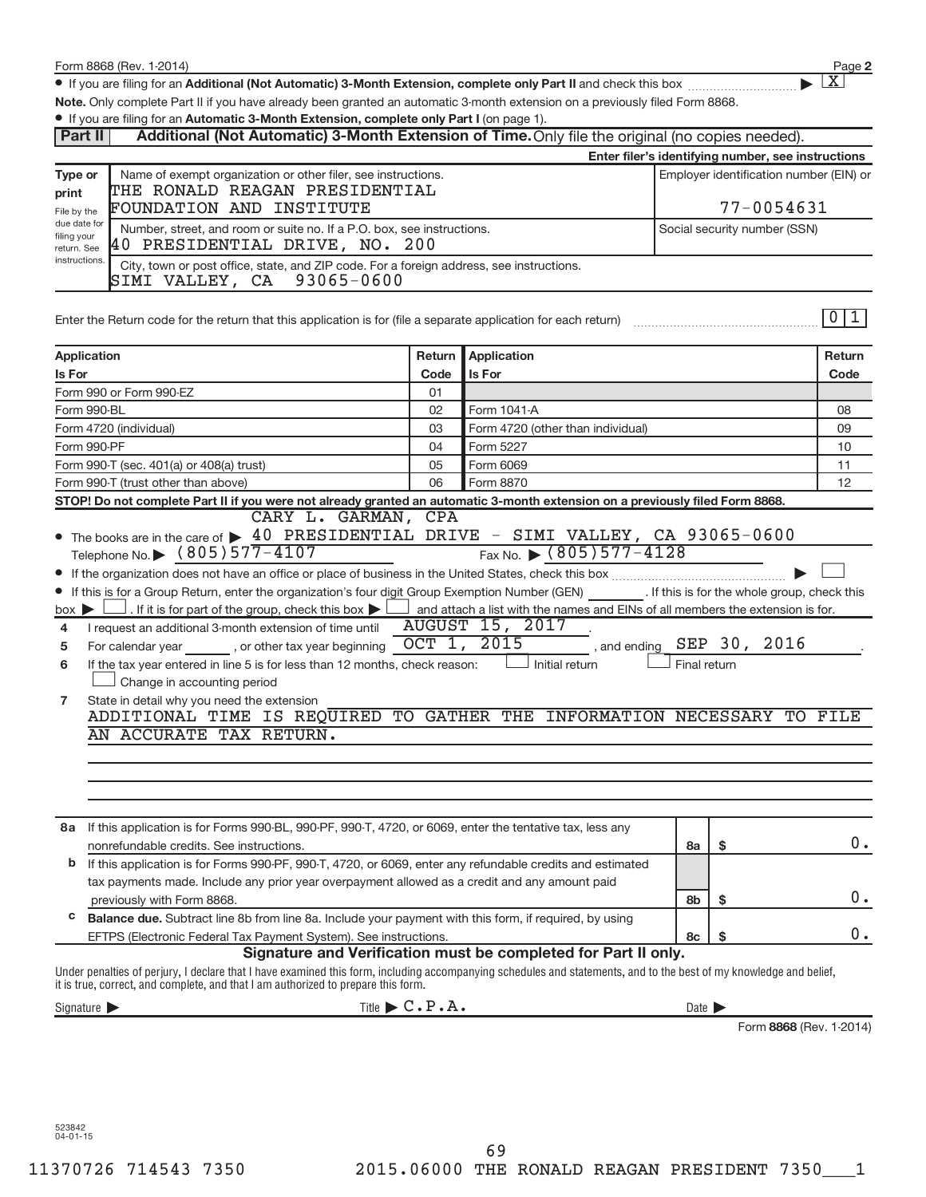Form 8868 (Rev. 1-2014)

- If you are filing for an **Additional (Not Automatic) 3-Month Extension, complete only Part II** and check this box ▶ [X]

**Note.** Only complete Part II if you have already been granted an automatic 3-month extension on a previously filed Form 8868.

- If you are filing for an **Automatic 3-Month Extension, complete only Part I** (on page 1).

## Part II — Additional (Not Automatic) 3-Month Extension of Time. Only file the original (no copies needed).

**Enter filer's identifying number, see instructions**

| Type or print<br>File by the due date for filing your return. See instructions. | | |
|---|---|---|
| | Name of exempt organization or other filer, see instructions.<br>THE RONALD REAGAN PRESIDENTIAL FOUNDATION AND INSTITUTE | Employer identification number (EIN) or<br>77-0054631 |
| | Number, street, and room or suite no. If a P.O. box, see instructions.<br>40 PRESIDENTIAL DRIVE, NO. 200 | Social security number (SSN) |
| | City, town or post office, state, and ZIP code. For a foreign address, see instructions.<br>SIMI VALLEY, CA 93065-0600 | |

Enter the Return code for the return that this application is for (file a separate application for each return) ........ 0 1

| Application Is For | Return Code | Application Is For | Return Code |
|---|---|---|---|
| Form 990 or Form 990-EZ | 01 | | |
| Form 990-BL | 02 | Form 1041-A | 08 |
| Form 4720 (individual) | 03 | Form 4720 (other than individual) | 09 |
| Form 990-PF | 04 | Form 5227 | 10 |
| Form 990-T (sec. 401(a) or 408(a) trust) | 05 | Form 6069 | 11 |
| Form 990-T (trust other than above) | 06 | Form 8870 | 12 |

**STOP! Do not complete Part II if you were not already granted an automatic 3-month extension on a previously filed Form 8868.**

- The books are in the care of ▶ CARY L. GARMAN, CPA 40 PRESIDENTIAL DRIVE - SIMI VALLEY, CA 93065-0600
  Telephone No. ▶ (805)577-4107 Fax No. ▶ (805)577-4128
- If the organization does not have an office or place of business in the United States, check this box ▶ [ ]
- If this is for a Group Return, enter the organization's four digit Group Exemption Number (GEN) ______ . If this is for the whole group, check this box ▶ [ ] . If it is for part of the group, check this box ▶ [ ] and attach a list with the names and EINs of all members the extension is for.

**4** I request an additional 3-month extension of time until AUGUST 15, 2017 .

**5** For calendar year ______ , or other tax year beginning OCT 1, 2015 , and ending SEP 30, 2016 .

**6** If the tax year entered in line 5 is for less than 12 months, check reason: [ ] Initial return [ ] Final return [ ] Change in accounting period

**7** State in detail why you need the extension
ADDITIONAL TIME IS REQUIRED TO GATHER THE INFORMATION NECESSARY TO FILE AN ACCURATE TAX RETURN.

| | | | |
|---|---|---|---|
| **8a** If this application is for Forms 990-BL, 990-PF, 990-T, 4720, or 6069, enter the tentative tax, less any nonrefundable credits. See instructions. | 8a | $ | 0. |
| **b** If this application is for Forms 990-PF, 990-T, 4720, or 6069, enter any refundable credits and estimated tax payments made. Include any prior year overpayment allowed as a credit and any amount paid previously with Form 8868. | 8b | $ | 0. |
| **c** **Balance due.** Subtract line 8b from line 8a. Include your payment with this form, if required, by using EFTPS (Electronic Federal Tax Payment System). See instructions. | 8c | $ | 0. |

**Signature and Verification must be completed for Part II only.**

Under penalties of perjury, I declare that I have examined this form, including accompanying schedules and statements, and to the best of my knowledge and belief, it is true, correct, and complete, and that I am authorized to prepare this form.

Signature ▶ Title ▶ C.P.A. Date ▶

Form **8868** (Rev. 1-2014)

523842 04-01-15

11370726 714543 7350 2015.06000 THE RONALD REAGAN PRESIDENT 7350___1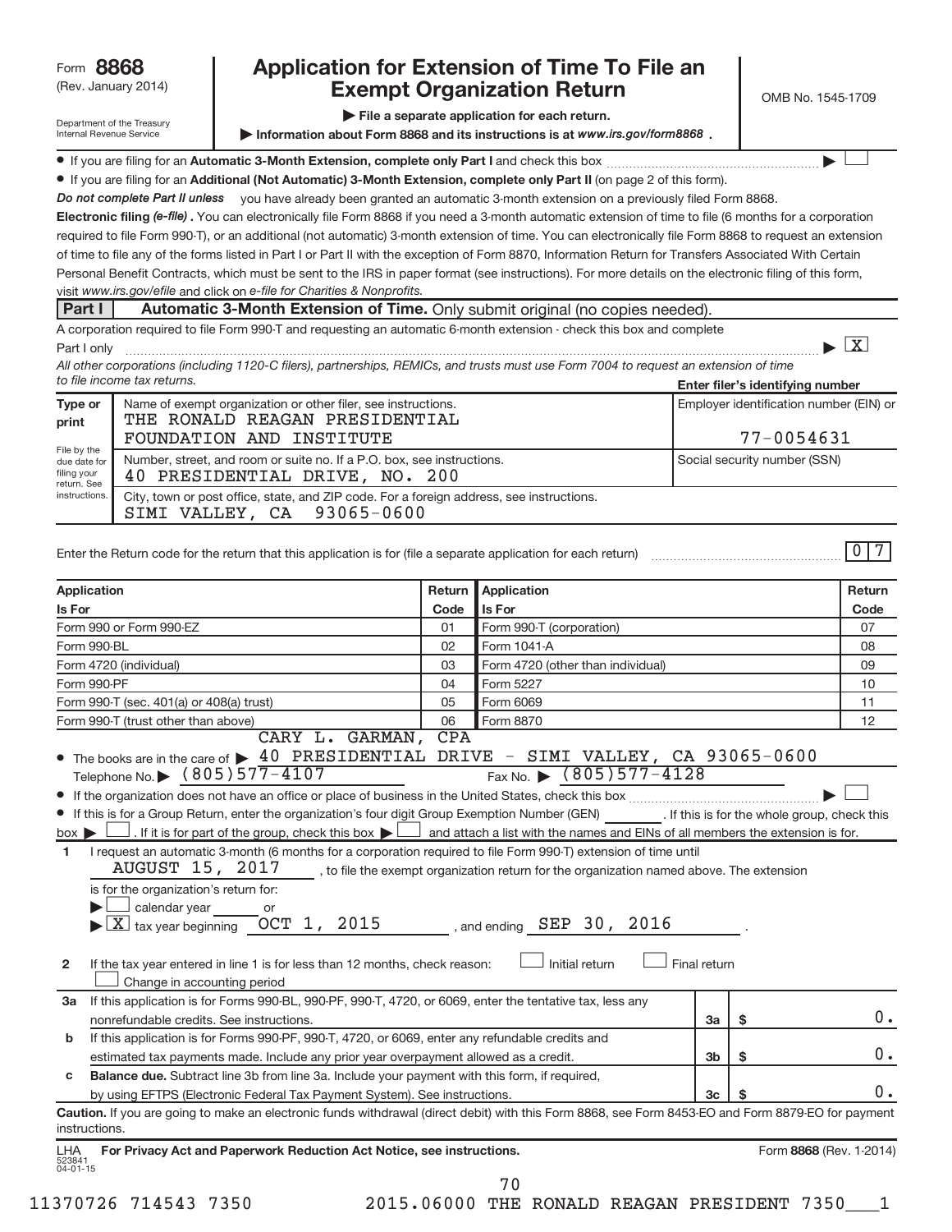Form **8868** (Rev. January 2014)

Department of the Treasury
Internal Revenue Service

# Application for Extension of Time To File an Exempt Organization Return

OMB No. 1545-1709

▶ File a separate application for each return.

▶ Information about Form 8868 and its instructions is at *www.irs.gov/form8868*.

- If you are filing for an **Automatic 3-Month Extension, complete only Part I** and check this box ▶ ☐
- If you are filing for an **Additional (Not Automatic) 3-Month Extension, complete only Part II** (on page 2 of this form).

***Do not complete Part II unless*** you have already been granted an automatic 3-month extension on a previously filed Form 8868.

**Electronic filing *(e-file)*.** You can electronically file Form 8868 if you need a 3-month automatic extension of time to file (6 months for a corporation required to file Form 990-T), or an additional (not automatic) 3-month extension of time. You can electronically file Form 8868 to request an extension of time to file any of the forms listed in Part I or Part II with the exception of Form 8870, Information Return for Transfers Associated With Certain Personal Benefit Contracts, which must be sent to the IRS in paper format (see instructions). For more details on the electronic filing of this form, visit *www.irs.gov/efile* and click on *e-file for Charities & Nonprofits.*

## Part I — Automatic 3-Month Extension of Time. Only submit original (no copies needed).

A corporation required to file Form 990-T and requesting an automatic 6-month extension - check this box and complete Part I only ▶ [X]

*All other corporations (including 1120-C filers), partnerships, REMICs, and trusts must use Form 7004 to request an extension of time to file income tax returns.*

**Enter filer's identifying number**

| Type or print | Name of exempt organization or other filer, see instructions. THE RONALD REAGAN PRESIDENTIAL FOUNDATION AND INSTITUTE | Employer identification number (EIN) or 77-0054631 |
|---|---|---|
| File by the due date for filing your return. See instructions. | Number, street, and room or suite no. If a P.O. box, see instructions. 40 PRESIDENTIAL DRIVE, NO. 200 | Social security number (SSN) |
| | City, town or post office, state, and ZIP code. For a foreign address, see instructions. SIMI VALLEY, CA 93065-0600 | |

Enter the Return code for the return that this application is for (file a separate application for each return) 0 7

| Application Is For | Return Code | Application Is For | Return Code |
|---|---|---|---|
| Form 990 or Form 990-EZ | 01 | Form 990-T (corporation) | 07 |
| Form 990-BL | 02 | Form 1041-A | 08 |
| Form 4720 (individual) | 03 | Form 4720 (other than individual) | 09 |
| Form 990-PF | 04 | Form 5227 | 10 |
| Form 990-T (sec. 401(a) or 408(a) trust) | 05 | Form 6069 | 11 |
| Form 990-T (trust other than above) | 06 | Form 8870 | 12 |

- The books are in the care of ▶ CARY L. GARMAN, CPA 40 PRESIDENTIAL DRIVE - SIMI VALLEY, CA 93065-0600
  Telephone No. ▶ (805)577-4107 Fax No. ▶ (805)577-4128
- If the organization does not have an office or place of business in the United States, check this box ▶ ☐
- If this is for a Group Return, enter the organization's four digit Group Exemption Number (GEN) ______. If this is for the whole group, check this box ▶ ☐. If it is for part of the group, check this box ▶ ☐ and attach a list with the names and EINs of all members the extension is for.

**1** I request an automatic 3-month (6 months for a corporation required to file Form 990-T) extension of time until AUGUST 15, 2017, to file the exempt organization return for the organization named above. The extension is for the organization's return for:
▶ ☐ calendar year ______ or
▶ [X] tax year beginning OCT 1, 2015, and ending SEP 30, 2016.

**2** If the tax year entered in line 1 is for less than 12 months, check reason: ☐ Initial return ☐ Final return ☐ Change in accounting period

| | | | |
|---|---|---|---|
| **3a** | If this application is for Forms 990-BL, 990-PF, 990-T, 4720, or 6069, enter the tentative tax, less any nonrefundable credits. See instructions. | 3a | $ 0. |
| **b** | If this application is for Forms 990-PF, 990-T, 4720, or 6069, enter any refundable credits and estimated tax payments made. Include any prior year overpayment allowed as a credit. | 3b | $ 0. |
| **c** | **Balance due.** Subtract line 3b from line 3a. Include your payment with this form, if required, by using EFTPS (Electronic Federal Tax Payment System). See instructions. | 3c | $ 0. |

**Caution.** If you are going to make an electronic funds withdrawal (direct debit) with this Form 8868, see Form 8453-EO and Form 8879-EO for payment instructions.

LHA **For Privacy Act and Paperwork Reduction Act Notice, see instructions.** Form **8868** (Rev. 1-2014)

523841 04-01-15

11370726 714543 7350 2015.06000 THE RONALD REAGAN PRESIDENT 7350___1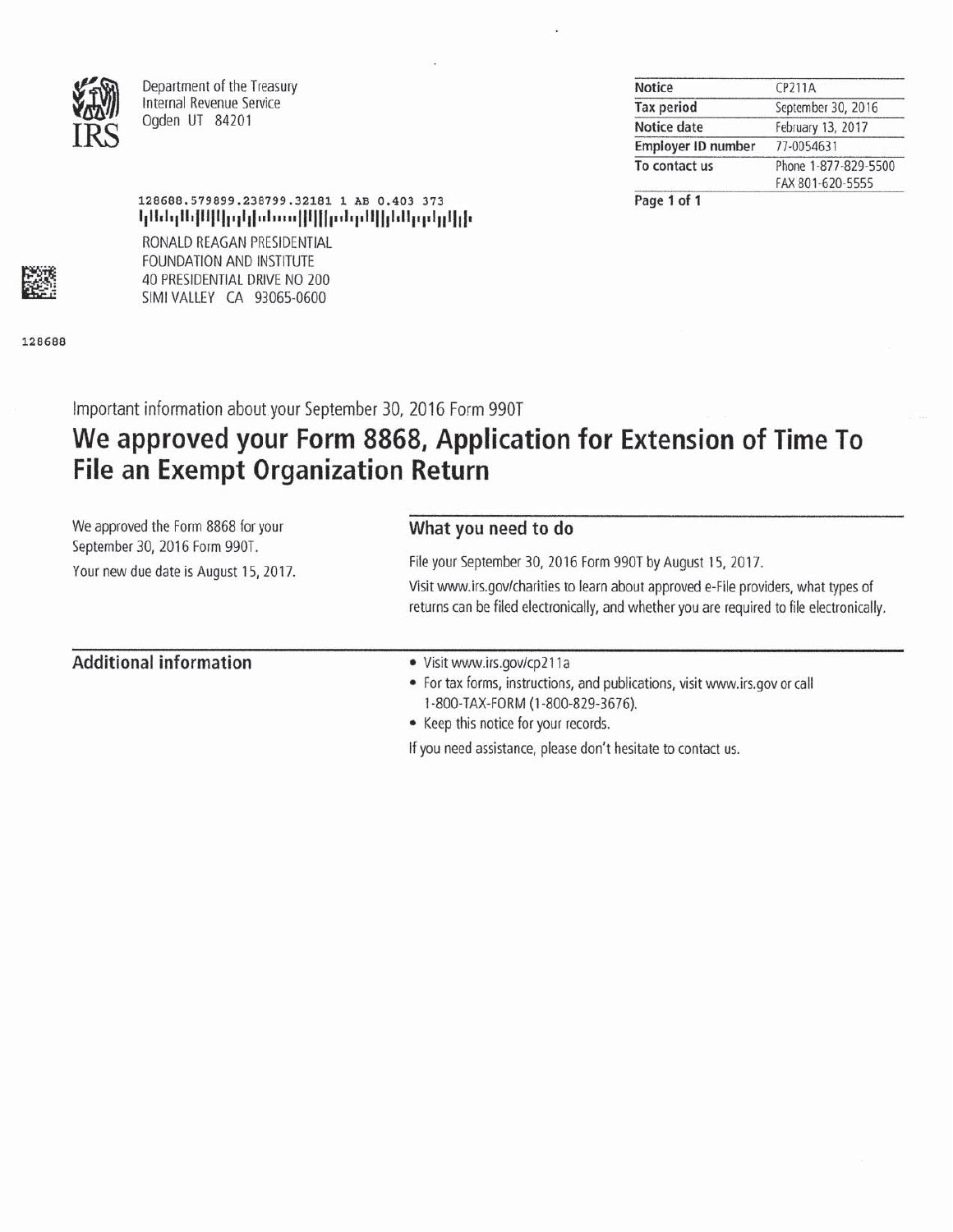Department of the Treasury
Internal Revenue Service
Ogden UT 84201

| | |
|---|---|
| Notice | CP211A |
| Tax period | September 30, 2016 |
| Notice date | February 13, 2017 |
| Employer ID number | 77-0054631 |
| To contact us | Phone 1-877-829-5500<br>FAX 801-620-5555 |

128688.579899.238799.32181 1 AB 0.403 373

RONALD REAGAN PRESIDENTIAL
FOUNDATION AND INSTITUTE
40 PRESIDENTIAL DRIVE NO 200
SIMI VALLEY CA 93065-0600

128688

Important information about your September 30, 2016 Form 990T

# We approved your Form 8868, Application for Extension of Time To File an Exempt Organization Return

We approved the Form 8868 for your September 30, 2016 Form 990T.

Your new due date is August 15, 2017.

## What you need to do

File your September 30, 2016 Form 990T by August 15, 2017.

Visit www.irs.gov/charities to learn about approved e-File providers, what types of returns can be filed electronically, and whether you are required to file electronically.

## Additional information

- Visit www.irs.gov/cp211a
- For tax forms, instructions, and publications, visit www.irs.gov or call 1-800-TAX-FORM (1-800-829-3676).
- Keep this notice for your records.

If you need assistance, please don't hesitate to contact us.